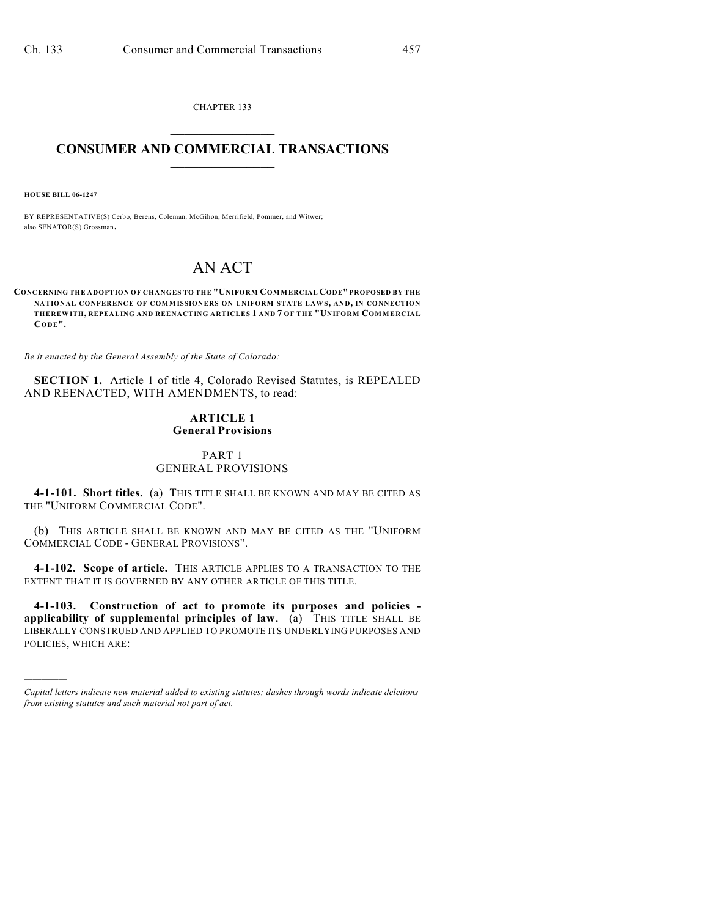CHAPTER 133

# CONSUMER AND COMMERCIAL TRANSACTIONS

**HOUSE BILL 06-1247**

BY REPRESENTATIVE(S) Cerbo, Berens, Coleman, McGihon, Merrifield, Pommer, and Witwer; also SENATOR(S) Grossman.

# AN ACT

**CONCERNING THE ADOPTION OF CHANGES TO THE "UNIFORM COMMERCIAL CODE" PROPOSED BY THE NATIONAL CONFERENCE OF COMMISSIONERS ON UNIFORM STATE LAWS, AND, IN CONNECTION THEREWITH, REPEALING AND REENACTING ARTICLES 1 AND 7 OF THE "UNIFORM COMMERCIAL CODE".**

*Be it enacted by the General Assembly of the State of Colorado:*

**SECTION 1.** Article 1 of title 4, Colorado Revised Statutes, is REPEALED AND REENACTED, WITH AMENDMENTS, to read:

## ARTICLE 1
## General Provisions

### PART 1
### GENERAL PROVISIONS

**4-1-101. Short titles.** (a) THIS TITLE SHALL BE KNOWN AND MAY BE CITED AS THE "UNIFORM COMMERCIAL CODE".

(b) THIS ARTICLE SHALL BE KNOWN AND MAY BE CITED AS THE "UNIFORM COMMERCIAL CODE - GENERAL PROVISIONS".

**4-1-102. Scope of article.** THIS ARTICLE APPLIES TO A TRANSACTION TO THE EXTENT THAT IT IS GOVERNED BY ANY OTHER ARTICLE OF THIS TITLE.

**4-1-103. Construction of act to promote its purposes and policies - applicability of supplemental principles of law.** (a) THIS TITLE SHALL BE LIBERALLY CONSTRUED AND APPLIED TO PROMOTE ITS UNDERLYING PURPOSES AND POLICIES, WHICH ARE:

---

*Capital letters indicate new material added to existing statutes; dashes through words indicate deletions from existing statutes and such material not part of act.*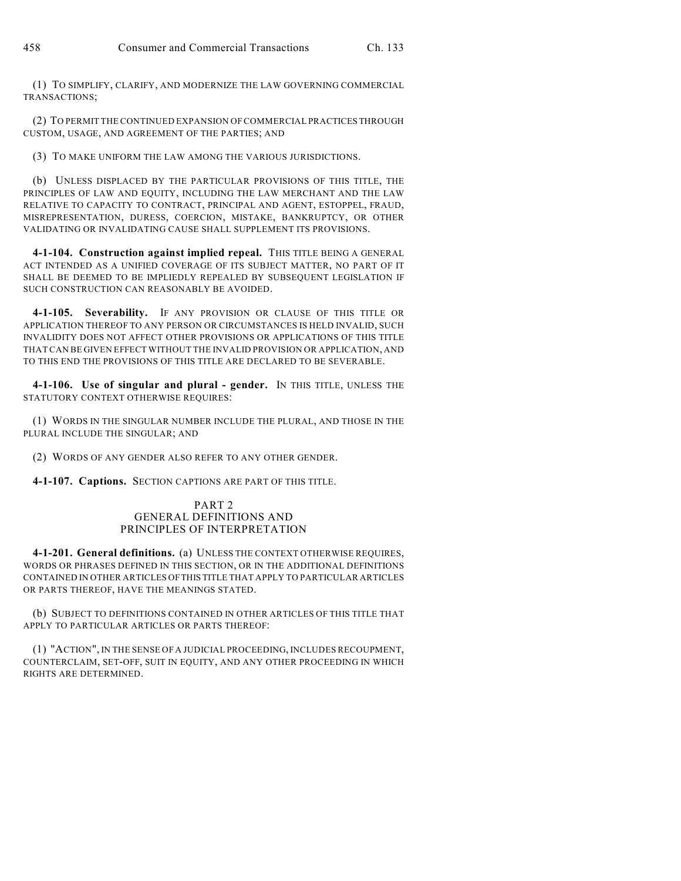(1) TO SIMPLIFY, CLARIFY, AND MODERNIZE THE LAW GOVERNING COMMERCIAL TRANSACTIONS;

(2) TO PERMIT THE CONTINUED EXPANSION OF COMMERCIAL PRACTICES THROUGH CUSTOM, USAGE, AND AGREEMENT OF THE PARTIES; AND

(3) TO MAKE UNIFORM THE LAW AMONG THE VARIOUS JURISDICTIONS.

(b) UNLESS DISPLACED BY THE PARTICULAR PROVISIONS OF THIS TITLE, THE PRINCIPLES OF LAW AND EQUITY, INCLUDING THE LAW MERCHANT AND THE LAW RELATIVE TO CAPACITY TO CONTRACT, PRINCIPAL AND AGENT, ESTOPPEL, FRAUD, MISREPRESENTATION, DURESS, COERCION, MISTAKE, BANKRUPTCY, OR OTHER VALIDATING OR INVALIDATING CAUSE SHALL SUPPLEMENT ITS PROVISIONS.

**4-1-104. Construction against implied repeal.** THIS TITLE BEING A GENERAL ACT INTENDED AS A UNIFIED COVERAGE OF ITS SUBJECT MATTER, NO PART OF IT SHALL BE DEEMED TO BE IMPLIEDLY REPEALED BY SUBSEQUENT LEGISLATION IF SUCH CONSTRUCTION CAN REASONABLY BE AVOIDED.

**4-1-105. Severability.** IF ANY PROVISION OR CLAUSE OF THIS TITLE OR APPLICATION THEREOF TO ANY PERSON OR CIRCUMSTANCES IS HELD INVALID, SUCH INVALIDITY DOES NOT AFFECT OTHER PROVISIONS OR APPLICATIONS OF THIS TITLE THAT CAN BE GIVEN EFFECT WITHOUT THE INVALID PROVISION OR APPLICATION, AND TO THIS END THE PROVISIONS OF THIS TITLE ARE DECLARED TO BE SEVERABLE.

**4-1-106. Use of singular and plural - gender.** IN THIS TITLE, UNLESS THE STATUTORY CONTEXT OTHERWISE REQUIRES:

(1) WORDS IN THE SINGULAR NUMBER INCLUDE THE PLURAL, AND THOSE IN THE PLURAL INCLUDE THE SINGULAR; AND

(2) WORDS OF ANY GENDER ALSO REFER TO ANY OTHER GENDER.

**4-1-107. Captions.** SECTION CAPTIONS ARE PART OF THIS TITLE.

## PART 2
## GENERAL DEFINITIONS AND PRINCIPLES OF INTERPRETATION

**4-1-201. General definitions.** (a) UNLESS THE CONTEXT OTHERWISE REQUIRES, WORDS OR PHRASES DEFINED IN THIS SECTION, OR IN THE ADDITIONAL DEFINITIONS CONTAINED IN OTHER ARTICLES OF THIS TITLE THAT APPLY TO PARTICULAR ARTICLES OR PARTS THEREOF, HAVE THE MEANINGS STATED.

(b) SUBJECT TO DEFINITIONS CONTAINED IN OTHER ARTICLES OF THIS TITLE THAT APPLY TO PARTICULAR ARTICLES OR PARTS THEREOF:

(1) "ACTION", IN THE SENSE OF A JUDICIAL PROCEEDING, INCLUDES RECOUPMENT, COUNTERCLAIM, SET-OFF, SUIT IN EQUITY, AND ANY OTHER PROCEEDING IN WHICH RIGHTS ARE DETERMINED.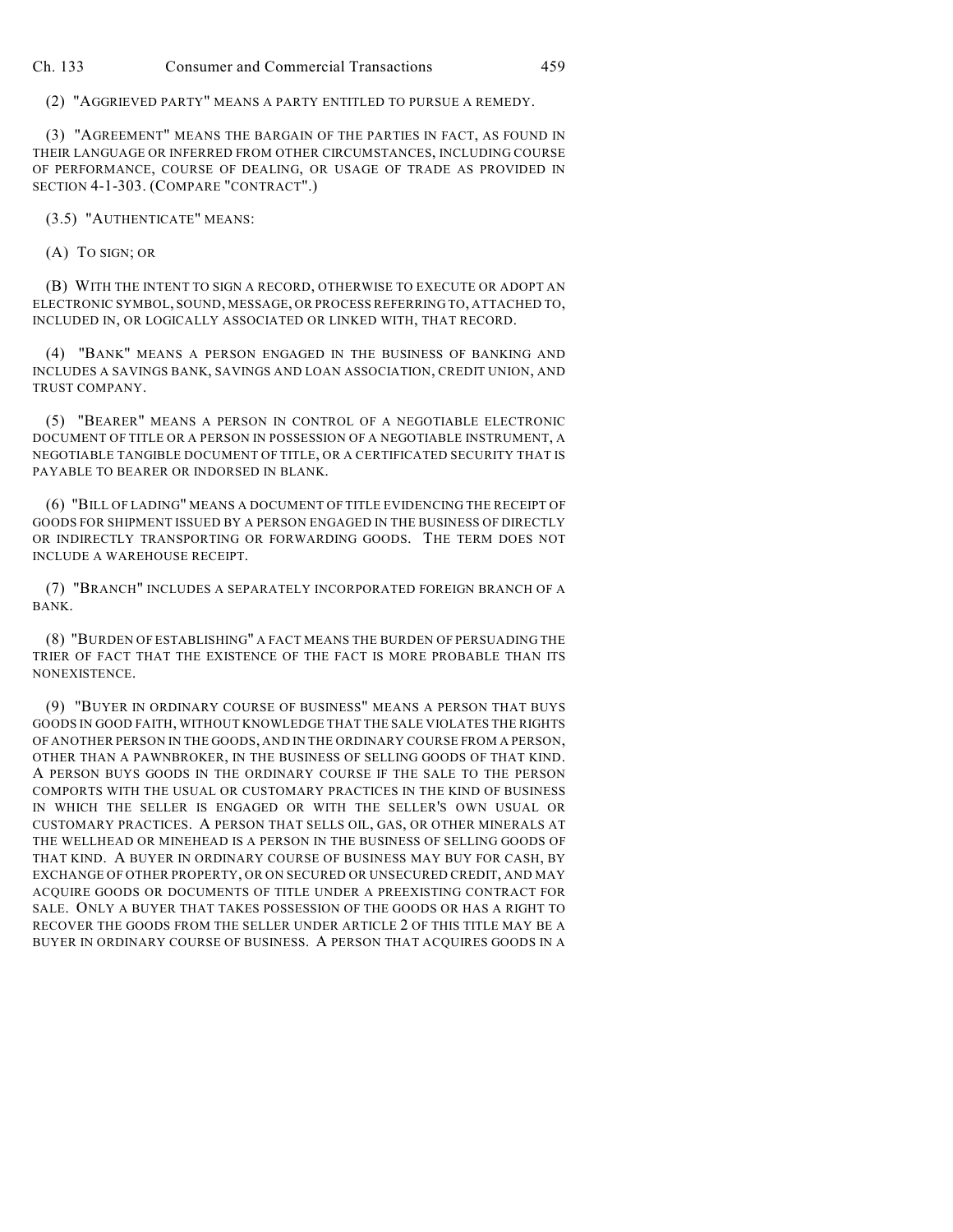(2) "AGGRIEVED PARTY" MEANS A PARTY ENTITLED TO PURSUE A REMEDY.

(3) "AGREEMENT" MEANS THE BARGAIN OF THE PARTIES IN FACT, AS FOUND IN THEIR LANGUAGE OR INFERRED FROM OTHER CIRCUMSTANCES, INCLUDING COURSE OF PERFORMANCE, COURSE OF DEALING, OR USAGE OF TRADE AS PROVIDED IN SECTION 4-1-303. (COMPARE "CONTRACT".)

(3.5) "AUTHENTICATE" MEANS:

(A) TO SIGN; OR

(B) WITH THE INTENT TO SIGN A RECORD, OTHERWISE TO EXECUTE OR ADOPT AN ELECTRONIC SYMBOL, SOUND, MESSAGE, OR PROCESS REFERRING TO, ATTACHED TO, INCLUDED IN, OR LOGICALLY ASSOCIATED OR LINKED WITH, THAT RECORD.

(4) "BANK" MEANS A PERSON ENGAGED IN THE BUSINESS OF BANKING AND INCLUDES A SAVINGS BANK, SAVINGS AND LOAN ASSOCIATION, CREDIT UNION, AND TRUST COMPANY.

(5) "BEARER" MEANS A PERSON IN CONTROL OF A NEGOTIABLE ELECTRONIC DOCUMENT OF TITLE OR A PERSON IN POSSESSION OF A NEGOTIABLE INSTRUMENT, A NEGOTIABLE TANGIBLE DOCUMENT OF TITLE, OR A CERTIFICATED SECURITY THAT IS PAYABLE TO BEARER OR INDORSED IN BLANK.

(6) "BILL OF LADING" MEANS A DOCUMENT OF TITLE EVIDENCING THE RECEIPT OF GOODS FOR SHIPMENT ISSUED BY A PERSON ENGAGED IN THE BUSINESS OF DIRECTLY OR INDIRECTLY TRANSPORTING OR FORWARDING GOODS. THE TERM DOES NOT INCLUDE A WAREHOUSE RECEIPT.

(7) "BRANCH" INCLUDES A SEPARATELY INCORPORATED FOREIGN BRANCH OF A BANK.

(8) "BURDEN OF ESTABLISHING" A FACT MEANS THE BURDEN OF PERSUADING THE TRIER OF FACT THAT THE EXISTENCE OF THE FACT IS MORE PROBABLE THAN ITS NONEXISTENCE.

(9) "BUYER IN ORDINARY COURSE OF BUSINESS" MEANS A PERSON THAT BUYS GOODS IN GOOD FAITH, WITHOUT KNOWLEDGE THAT THE SALE VIOLATES THE RIGHTS OF ANOTHER PERSON IN THE GOODS, AND IN THE ORDINARY COURSE FROM A PERSON, OTHER THAN A PAWNBROKER, IN THE BUSINESS OF SELLING GOODS OF THAT KIND. A PERSON BUYS GOODS IN THE ORDINARY COURSE IF THE SALE TO THE PERSON COMPORTS WITH THE USUAL OR CUSTOMARY PRACTICES IN THE KIND OF BUSINESS IN WHICH THE SELLER IS ENGAGED OR WITH THE SELLER'S OWN USUAL OR CUSTOMARY PRACTICES. A PERSON THAT SELLS OIL, GAS, OR OTHER MINERALS AT THE WELLHEAD OR MINEHEAD IS A PERSON IN THE BUSINESS OF SELLING GOODS OF THAT KIND. A BUYER IN ORDINARY COURSE OF BUSINESS MAY BUY FOR CASH, BY EXCHANGE OF OTHER PROPERTY, OR ON SECURED OR UNSECURED CREDIT, AND MAY ACQUIRE GOODS OR DOCUMENTS OF TITLE UNDER A PREEXISTING CONTRACT FOR SALE. ONLY A BUYER THAT TAKES POSSESSION OF THE GOODS OR HAS A RIGHT TO RECOVER THE GOODS FROM THE SELLER UNDER ARTICLE 2 OF THIS TITLE MAY BE A BUYER IN ORDINARY COURSE OF BUSINESS. A PERSON THAT ACQUIRES GOODS IN A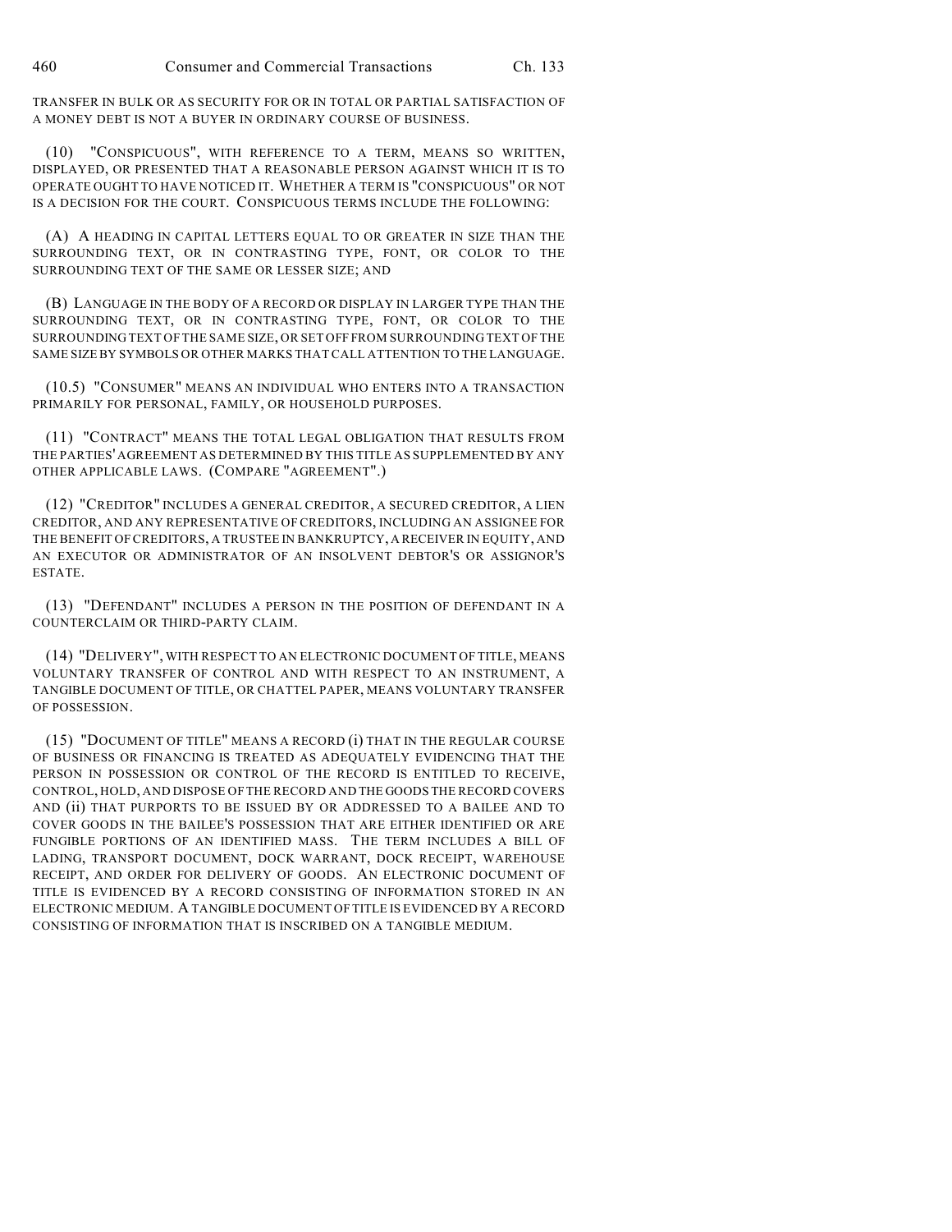TRANSFER IN BULK OR AS SECURITY FOR OR IN TOTAL OR PARTIAL SATISFACTION OF A MONEY DEBT IS NOT A BUYER IN ORDINARY COURSE OF BUSINESS.

(10) "CONSPICUOUS", WITH REFERENCE TO A TERM, MEANS SO WRITTEN, DISPLAYED, OR PRESENTED THAT A REASONABLE PERSON AGAINST WHICH IT IS TO OPERATE OUGHT TO HAVE NOTICED IT. WHETHER A TERM IS "CONSPICUOUS" OR NOT IS A DECISION FOR THE COURT. CONSPICUOUS TERMS INCLUDE THE FOLLOWING:

(A) A HEADING IN CAPITAL LETTERS EQUAL TO OR GREATER IN SIZE THAN THE SURROUNDING TEXT, OR IN CONTRASTING TYPE, FONT, OR COLOR TO THE SURROUNDING TEXT OF THE SAME OR LESSER SIZE; AND

(B) LANGUAGE IN THE BODY OF A RECORD OR DISPLAY IN LARGER TYPE THAN THE SURROUNDING TEXT, OR IN CONTRASTING TYPE, FONT, OR COLOR TO THE SURROUNDING TEXT OF THE SAME SIZE, OR SET OFF FROM SURROUNDING TEXT OF THE SAME SIZE BY SYMBOLS OR OTHER MARKS THAT CALL ATTENTION TO THE LANGUAGE.

(10.5) "CONSUMER" MEANS AN INDIVIDUAL WHO ENTERS INTO A TRANSACTION PRIMARILY FOR PERSONAL, FAMILY, OR HOUSEHOLD PURPOSES.

(11) "CONTRACT" MEANS THE TOTAL LEGAL OBLIGATION THAT RESULTS FROM THE PARTIES' AGREEMENT AS DETERMINED BY THIS TITLE AS SUPPLEMENTED BY ANY OTHER APPLICABLE LAWS. (COMPARE "AGREEMENT".)

(12) "CREDITOR" INCLUDES A GENERAL CREDITOR, A SECURED CREDITOR, A LIEN CREDITOR, AND ANY REPRESENTATIVE OF CREDITORS, INCLUDING AN ASSIGNEE FOR THE BENEFIT OF CREDITORS, A TRUSTEE IN BANKRUPTCY, A RECEIVER IN EQUITY, AND AN EXECUTOR OR ADMINISTRATOR OF AN INSOLVENT DEBTOR'S OR ASSIGNOR'S ESTATE.

(13) "DEFENDANT" INCLUDES A PERSON IN THE POSITION OF DEFENDANT IN A COUNTERCLAIM OR THIRD-PARTY CLAIM.

(14) "DELIVERY", WITH RESPECT TO AN ELECTRONIC DOCUMENT OF TITLE, MEANS VOLUNTARY TRANSFER OF CONTROL AND WITH RESPECT TO AN INSTRUMENT, A TANGIBLE DOCUMENT OF TITLE, OR CHATTEL PAPER, MEANS VOLUNTARY TRANSFER OF POSSESSION.

(15) "DOCUMENT OF TITLE" MEANS A RECORD (i) THAT IN THE REGULAR COURSE OF BUSINESS OR FINANCING IS TREATED AS ADEQUATELY EVIDENCING THAT THE PERSON IN POSSESSION OR CONTROL OF THE RECORD IS ENTITLED TO RECEIVE, CONTROL, HOLD, AND DISPOSE OF THE RECORD AND THE GOODS THE RECORD COVERS AND (ii) THAT PURPORTS TO BE ISSUED BY OR ADDRESSED TO A BAILEE AND TO COVER GOODS IN THE BAILEE'S POSSESSION THAT ARE EITHER IDENTIFIED OR ARE FUNGIBLE PORTIONS OF AN IDENTIFIED MASS. THE TERM INCLUDES A BILL OF LADING, TRANSPORT DOCUMENT, DOCK WARRANT, DOCK RECEIPT, WAREHOUSE RECEIPT, AND ORDER FOR DELIVERY OF GOODS. AN ELECTRONIC DOCUMENT OF TITLE IS EVIDENCED BY A RECORD CONSISTING OF INFORMATION STORED IN AN ELECTRONIC MEDIUM. A TANGIBLE DOCUMENT OF TITLE IS EVIDENCED BY A RECORD CONSISTING OF INFORMATION THAT IS INSCRIBED ON A TANGIBLE MEDIUM.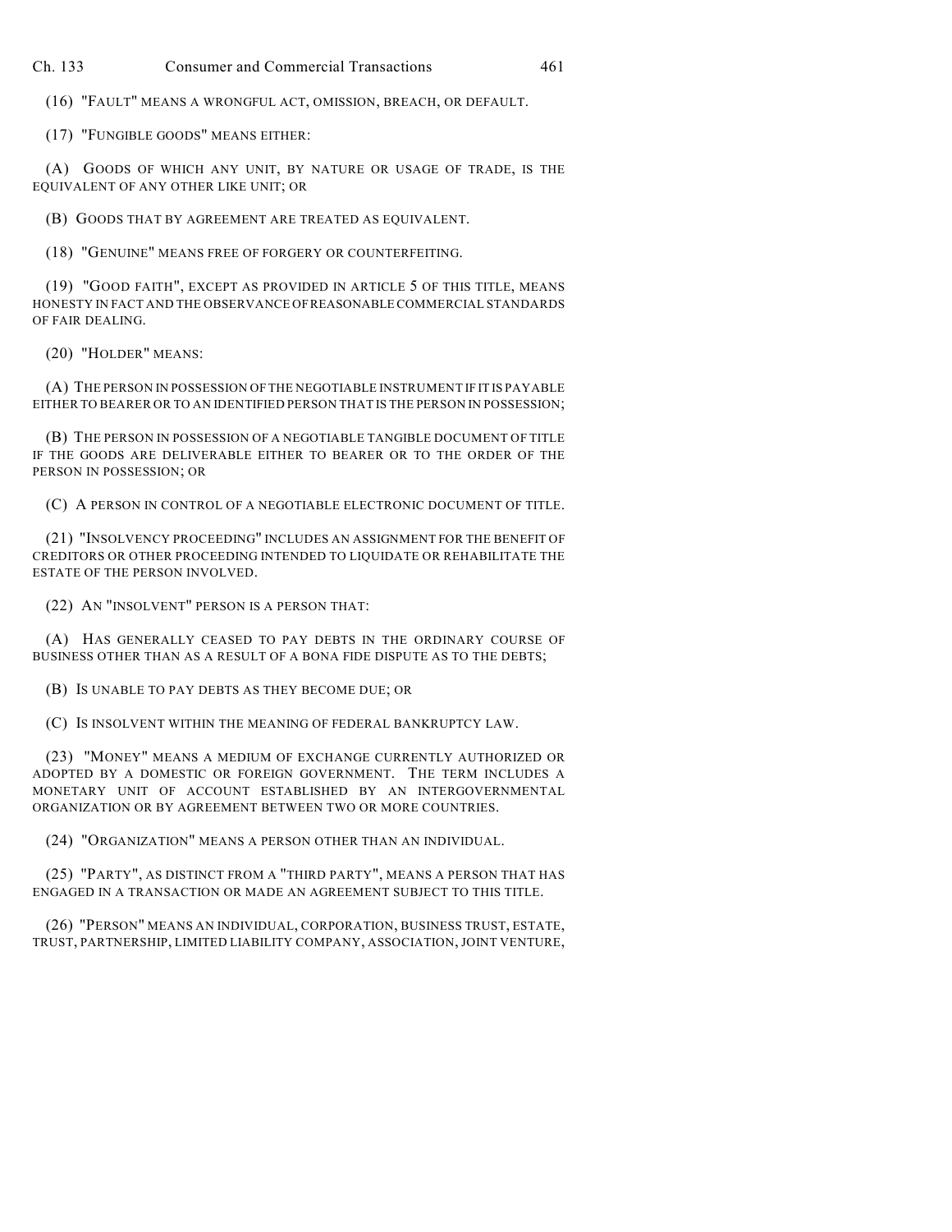(16) "FAULT" MEANS A WRONGFUL ACT, OMISSION, BREACH, OR DEFAULT.

(17) "FUNGIBLE GOODS" MEANS EITHER:

(A) GOODS OF WHICH ANY UNIT, BY NATURE OR USAGE OF TRADE, IS THE EQUIVALENT OF ANY OTHER LIKE UNIT; OR

(B) GOODS THAT BY AGREEMENT ARE TREATED AS EQUIVALENT.

(18) "GENUINE" MEANS FREE OF FORGERY OR COUNTERFEITING.

(19) "GOOD FAITH", EXCEPT AS PROVIDED IN ARTICLE 5 OF THIS TITLE, MEANS HONESTY IN FACT AND THE OBSERVANCE OF REASONABLE COMMERCIAL STANDARDS OF FAIR DEALING.

(20) "HOLDER" MEANS:

(A) THE PERSON IN POSSESSION OF THE NEGOTIABLE INSTRUMENT IF IT IS PAYABLE EITHER TO BEARER OR TO AN IDENTIFIED PERSON THAT IS THE PERSON IN POSSESSION;

(B) THE PERSON IN POSSESSION OF A NEGOTIABLE TANGIBLE DOCUMENT OF TITLE IF THE GOODS ARE DELIVERABLE EITHER TO BEARER OR TO THE ORDER OF THE PERSON IN POSSESSION; OR

(C) A PERSON IN CONTROL OF A NEGOTIABLE ELECTRONIC DOCUMENT OF TITLE.

(21) "INSOLVENCY PROCEEDING" INCLUDES AN ASSIGNMENT FOR THE BENEFIT OF CREDITORS OR OTHER PROCEEDING INTENDED TO LIQUIDATE OR REHABILITATE THE ESTATE OF THE PERSON INVOLVED.

(22) AN "INSOLVENT" PERSON IS A PERSON THAT:

(A) HAS GENERALLY CEASED TO PAY DEBTS IN THE ORDINARY COURSE OF BUSINESS OTHER THAN AS A RESULT OF A BONA FIDE DISPUTE AS TO THE DEBTS;

(B) IS UNABLE TO PAY DEBTS AS THEY BECOME DUE; OR

(C) IS INSOLVENT WITHIN THE MEANING OF FEDERAL BANKRUPTCY LAW.

(23) "MONEY" MEANS A MEDIUM OF EXCHANGE CURRENTLY AUTHORIZED OR ADOPTED BY A DOMESTIC OR FOREIGN GOVERNMENT. THE TERM INCLUDES A MONETARY UNIT OF ACCOUNT ESTABLISHED BY AN INTERGOVERNMENTAL ORGANIZATION OR BY AGREEMENT BETWEEN TWO OR MORE COUNTRIES.

(24) "ORGANIZATION" MEANS A PERSON OTHER THAN AN INDIVIDUAL.

(25) "PARTY", AS DISTINCT FROM A "THIRD PARTY", MEANS A PERSON THAT HAS ENGAGED IN A TRANSACTION OR MADE AN AGREEMENT SUBJECT TO THIS TITLE.

(26) "PERSON" MEANS AN INDIVIDUAL, CORPORATION, BUSINESS TRUST, ESTATE, TRUST, PARTNERSHIP, LIMITED LIABILITY COMPANY, ASSOCIATION, JOINT VENTURE,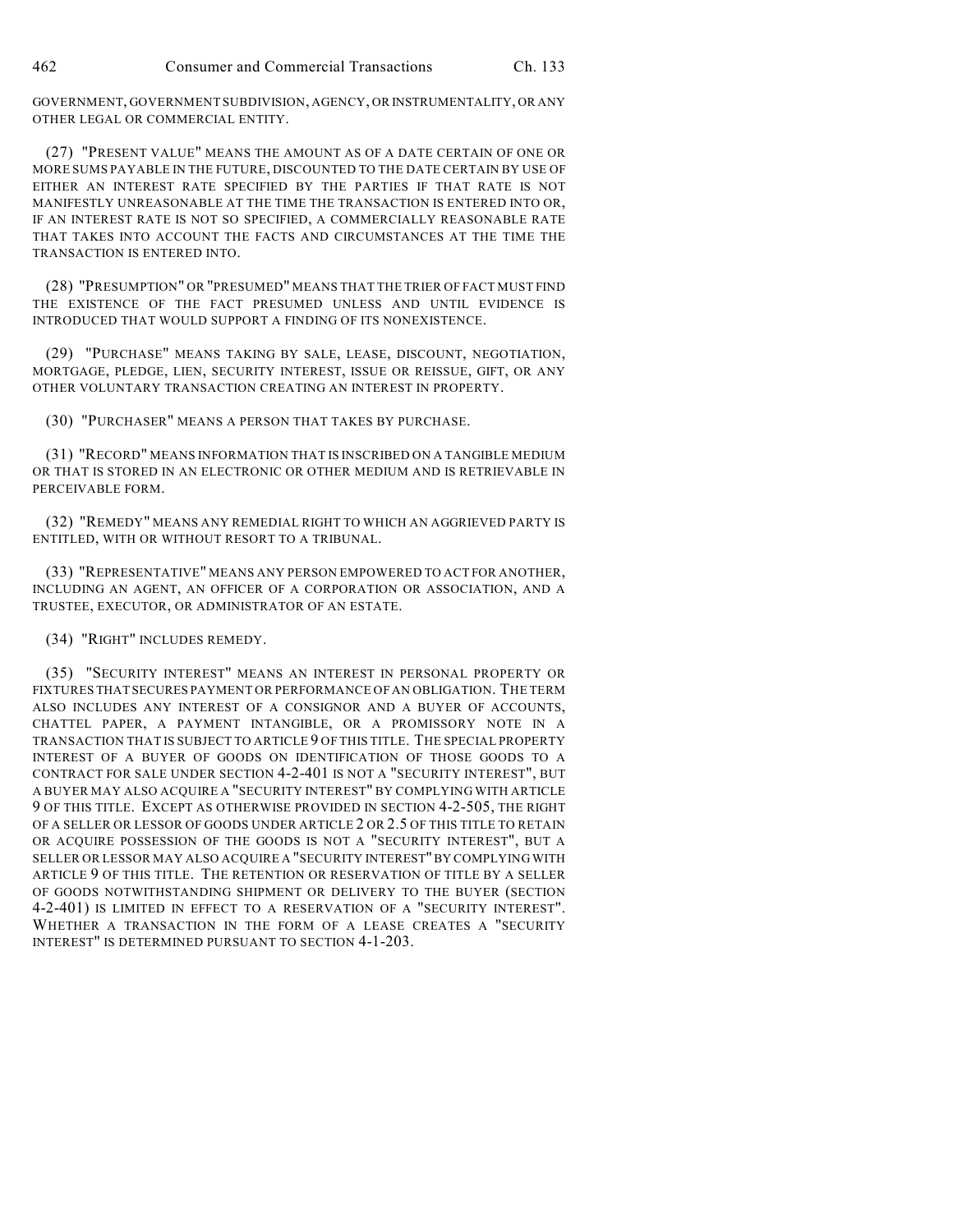GOVERNMENT, GOVERNMENT SUBDIVISION, AGENCY, OR INSTRUMENTALITY, OR ANY OTHER LEGAL OR COMMERCIAL ENTITY.

(27) "PRESENT VALUE" MEANS THE AMOUNT AS OF A DATE CERTAIN OF ONE OR MORE SUMS PAYABLE IN THE FUTURE, DISCOUNTED TO THE DATE CERTAIN BY USE OF EITHER AN INTEREST RATE SPECIFIED BY THE PARTIES IF THAT RATE IS NOT MANIFESTLY UNREASONABLE AT THE TIME THE TRANSACTION IS ENTERED INTO OR, IF AN INTEREST RATE IS NOT SO SPECIFIED, A COMMERCIALLY REASONABLE RATE THAT TAKES INTO ACCOUNT THE FACTS AND CIRCUMSTANCES AT THE TIME THE TRANSACTION IS ENTERED INTO.

(28) "PRESUMPTION" OR "PRESUMED" MEANS THAT THE TRIER OF FACT MUST FIND THE EXISTENCE OF THE FACT PRESUMED UNLESS AND UNTIL EVIDENCE IS INTRODUCED THAT WOULD SUPPORT A FINDING OF ITS NONEXISTENCE.

(29) "PURCHASE" MEANS TAKING BY SALE, LEASE, DISCOUNT, NEGOTIATION, MORTGAGE, PLEDGE, LIEN, SECURITY INTEREST, ISSUE OR REISSUE, GIFT, OR ANY OTHER VOLUNTARY TRANSACTION CREATING AN INTEREST IN PROPERTY.

(30) "PURCHASER" MEANS A PERSON THAT TAKES BY PURCHASE.

(31) "RECORD" MEANS INFORMATION THAT IS INSCRIBED ON A TANGIBLE MEDIUM OR THAT IS STORED IN AN ELECTRONIC OR OTHER MEDIUM AND IS RETRIEVABLE IN PERCEIVABLE FORM.

(32) "REMEDY" MEANS ANY REMEDIAL RIGHT TO WHICH AN AGGRIEVED PARTY IS ENTITLED, WITH OR WITHOUT RESORT TO A TRIBUNAL.

(33) "REPRESENTATIVE" MEANS ANY PERSON EMPOWERED TO ACT FOR ANOTHER, INCLUDING AN AGENT, AN OFFICER OF A CORPORATION OR ASSOCIATION, AND A TRUSTEE, EXECUTOR, OR ADMINISTRATOR OF AN ESTATE.

(34) "RIGHT" INCLUDES REMEDY.

(35) "SECURITY INTEREST" MEANS AN INTEREST IN PERSONAL PROPERTY OR FIXTURES THAT SECURES PAYMENT OR PERFORMANCE OF AN OBLIGATION. THE TERM ALSO INCLUDES ANY INTEREST OF A CONSIGNOR AND A BUYER OF ACCOUNTS, CHATTEL PAPER, A PAYMENT INTANGIBLE, OR A PROMISSORY NOTE IN A TRANSACTION THAT IS SUBJECT TO ARTICLE 9 OF THIS TITLE. THE SPECIAL PROPERTY INTEREST OF A BUYER OF GOODS ON IDENTIFICATION OF THOSE GOODS TO A CONTRACT FOR SALE UNDER SECTION 4-2-401 IS NOT A "SECURITY INTEREST", BUT A BUYER MAY ALSO ACQUIRE A "SECURITY INTEREST" BY COMPLYING WITH ARTICLE 9 OF THIS TITLE. EXCEPT AS OTHERWISE PROVIDED IN SECTION 4-2-505, THE RIGHT OF A SELLER OR LESSOR OF GOODS UNDER ARTICLE 2 OR 2.5 OF THIS TITLE TO RETAIN OR ACQUIRE POSSESSION OF THE GOODS IS NOT A "SECURITY INTEREST", BUT A SELLER OR LESSOR MAY ALSO ACQUIRE A "SECURITY INTEREST" BY COMPLYING WITH ARTICLE 9 OF THIS TITLE. THE RETENTION OR RESERVATION OF TITLE BY A SELLER OF GOODS NOTWITHSTANDING SHIPMENT OR DELIVERY TO THE BUYER (SECTION 4-2-401) IS LIMITED IN EFFECT TO A RESERVATION OF A "SECURITY INTEREST". WHETHER A TRANSACTION IN THE FORM OF A LEASE CREATES A "SECURITY INTEREST" IS DETERMINED PURSUANT TO SECTION 4-1-203.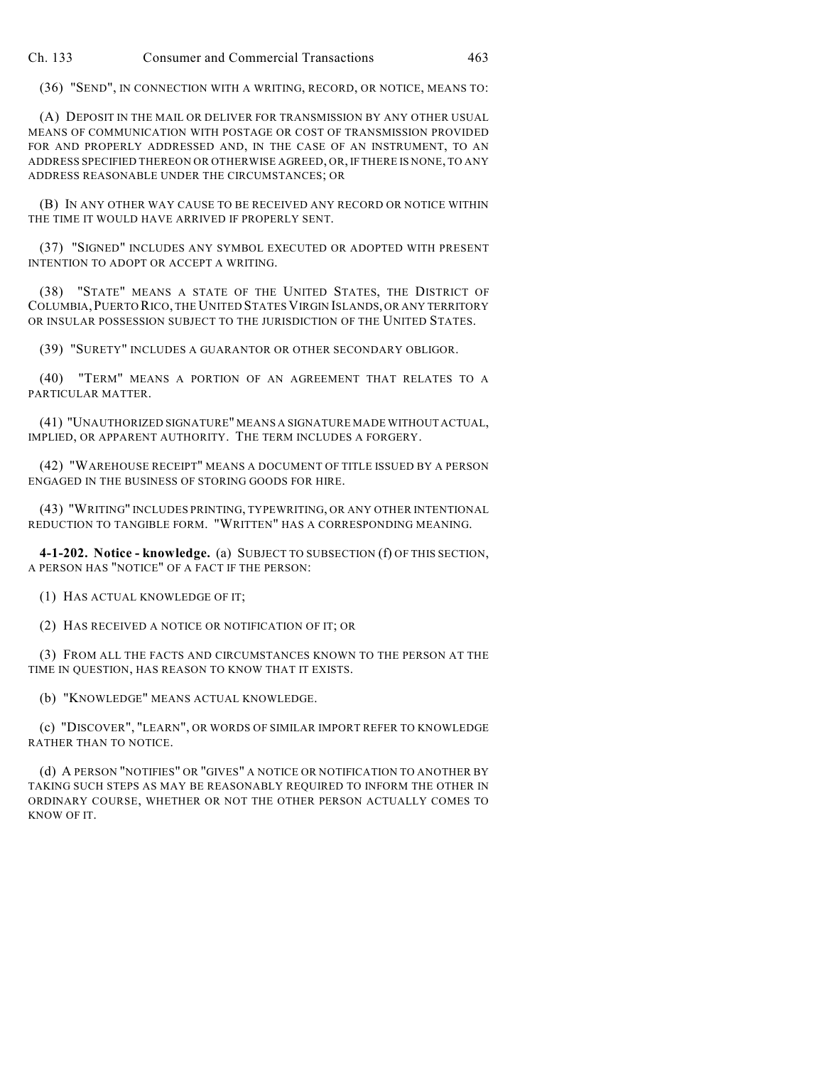(36) "SEND", IN CONNECTION WITH A WRITING, RECORD, OR NOTICE, MEANS TO:

(A) DEPOSIT IN THE MAIL OR DELIVER FOR TRANSMISSION BY ANY OTHER USUAL MEANS OF COMMUNICATION WITH POSTAGE OR COST OF TRANSMISSION PROVIDED FOR AND PROPERLY ADDRESSED AND, IN THE CASE OF AN INSTRUMENT, TO AN ADDRESS SPECIFIED THEREON OR OTHERWISE AGREED, OR, IF THERE IS NONE, TO ANY ADDRESS REASONABLE UNDER THE CIRCUMSTANCES; OR

(B) IN ANY OTHER WAY CAUSE TO BE RECEIVED ANY RECORD OR NOTICE WITHIN THE TIME IT WOULD HAVE ARRIVED IF PROPERLY SENT.

(37) "SIGNED" INCLUDES ANY SYMBOL EXECUTED OR ADOPTED WITH PRESENT INTENTION TO ADOPT OR ACCEPT A WRITING.

(38) "STATE" MEANS A STATE OF THE UNITED STATES, THE DISTRICT OF COLUMBIA, PUERTO RICO, THE UNITED STATES VIRGIN ISLANDS, OR ANY TERRITORY OR INSULAR POSSESSION SUBJECT TO THE JURISDICTION OF THE UNITED STATES.

(39) "SURETY" INCLUDES A GUARANTOR OR OTHER SECONDARY OBLIGOR.

(40) "TERM" MEANS A PORTION OF AN AGREEMENT THAT RELATES TO A PARTICULAR MATTER.

(41) "UNAUTHORIZED SIGNATURE" MEANS A SIGNATURE MADE WITHOUT ACTUAL, IMPLIED, OR APPARENT AUTHORITY. THE TERM INCLUDES A FORGERY.

(42) "WAREHOUSE RECEIPT" MEANS A DOCUMENT OF TITLE ISSUED BY A PERSON ENGAGED IN THE BUSINESS OF STORING GOODS FOR HIRE.

(43) "WRITING" INCLUDES PRINTING, TYPEWRITING, OR ANY OTHER INTENTIONAL REDUCTION TO TANGIBLE FORM. "WRITTEN" HAS A CORRESPONDING MEANING.

**4-1-202. Notice - knowledge.** (a) SUBJECT TO SUBSECTION (f) OF THIS SECTION, A PERSON HAS "NOTICE" OF A FACT IF THE PERSON:

(1) HAS ACTUAL KNOWLEDGE OF IT;

(2) HAS RECEIVED A NOTICE OR NOTIFICATION OF IT; OR

(3) FROM ALL THE FACTS AND CIRCUMSTANCES KNOWN TO THE PERSON AT THE TIME IN QUESTION, HAS REASON TO KNOW THAT IT EXISTS.

(b) "KNOWLEDGE" MEANS ACTUAL KNOWLEDGE.

(c) "DISCOVER", "LEARN", OR WORDS OF SIMILAR IMPORT REFER TO KNOWLEDGE RATHER THAN TO NOTICE.

(d) A PERSON "NOTIFIES" OR "GIVES" A NOTICE OR NOTIFICATION TO ANOTHER BY TAKING SUCH STEPS AS MAY BE REASONABLY REQUIRED TO INFORM THE OTHER IN ORDINARY COURSE, WHETHER OR NOT THE OTHER PERSON ACTUALLY COMES TO KNOW OF IT.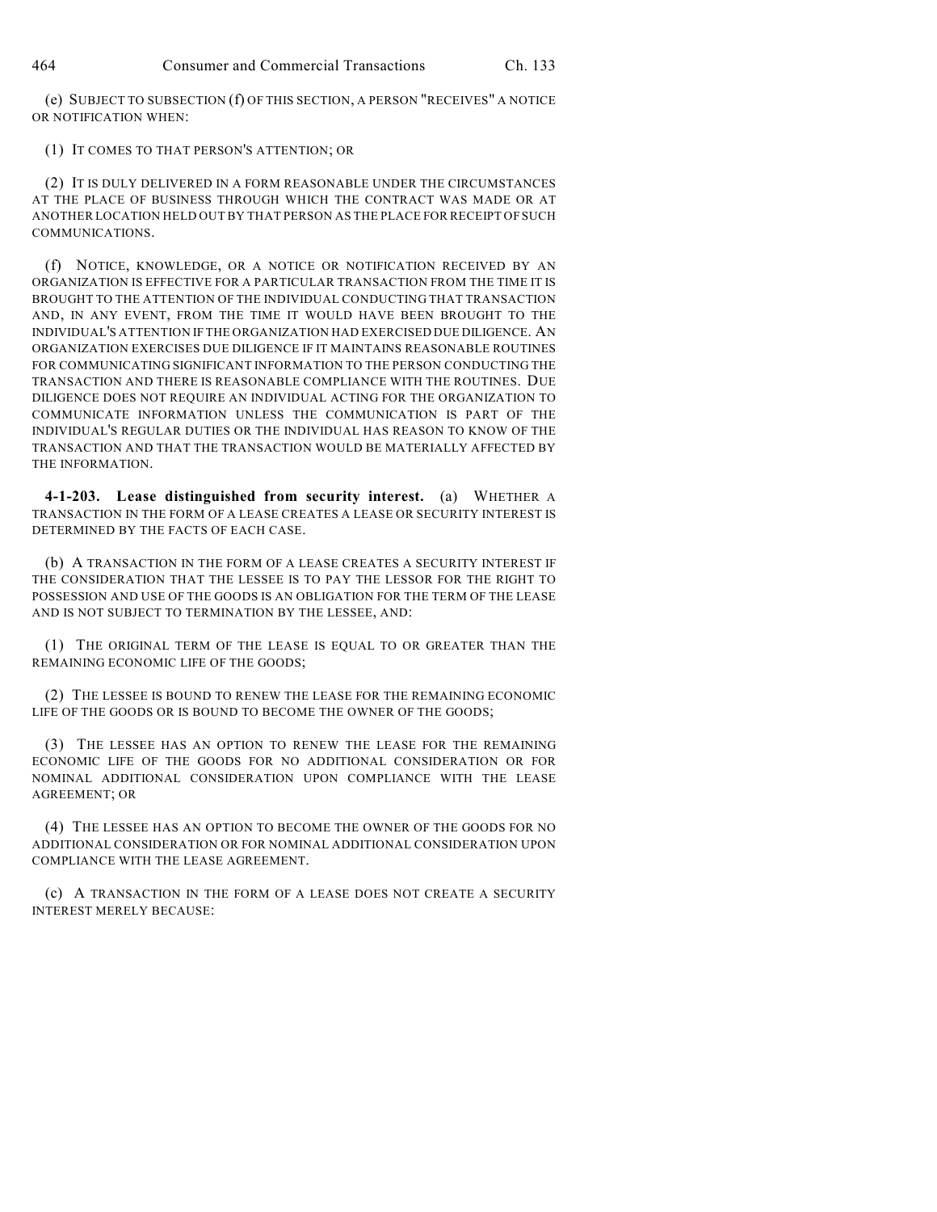(e) SUBJECT TO SUBSECTION (f) OF THIS SECTION, A PERSON "RECEIVES" A NOTICE OR NOTIFICATION WHEN:

(1) IT COMES TO THAT PERSON'S ATTENTION; OR

(2) IT IS DULY DELIVERED IN A FORM REASONABLE UNDER THE CIRCUMSTANCES AT THE PLACE OF BUSINESS THROUGH WHICH THE CONTRACT WAS MADE OR AT ANOTHER LOCATION HELD OUT BY THAT PERSON AS THE PLACE FOR RECEIPT OF SUCH COMMUNICATIONS.

(f) NOTICE, KNOWLEDGE, OR A NOTICE OR NOTIFICATION RECEIVED BY AN ORGANIZATION IS EFFECTIVE FOR A PARTICULAR TRANSACTION FROM THE TIME IT IS BROUGHT TO THE ATTENTION OF THE INDIVIDUAL CONDUCTING THAT TRANSACTION AND, IN ANY EVENT, FROM THE TIME IT WOULD HAVE BEEN BROUGHT TO THE INDIVIDUAL'S ATTENTION IF THE ORGANIZATION HAD EXERCISED DUE DILIGENCE. AN ORGANIZATION EXERCISES DUE DILIGENCE IF IT MAINTAINS REASONABLE ROUTINES FOR COMMUNICATING SIGNIFICANT INFORMATION TO THE PERSON CONDUCTING THE TRANSACTION AND THERE IS REASONABLE COMPLIANCE WITH THE ROUTINES. DUE DILIGENCE DOES NOT REQUIRE AN INDIVIDUAL ACTING FOR THE ORGANIZATION TO COMMUNICATE INFORMATION UNLESS THE COMMUNICATION IS PART OF THE INDIVIDUAL'S REGULAR DUTIES OR THE INDIVIDUAL HAS REASON TO KNOW OF THE TRANSACTION AND THAT THE TRANSACTION WOULD BE MATERIALLY AFFECTED BY THE INFORMATION.

**4-1-203. Lease distinguished from security interest.** (a) WHETHER A TRANSACTION IN THE FORM OF A LEASE CREATES A LEASE OR SECURITY INTEREST IS DETERMINED BY THE FACTS OF EACH CASE.

(b) A TRANSACTION IN THE FORM OF A LEASE CREATES A SECURITY INTEREST IF THE CONSIDERATION THAT THE LESSEE IS TO PAY THE LESSOR FOR THE RIGHT TO POSSESSION AND USE OF THE GOODS IS AN OBLIGATION FOR THE TERM OF THE LEASE AND IS NOT SUBJECT TO TERMINATION BY THE LESSEE, AND:

(1) THE ORIGINAL TERM OF THE LEASE IS EQUAL TO OR GREATER THAN THE REMAINING ECONOMIC LIFE OF THE GOODS;

(2) THE LESSEE IS BOUND TO RENEW THE LEASE FOR THE REMAINING ECONOMIC LIFE OF THE GOODS OR IS BOUND TO BECOME THE OWNER OF THE GOODS;

(3) THE LESSEE HAS AN OPTION TO RENEW THE LEASE FOR THE REMAINING ECONOMIC LIFE OF THE GOODS FOR NO ADDITIONAL CONSIDERATION OR FOR NOMINAL ADDITIONAL CONSIDERATION UPON COMPLIANCE WITH THE LEASE AGREEMENT; OR

(4) THE LESSEE HAS AN OPTION TO BECOME THE OWNER OF THE GOODS FOR NO ADDITIONAL CONSIDERATION OR FOR NOMINAL ADDITIONAL CONSIDERATION UPON COMPLIANCE WITH THE LEASE AGREEMENT.

(c) A TRANSACTION IN THE FORM OF A LEASE DOES NOT CREATE A SECURITY INTEREST MERELY BECAUSE: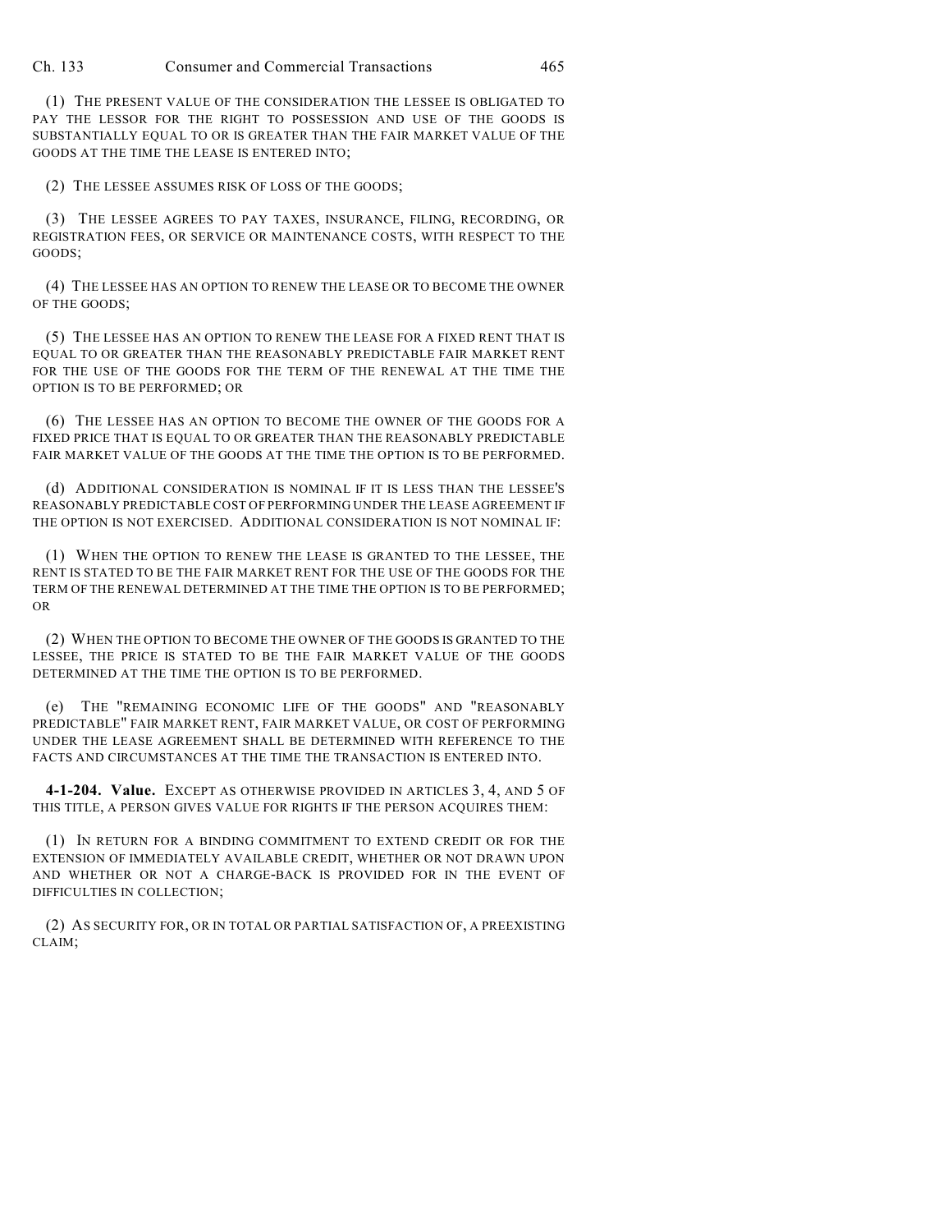(1) THE PRESENT VALUE OF THE CONSIDERATION THE LESSEE IS OBLIGATED TO PAY THE LESSOR FOR THE RIGHT TO POSSESSION AND USE OF THE GOODS IS SUBSTANTIALLY EQUAL TO OR IS GREATER THAN THE FAIR MARKET VALUE OF THE GOODS AT THE TIME THE LEASE IS ENTERED INTO;

(2) THE LESSEE ASSUMES RISK OF LOSS OF THE GOODS;

(3) THE LESSEE AGREES TO PAY TAXES, INSURANCE, FILING, RECORDING, OR REGISTRATION FEES, OR SERVICE OR MAINTENANCE COSTS, WITH RESPECT TO THE GOODS;

(4) THE LESSEE HAS AN OPTION TO RENEW THE LEASE OR TO BECOME THE OWNER OF THE GOODS;

(5) THE LESSEE HAS AN OPTION TO RENEW THE LEASE FOR A FIXED RENT THAT IS EQUAL TO OR GREATER THAN THE REASONABLY PREDICTABLE FAIR MARKET RENT FOR THE USE OF THE GOODS FOR THE TERM OF THE RENEWAL AT THE TIME THE OPTION IS TO BE PERFORMED; OR

(6) THE LESSEE HAS AN OPTION TO BECOME THE OWNER OF THE GOODS FOR A FIXED PRICE THAT IS EQUAL TO OR GREATER THAN THE REASONABLY PREDICTABLE FAIR MARKET VALUE OF THE GOODS AT THE TIME THE OPTION IS TO BE PERFORMED.

(d) ADDITIONAL CONSIDERATION IS NOMINAL IF IT IS LESS THAN THE LESSEE'S REASONABLY PREDICTABLE COST OF PERFORMING UNDER THE LEASE AGREEMENT IF THE OPTION IS NOT EXERCISED. ADDITIONAL CONSIDERATION IS NOT NOMINAL IF:

(1) WHEN THE OPTION TO RENEW THE LEASE IS GRANTED TO THE LESSEE, THE RENT IS STATED TO BE THE FAIR MARKET RENT FOR THE USE OF THE GOODS FOR THE TERM OF THE RENEWAL DETERMINED AT THE TIME THE OPTION IS TO BE PERFORMED; OR

(2) WHEN THE OPTION TO BECOME THE OWNER OF THE GOODS IS GRANTED TO THE LESSEE, THE PRICE IS STATED TO BE THE FAIR MARKET VALUE OF THE GOODS DETERMINED AT THE TIME THE OPTION IS TO BE PERFORMED.

(e) THE "REMAINING ECONOMIC LIFE OF THE GOODS" AND "REASONABLY PREDICTABLE" FAIR MARKET RENT, FAIR MARKET VALUE, OR COST OF PERFORMING UNDER THE LEASE AGREEMENT SHALL BE DETERMINED WITH REFERENCE TO THE FACTS AND CIRCUMSTANCES AT THE TIME THE TRANSACTION IS ENTERED INTO.

**4-1-204. Value.** EXCEPT AS OTHERWISE PROVIDED IN ARTICLES 3, 4, AND 5 OF THIS TITLE, A PERSON GIVES VALUE FOR RIGHTS IF THE PERSON ACQUIRES THEM:

(1) IN RETURN FOR A BINDING COMMITMENT TO EXTEND CREDIT OR FOR THE EXTENSION OF IMMEDIATELY AVAILABLE CREDIT, WHETHER OR NOT DRAWN UPON AND WHETHER OR NOT A CHARGE-BACK IS PROVIDED FOR IN THE EVENT OF DIFFICULTIES IN COLLECTION;

(2) AS SECURITY FOR, OR IN TOTAL OR PARTIAL SATISFACTION OF, A PREEXISTING CLAIM;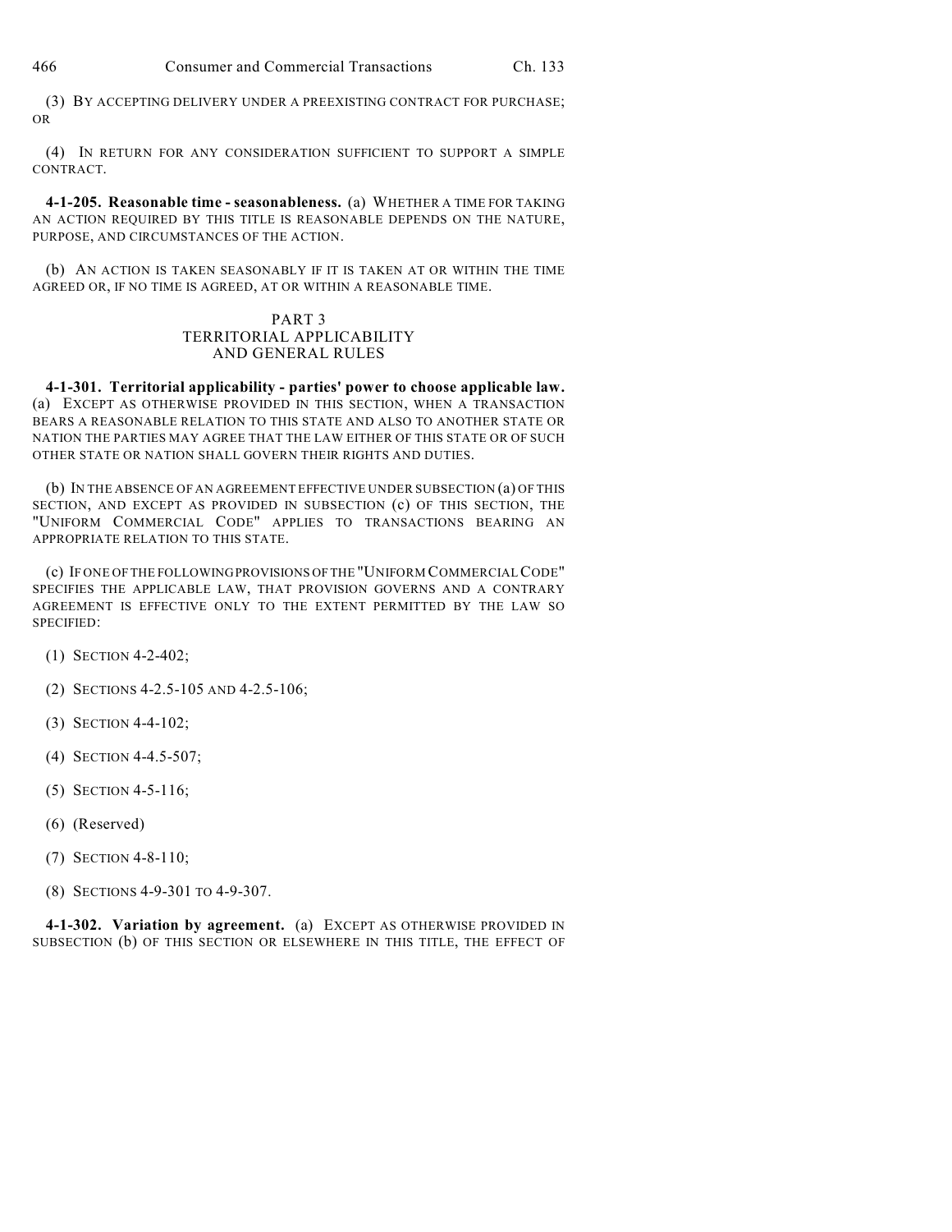(3) BY ACCEPTING DELIVERY UNDER A PREEXISTING CONTRACT FOR PURCHASE; OR

(4) IN RETURN FOR ANY CONSIDERATION SUFFICIENT TO SUPPORT A SIMPLE CONTRACT.

**4-1-205. Reasonable time - seasonableness.** (a) WHETHER A TIME FOR TAKING AN ACTION REQUIRED BY THIS TITLE IS REASONABLE DEPENDS ON THE NATURE, PURPOSE, AND CIRCUMSTANCES OF THE ACTION.

(b) AN ACTION IS TAKEN SEASONABLY IF IT IS TAKEN AT OR WITHIN THE TIME AGREED OR, IF NO TIME IS AGREED, AT OR WITHIN A REASONABLE TIME.

## PART 3
## TERRITORIAL APPLICABILITY AND GENERAL RULES

**4-1-301. Territorial applicability - parties' power to choose applicable law.** (a) EXCEPT AS OTHERWISE PROVIDED IN THIS SECTION, WHEN A TRANSACTION BEARS A REASONABLE RELATION TO THIS STATE AND ALSO TO ANOTHER STATE OR NATION THE PARTIES MAY AGREE THAT THE LAW EITHER OF THIS STATE OR OF SUCH OTHER STATE OR NATION SHALL GOVERN THEIR RIGHTS AND DUTIES.

(b) IN THE ABSENCE OF AN AGREEMENT EFFECTIVE UNDER SUBSECTION (a) OF THIS SECTION, AND EXCEPT AS PROVIDED IN SUBSECTION (c) OF THIS SECTION, THE "UNIFORM COMMERCIAL CODE" APPLIES TO TRANSACTIONS BEARING AN APPROPRIATE RELATION TO THIS STATE.

(c) IF ONE OF THE FOLLOWING PROVISIONS OF THE "UNIFORM COMMERCIAL CODE" SPECIFIES THE APPLICABLE LAW, THAT PROVISION GOVERNS AND A CONTRARY AGREEMENT IS EFFECTIVE ONLY TO THE EXTENT PERMITTED BY THE LAW SO SPECIFIED:

(1) SECTION 4-2-402;

(2) SECTIONS 4-2.5-105 AND 4-2.5-106;

(3) SECTION 4-4-102;

(4) SECTION 4-4.5-507;

(5) SECTION 4-5-116;

(6) (Reserved)

(7) SECTION 4-8-110;

(8) SECTIONS 4-9-301 TO 4-9-307.

**4-1-302. Variation by agreement.** (a) EXCEPT AS OTHERWISE PROVIDED IN SUBSECTION (b) OF THIS SECTION OR ELSEWHERE IN THIS TITLE, THE EFFECT OF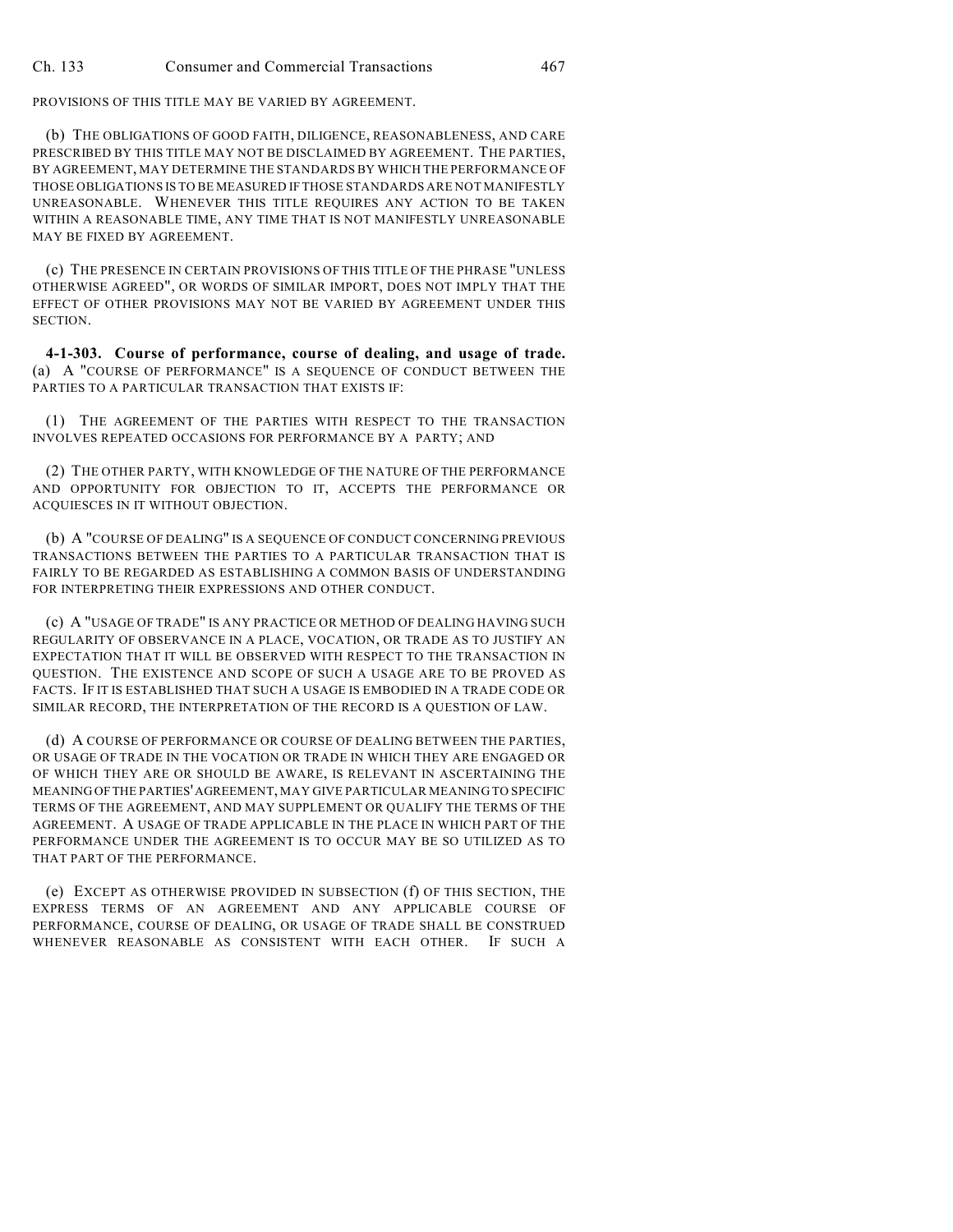PROVISIONS OF THIS TITLE MAY BE VARIED BY AGREEMENT.

(b) THE OBLIGATIONS OF GOOD FAITH, DILIGENCE, REASONABLENESS, AND CARE PRESCRIBED BY THIS TITLE MAY NOT BE DISCLAIMED BY AGREEMENT. THE PARTIES, BY AGREEMENT, MAY DETERMINE THE STANDARDS BY WHICH THE PERFORMANCE OF THOSE OBLIGATIONS IS TO BE MEASURED IF THOSE STANDARDS ARE NOT MANIFESTLY UNREASONABLE. WHENEVER THIS TITLE REQUIRES ANY ACTION TO BE TAKEN WITHIN A REASONABLE TIME, ANY TIME THAT IS NOT MANIFESTLY UNREASONABLE MAY BE FIXED BY AGREEMENT.

(c) THE PRESENCE IN CERTAIN PROVISIONS OF THIS TITLE OF THE PHRASE "UNLESS OTHERWISE AGREED", OR WORDS OF SIMILAR IMPORT, DOES NOT IMPLY THAT THE EFFECT OF OTHER PROVISIONS MAY NOT BE VARIED BY AGREEMENT UNDER THIS SECTION.

**4-1-303. Course of performance, course of dealing, and usage of trade.** (a) A "COURSE OF PERFORMANCE" IS A SEQUENCE OF CONDUCT BETWEEN THE PARTIES TO A PARTICULAR TRANSACTION THAT EXISTS IF:

(1) THE AGREEMENT OF THE PARTIES WITH RESPECT TO THE TRANSACTION INVOLVES REPEATED OCCASIONS FOR PERFORMANCE BY A PARTY; AND

(2) THE OTHER PARTY, WITH KNOWLEDGE OF THE NATURE OF THE PERFORMANCE AND OPPORTUNITY FOR OBJECTION TO IT, ACCEPTS THE PERFORMANCE OR ACQUIESCES IN IT WITHOUT OBJECTION.

(b) A "COURSE OF DEALING" IS A SEQUENCE OF CONDUCT CONCERNING PREVIOUS TRANSACTIONS BETWEEN THE PARTIES TO A PARTICULAR TRANSACTION THAT IS FAIRLY TO BE REGARDED AS ESTABLISHING A COMMON BASIS OF UNDERSTANDING FOR INTERPRETING THEIR EXPRESSIONS AND OTHER CONDUCT.

(c) A "USAGE OF TRADE" IS ANY PRACTICE OR METHOD OF DEALING HAVING SUCH REGULARITY OF OBSERVANCE IN A PLACE, VOCATION, OR TRADE AS TO JUSTIFY AN EXPECTATION THAT IT WILL BE OBSERVED WITH RESPECT TO THE TRANSACTION IN QUESTION. THE EXISTENCE AND SCOPE OF SUCH A USAGE ARE TO BE PROVED AS FACTS. IF IT IS ESTABLISHED THAT SUCH A USAGE IS EMBODIED IN A TRADE CODE OR SIMILAR RECORD, THE INTERPRETATION OF THE RECORD IS A QUESTION OF LAW.

(d) A COURSE OF PERFORMANCE OR COURSE OF DEALING BETWEEN THE PARTIES, OR USAGE OF TRADE IN THE VOCATION OR TRADE IN WHICH THEY ARE ENGAGED OR OF WHICH THEY ARE OR SHOULD BE AWARE, IS RELEVANT IN ASCERTAINING THE MEANING OF THE PARTIES' AGREEMENT, MAY GIVE PARTICULAR MEANING TO SPECIFIC TERMS OF THE AGREEMENT, AND MAY SUPPLEMENT OR QUALIFY THE TERMS OF THE AGREEMENT. A USAGE OF TRADE APPLICABLE IN THE PLACE IN WHICH PART OF THE PERFORMANCE UNDER THE AGREEMENT IS TO OCCUR MAY BE SO UTILIZED AS TO THAT PART OF THE PERFORMANCE.

(e) EXCEPT AS OTHERWISE PROVIDED IN SUBSECTION (f) OF THIS SECTION, THE EXPRESS TERMS OF AN AGREEMENT AND ANY APPLICABLE COURSE OF PERFORMANCE, COURSE OF DEALING, OR USAGE OF TRADE SHALL BE CONSTRUED WHENEVER REASONABLE AS CONSISTENT WITH EACH OTHER. IF SUCH A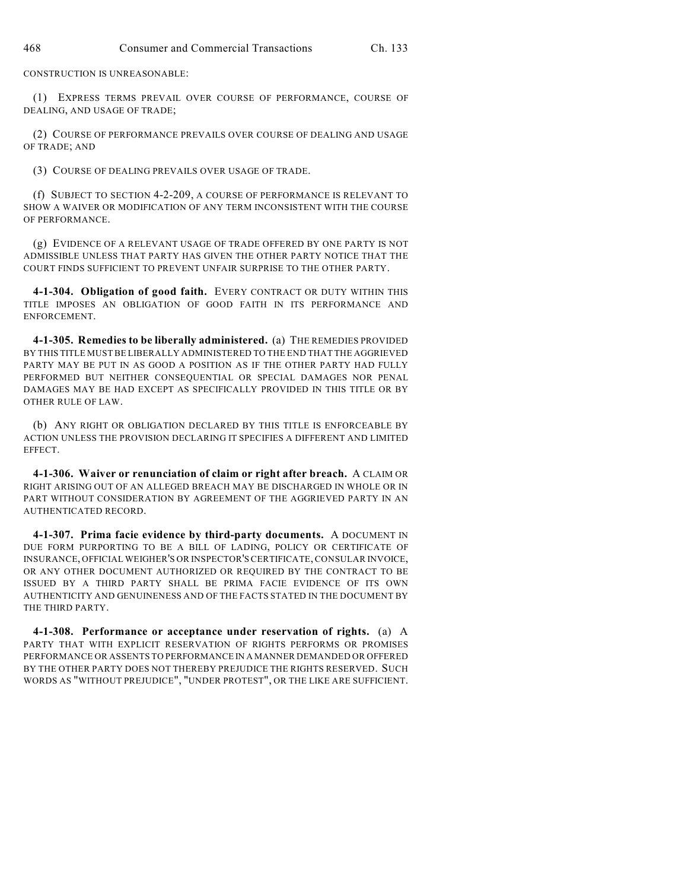CONSTRUCTION IS UNREASONABLE:

(1) EXPRESS TERMS PREVAIL OVER COURSE OF PERFORMANCE, COURSE OF DEALING, AND USAGE OF TRADE;

(2) COURSE OF PERFORMANCE PREVAILS OVER COURSE OF DEALING AND USAGE OF TRADE; AND

(3) COURSE OF DEALING PREVAILS OVER USAGE OF TRADE.

(f) SUBJECT TO SECTION 4-2-209, A COURSE OF PERFORMANCE IS RELEVANT TO SHOW A WAIVER OR MODIFICATION OF ANY TERM INCONSISTENT WITH THE COURSE OF PERFORMANCE.

(g) EVIDENCE OF A RELEVANT USAGE OF TRADE OFFERED BY ONE PARTY IS NOT ADMISSIBLE UNLESS THAT PARTY HAS GIVEN THE OTHER PARTY NOTICE THAT THE COURT FINDS SUFFICIENT TO PREVENT UNFAIR SURPRISE TO THE OTHER PARTY.

**4-1-304. Obligation of good faith.** EVERY CONTRACT OR DUTY WITHIN THIS TITLE IMPOSES AN OBLIGATION OF GOOD FAITH IN ITS PERFORMANCE AND ENFORCEMENT.

**4-1-305. Remedies to be liberally administered.** (a) THE REMEDIES PROVIDED BY THIS TITLE MUST BE LIBERALLY ADMINISTERED TO THE END THAT THE AGGRIEVED PARTY MAY BE PUT IN AS GOOD A POSITION AS IF THE OTHER PARTY HAD FULLY PERFORMED BUT NEITHER CONSEQUENTIAL OR SPECIAL DAMAGES NOR PENAL DAMAGES MAY BE HAD EXCEPT AS SPECIFICALLY PROVIDED IN THIS TITLE OR BY OTHER RULE OF LAW.

(b) ANY RIGHT OR OBLIGATION DECLARED BY THIS TITLE IS ENFORCEABLE BY ACTION UNLESS THE PROVISION DECLARING IT SPECIFIES A DIFFERENT AND LIMITED EFFECT.

**4-1-306. Waiver or renunciation of claim or right after breach.** A CLAIM OR RIGHT ARISING OUT OF AN ALLEGED BREACH MAY BE DISCHARGED IN WHOLE OR IN PART WITHOUT CONSIDERATION BY AGREEMENT OF THE AGGRIEVED PARTY IN AN AUTHENTICATED RECORD.

**4-1-307. Prima facie evidence by third-party documents.** A DOCUMENT IN DUE FORM PURPORTING TO BE A BILL OF LADING, POLICY OR CERTIFICATE OF INSURANCE, OFFICIAL WEIGHER'S OR INSPECTOR'S CERTIFICATE, CONSULAR INVOICE, OR ANY OTHER DOCUMENT AUTHORIZED OR REQUIRED BY THE CONTRACT TO BE ISSUED BY A THIRD PARTY SHALL BE PRIMA FACIE EVIDENCE OF ITS OWN AUTHENTICITY AND GENUINENESS AND OF THE FACTS STATED IN THE DOCUMENT BY THE THIRD PARTY.

**4-1-308. Performance or acceptance under reservation of rights.** (a) A PARTY THAT WITH EXPLICIT RESERVATION OF RIGHTS PERFORMS OR PROMISES PERFORMANCE OR ASSENTS TO PERFORMANCE IN A MANNER DEMANDED OR OFFERED BY THE OTHER PARTY DOES NOT THEREBY PREJUDICE THE RIGHTS RESERVED. SUCH WORDS AS "WITHOUT PREJUDICE", "UNDER PROTEST", OR THE LIKE ARE SUFFICIENT.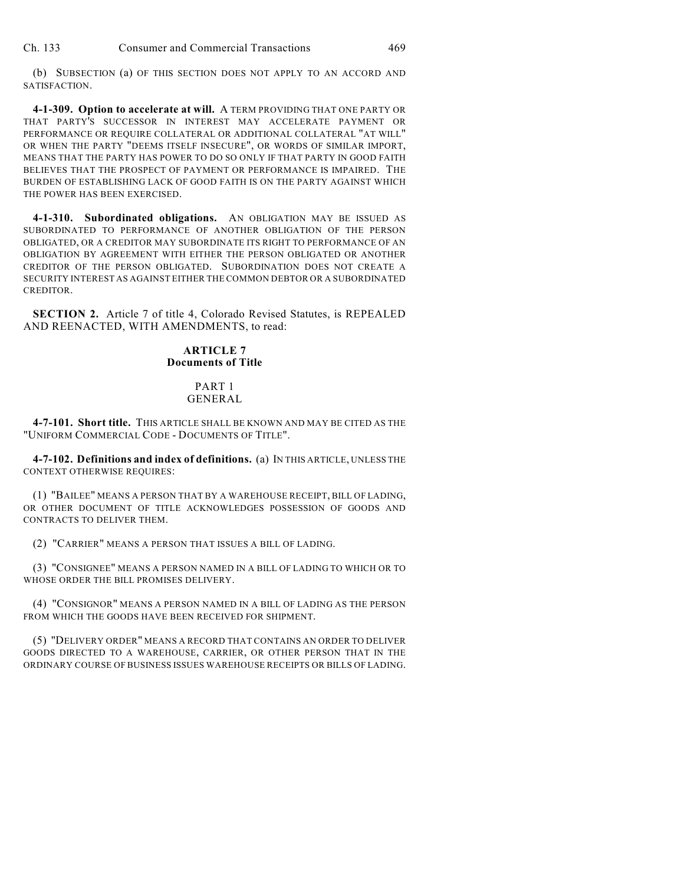(b) SUBSECTION (a) OF THIS SECTION DOES NOT APPLY TO AN ACCORD AND SATISFACTION.

**4-1-309. Option to accelerate at will.** A TERM PROVIDING THAT ONE PARTY OR THAT PARTY'S SUCCESSOR IN INTEREST MAY ACCELERATE PAYMENT OR PERFORMANCE OR REQUIRE COLLATERAL OR ADDITIONAL COLLATERAL "AT WILL" OR WHEN THE PARTY "DEEMS ITSELF INSECURE", OR WORDS OF SIMILAR IMPORT, MEANS THAT THE PARTY HAS POWER TO DO SO ONLY IF THAT PARTY IN GOOD FAITH BELIEVES THAT THE PROSPECT OF PAYMENT OR PERFORMANCE IS IMPAIRED. THE BURDEN OF ESTABLISHING LACK OF GOOD FAITH IS ON THE PARTY AGAINST WHICH THE POWER HAS BEEN EXERCISED.

**4-1-310. Subordinated obligations.** AN OBLIGATION MAY BE ISSUED AS SUBORDINATED TO PERFORMANCE OF ANOTHER OBLIGATION OF THE PERSON OBLIGATED, OR A CREDITOR MAY SUBORDINATE ITS RIGHT TO PERFORMANCE OF AN OBLIGATION BY AGREEMENT WITH EITHER THE PERSON OBLIGATED OR ANOTHER CREDITOR OF THE PERSON OBLIGATED. SUBORDINATION DOES NOT CREATE A SECURITY INTEREST AS AGAINST EITHER THE COMMON DEBTOR OR A SUBORDINATED CREDITOR.

**SECTION 2.** Article 7 of title 4, Colorado Revised Statutes, is REPEALED AND REENACTED, WITH AMENDMENTS, to read:

## ARTICLE 7
## Documents of Title

### PART 1
### GENERAL

**4-7-101. Short title.** THIS ARTICLE SHALL BE KNOWN AND MAY BE CITED AS THE "UNIFORM COMMERCIAL CODE - DOCUMENTS OF TITLE".

**4-7-102. Definitions and index of definitions.** (a) IN THIS ARTICLE, UNLESS THE CONTEXT OTHERWISE REQUIRES:

(1) "BAILEE" MEANS A PERSON THAT BY A WAREHOUSE RECEIPT, BILL OF LADING, OR OTHER DOCUMENT OF TITLE ACKNOWLEDGES POSSESSION OF GOODS AND CONTRACTS TO DELIVER THEM.

(2) "CARRIER" MEANS A PERSON THAT ISSUES A BILL OF LADING.

(3) "CONSIGNEE" MEANS A PERSON NAMED IN A BILL OF LADING TO WHICH OR TO WHOSE ORDER THE BILL PROMISES DELIVERY.

(4) "CONSIGNOR" MEANS A PERSON NAMED IN A BILL OF LADING AS THE PERSON FROM WHICH THE GOODS HAVE BEEN RECEIVED FOR SHIPMENT.

(5) "DELIVERY ORDER" MEANS A RECORD THAT CONTAINS AN ORDER TO DELIVER GOODS DIRECTED TO A WAREHOUSE, CARRIER, OR OTHER PERSON THAT IN THE ORDINARY COURSE OF BUSINESS ISSUES WAREHOUSE RECEIPTS OR BILLS OF LADING.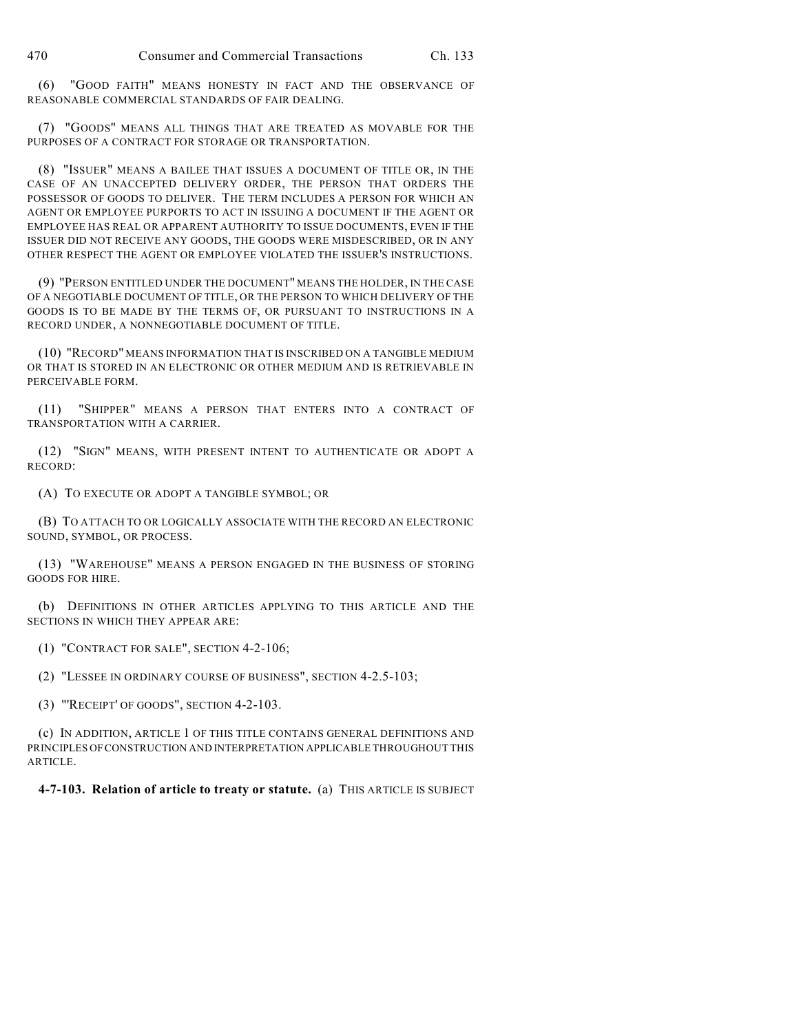(6) "GOOD FAITH" MEANS HONESTY IN FACT AND THE OBSERVANCE OF REASONABLE COMMERCIAL STANDARDS OF FAIR DEALING.

(7) "GOODS" MEANS ALL THINGS THAT ARE TREATED AS MOVABLE FOR THE PURPOSES OF A CONTRACT FOR STORAGE OR TRANSPORTATION.

(8) "ISSUER" MEANS A BAILEE THAT ISSUES A DOCUMENT OF TITLE OR, IN THE CASE OF AN UNACCEPTED DELIVERY ORDER, THE PERSON THAT ORDERS THE POSSESSOR OF GOODS TO DELIVER. THE TERM INCLUDES A PERSON FOR WHICH AN AGENT OR EMPLOYEE PURPORTS TO ACT IN ISSUING A DOCUMENT IF THE AGENT OR EMPLOYEE HAS REAL OR APPARENT AUTHORITY TO ISSUE DOCUMENTS, EVEN IF THE ISSUER DID NOT RECEIVE ANY GOODS, THE GOODS WERE MISDESCRIBED, OR IN ANY OTHER RESPECT THE AGENT OR EMPLOYEE VIOLATED THE ISSUER'S INSTRUCTIONS.

(9) "PERSON ENTITLED UNDER THE DOCUMENT" MEANS THE HOLDER, IN THE CASE OF A NEGOTIABLE DOCUMENT OF TITLE, OR THE PERSON TO WHICH DELIVERY OF THE GOODS IS TO BE MADE BY THE TERMS OF, OR PURSUANT TO INSTRUCTIONS IN A RECORD UNDER, A NONNEGOTIABLE DOCUMENT OF TITLE.

(10) "RECORD" MEANS INFORMATION THAT IS INSCRIBED ON A TANGIBLE MEDIUM OR THAT IS STORED IN AN ELECTRONIC OR OTHER MEDIUM AND IS RETRIEVABLE IN PERCEIVABLE FORM.

(11) "SHIPPER" MEANS A PERSON THAT ENTERS INTO A CONTRACT OF TRANSPORTATION WITH A CARRIER.

(12) "SIGN" MEANS, WITH PRESENT INTENT TO AUTHENTICATE OR ADOPT A RECORD:

(A) TO EXECUTE OR ADOPT A TANGIBLE SYMBOL; OR

(B) TO ATTACH TO OR LOGICALLY ASSOCIATE WITH THE RECORD AN ELECTRONIC SOUND, SYMBOL, OR PROCESS.

(13) "WAREHOUSE" MEANS A PERSON ENGAGED IN THE BUSINESS OF STORING GOODS FOR HIRE.

(b) DEFINITIONS IN OTHER ARTICLES APPLYING TO THIS ARTICLE AND THE SECTIONS IN WHICH THEY APPEAR ARE:

(1) "CONTRACT FOR SALE", SECTION 4-2-106;

(2) "LESSEE IN ORDINARY COURSE OF BUSINESS", SECTION 4-2.5-103;

(3) "'RECEIPT' OF GOODS", SECTION 4-2-103.

(c) IN ADDITION, ARTICLE 1 OF THIS TITLE CONTAINS GENERAL DEFINITIONS AND PRINCIPLES OF CONSTRUCTION AND INTERPRETATION APPLICABLE THROUGHOUT THIS ARTICLE.

**4-7-103. Relation of article to treaty or statute.** (a) THIS ARTICLE IS SUBJECT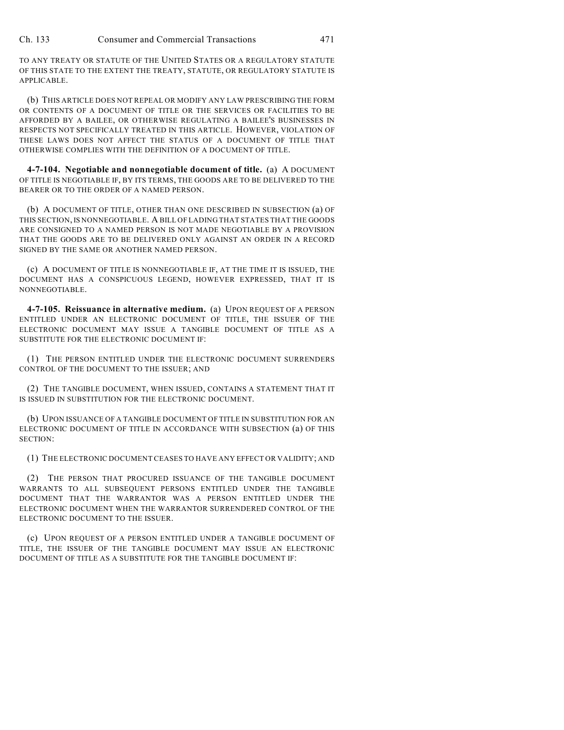TO ANY TREATY OR STATUTE OF THE UNITED STATES OR A REGULATORY STATUTE OF THIS STATE TO THE EXTENT THE TREATY, STATUTE, OR REGULATORY STATUTE IS APPLICABLE.

(b) THIS ARTICLE DOES NOT REPEAL OR MODIFY ANY LAW PRESCRIBING THE FORM OR CONTENTS OF A DOCUMENT OF TITLE OR THE SERVICES OR FACILITIES TO BE AFFORDED BY A BAILEE, OR OTHERWISE REGULATING A BAILEE'S BUSINESSES IN RESPECTS NOT SPECIFICALLY TREATED IN THIS ARTICLE. HOWEVER, VIOLATION OF THESE LAWS DOES NOT AFFECT THE STATUS OF A DOCUMENT OF TITLE THAT OTHERWISE COMPLIES WITH THE DEFINITION OF A DOCUMENT OF TITLE.

**4-7-104. Negotiable and nonnegotiable document of title.** (a) A DOCUMENT OF TITLE IS NEGOTIABLE IF, BY ITS TERMS, THE GOODS ARE TO BE DELIVERED TO THE BEARER OR TO THE ORDER OF A NAMED PERSON.

(b) A DOCUMENT OF TITLE, OTHER THAN ONE DESCRIBED IN SUBSECTION (a) OF THIS SECTION, IS NONNEGOTIABLE. A BILL OF LADING THAT STATES THAT THE GOODS ARE CONSIGNED TO A NAMED PERSON IS NOT MADE NEGOTIABLE BY A PROVISION THAT THE GOODS ARE TO BE DELIVERED ONLY AGAINST AN ORDER IN A RECORD SIGNED BY THE SAME OR ANOTHER NAMED PERSON.

(c) A DOCUMENT OF TITLE IS NONNEGOTIABLE IF, AT THE TIME IT IS ISSUED, THE DOCUMENT HAS A CONSPICUOUS LEGEND, HOWEVER EXPRESSED, THAT IT IS NONNEGOTIABLE.

**4-7-105. Reissuance in alternative medium.** (a) UPON REQUEST OF A PERSON ENTITLED UNDER AN ELECTRONIC DOCUMENT OF TITLE, THE ISSUER OF THE ELECTRONIC DOCUMENT MAY ISSUE A TANGIBLE DOCUMENT OF TITLE AS A SUBSTITUTE FOR THE ELECTRONIC DOCUMENT IF:

(1) THE PERSON ENTITLED UNDER THE ELECTRONIC DOCUMENT SURRENDERS CONTROL OF THE DOCUMENT TO THE ISSUER; AND

(2) THE TANGIBLE DOCUMENT, WHEN ISSUED, CONTAINS A STATEMENT THAT IT IS ISSUED IN SUBSTITUTION FOR THE ELECTRONIC DOCUMENT.

(b) UPON ISSUANCE OF A TANGIBLE DOCUMENT OF TITLE IN SUBSTITUTION FOR AN ELECTRONIC DOCUMENT OF TITLE IN ACCORDANCE WITH SUBSECTION (a) OF THIS SECTION:

(1) THE ELECTRONIC DOCUMENT CEASES TO HAVE ANY EFFECT OR VALIDITY; AND

(2) THE PERSON THAT PROCURED ISSUANCE OF THE TANGIBLE DOCUMENT WARRANTS TO ALL SUBSEQUENT PERSONS ENTITLED UNDER THE TANGIBLE DOCUMENT THAT THE WARRANTOR WAS A PERSON ENTITLED UNDER THE ELECTRONIC DOCUMENT WHEN THE WARRANTOR SURRENDERED CONTROL OF THE ELECTRONIC DOCUMENT TO THE ISSUER.

(c) UPON REQUEST OF A PERSON ENTITLED UNDER A TANGIBLE DOCUMENT OF TITLE, THE ISSUER OF THE TANGIBLE DOCUMENT MAY ISSUE AN ELECTRONIC DOCUMENT OF TITLE AS A SUBSTITUTE FOR THE TANGIBLE DOCUMENT IF: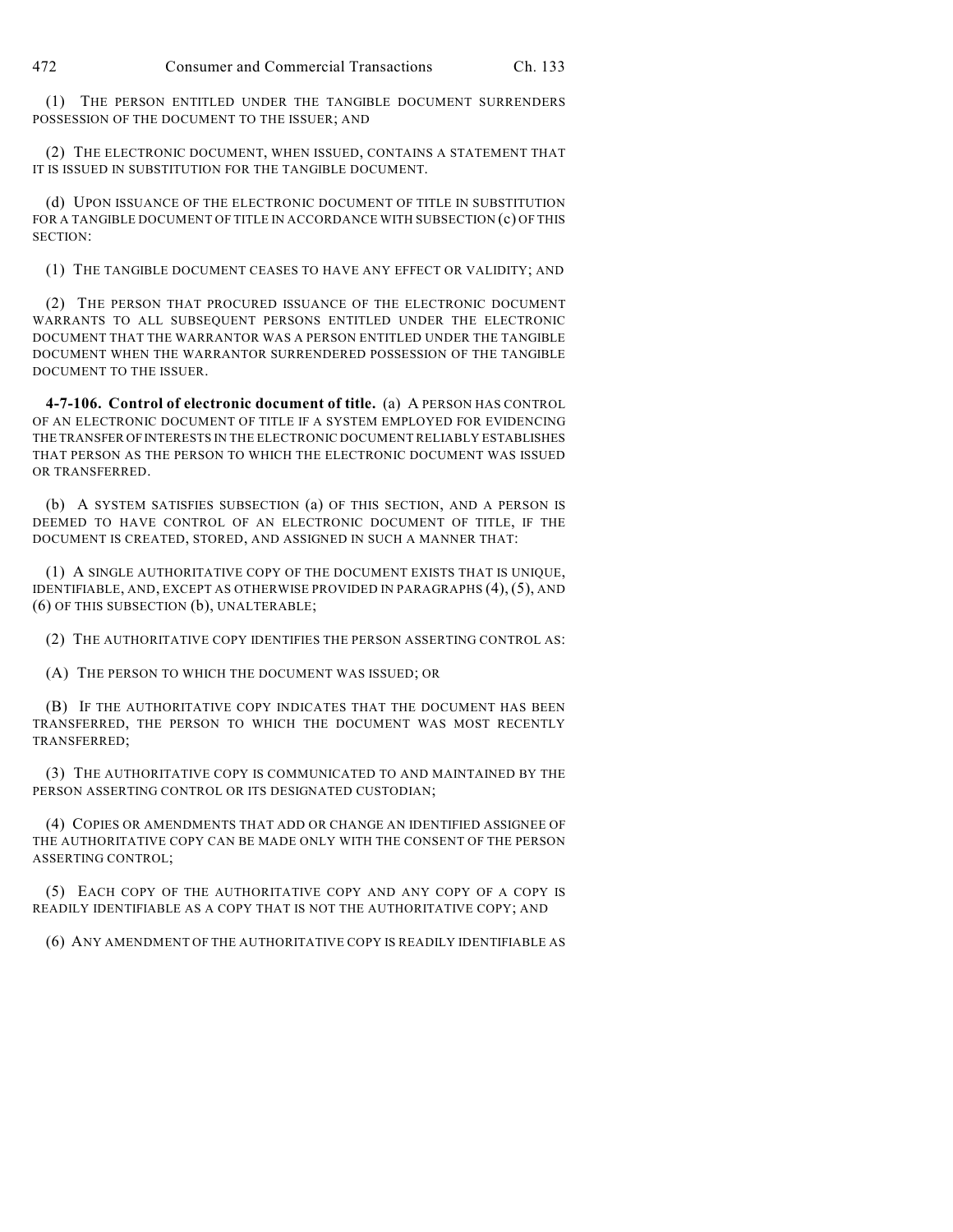(1) THE PERSON ENTITLED UNDER THE TANGIBLE DOCUMENT SURRENDERS POSSESSION OF THE DOCUMENT TO THE ISSUER; AND

(2) THE ELECTRONIC DOCUMENT, WHEN ISSUED, CONTAINS A STATEMENT THAT IT IS ISSUED IN SUBSTITUTION FOR THE TANGIBLE DOCUMENT.

(d) UPON ISSUANCE OF THE ELECTRONIC DOCUMENT OF TITLE IN SUBSTITUTION FOR A TANGIBLE DOCUMENT OF TITLE IN ACCORDANCE WITH SUBSECTION (c) OF THIS SECTION:

(1) THE TANGIBLE DOCUMENT CEASES TO HAVE ANY EFFECT OR VALIDITY; AND

(2) THE PERSON THAT PROCURED ISSUANCE OF THE ELECTRONIC DOCUMENT WARRANTS TO ALL SUBSEQUENT PERSONS ENTITLED UNDER THE ELECTRONIC DOCUMENT THAT THE WARRANTOR WAS A PERSON ENTITLED UNDER THE TANGIBLE DOCUMENT WHEN THE WARRANTOR SURRENDERED POSSESSION OF THE TANGIBLE DOCUMENT TO THE ISSUER.

**4-7-106. Control of electronic document of title.** (a) A PERSON HAS CONTROL OF AN ELECTRONIC DOCUMENT OF TITLE IF A SYSTEM EMPLOYED FOR EVIDENCING THE TRANSFER OF INTERESTS IN THE ELECTRONIC DOCUMENT RELIABLY ESTABLISHES THAT PERSON AS THE PERSON TO WHICH THE ELECTRONIC DOCUMENT WAS ISSUED OR TRANSFERRED.

(b) A SYSTEM SATISFIES SUBSECTION (a) OF THIS SECTION, AND A PERSON IS DEEMED TO HAVE CONTROL OF AN ELECTRONIC DOCUMENT OF TITLE, IF THE DOCUMENT IS CREATED, STORED, AND ASSIGNED IN SUCH A MANNER THAT:

(1) A SINGLE AUTHORITATIVE COPY OF THE DOCUMENT EXISTS THAT IS UNIQUE, IDENTIFIABLE, AND, EXCEPT AS OTHERWISE PROVIDED IN PARAGRAPHS (4), (5), AND (6) OF THIS SUBSECTION (b), UNALTERABLE;

(2) THE AUTHORITATIVE COPY IDENTIFIES THE PERSON ASSERTING CONTROL AS:

(A) THE PERSON TO WHICH THE DOCUMENT WAS ISSUED; OR

(B) IF THE AUTHORITATIVE COPY INDICATES THAT THE DOCUMENT HAS BEEN TRANSFERRED, THE PERSON TO WHICH THE DOCUMENT WAS MOST RECENTLY TRANSFERRED;

(3) THE AUTHORITATIVE COPY IS COMMUNICATED TO AND MAINTAINED BY THE PERSON ASSERTING CONTROL OR ITS DESIGNATED CUSTODIAN;

(4) COPIES OR AMENDMENTS THAT ADD OR CHANGE AN IDENTIFIED ASSIGNEE OF THE AUTHORITATIVE COPY CAN BE MADE ONLY WITH THE CONSENT OF THE PERSON ASSERTING CONTROL;

(5) EACH COPY OF THE AUTHORITATIVE COPY AND ANY COPY OF A COPY IS READILY IDENTIFIABLE AS A COPY THAT IS NOT THE AUTHORITATIVE COPY; AND

(6) ANY AMENDMENT OF THE AUTHORITATIVE COPY IS READILY IDENTIFIABLE AS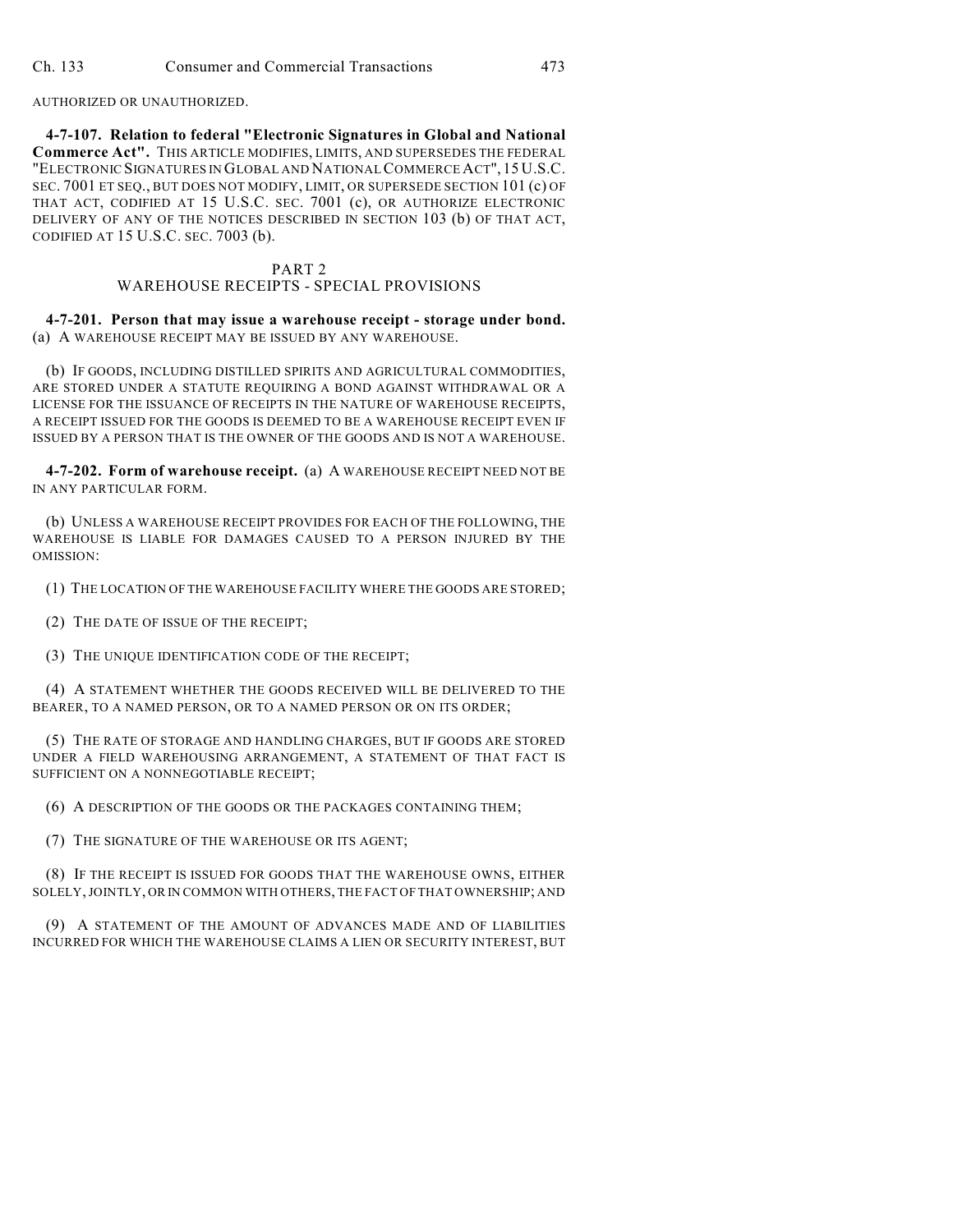AUTHORIZED OR UNAUTHORIZED.

**4-7-107. Relation to federal "Electronic Signatures in Global and National Commerce Act".** THIS ARTICLE MODIFIES, LIMITS, AND SUPERSEDES THE FEDERAL "ELECTRONIC SIGNATURES IN GLOBAL AND NATIONAL COMMERCE ACT", 15 U.S.C. SEC. 7001 ET SEQ., BUT DOES NOT MODIFY, LIMIT, OR SUPERSEDE SECTION 101 (c) OF THAT ACT, CODIFIED AT 15 U.S.C. SEC. 7001 (c), OR AUTHORIZE ELECTRONIC DELIVERY OF ANY OF THE NOTICES DESCRIBED IN SECTION 103 (b) OF THAT ACT, CODIFIED AT 15 U.S.C. SEC. 7003 (b).

## PART 2
## WAREHOUSE RECEIPTS - SPECIAL PROVISIONS

**4-7-201. Person that may issue a warehouse receipt - storage under bond.** (a) A WAREHOUSE RECEIPT MAY BE ISSUED BY ANY WAREHOUSE.

(b) IF GOODS, INCLUDING DISTILLED SPIRITS AND AGRICULTURAL COMMODITIES, ARE STORED UNDER A STATUTE REQUIRING A BOND AGAINST WITHDRAWAL OR A LICENSE FOR THE ISSUANCE OF RECEIPTS IN THE NATURE OF WAREHOUSE RECEIPTS, A RECEIPT ISSUED FOR THE GOODS IS DEEMED TO BE A WAREHOUSE RECEIPT EVEN IF ISSUED BY A PERSON THAT IS THE OWNER OF THE GOODS AND IS NOT A WAREHOUSE.

**4-7-202. Form of warehouse receipt.** (a) A WAREHOUSE RECEIPT NEED NOT BE IN ANY PARTICULAR FORM.

(b) UNLESS A WAREHOUSE RECEIPT PROVIDES FOR EACH OF THE FOLLOWING, THE WAREHOUSE IS LIABLE FOR DAMAGES CAUSED TO A PERSON INJURED BY THE OMISSION:

(1) THE LOCATION OF THE WAREHOUSE FACILITY WHERE THE GOODS ARE STORED;

(2) THE DATE OF ISSUE OF THE RECEIPT;

(3) THE UNIQUE IDENTIFICATION CODE OF THE RECEIPT;

(4) A STATEMENT WHETHER THE GOODS RECEIVED WILL BE DELIVERED TO THE BEARER, TO A NAMED PERSON, OR TO A NAMED PERSON OR ON ITS ORDER;

(5) THE RATE OF STORAGE AND HANDLING CHARGES, BUT IF GOODS ARE STORED UNDER A FIELD WAREHOUSING ARRANGEMENT, A STATEMENT OF THAT FACT IS SUFFICIENT ON A NONNEGOTIABLE RECEIPT;

(6) A DESCRIPTION OF THE GOODS OR THE PACKAGES CONTAINING THEM;

(7) THE SIGNATURE OF THE WAREHOUSE OR ITS AGENT;

(8) IF THE RECEIPT IS ISSUED FOR GOODS THAT THE WAREHOUSE OWNS, EITHER SOLELY, JOINTLY, OR IN COMMON WITH OTHERS, THE FACT OF THAT OWNERSHIP; AND

(9) A STATEMENT OF THE AMOUNT OF ADVANCES MADE AND OF LIABILITIES INCURRED FOR WHICH THE WAREHOUSE CLAIMS A LIEN OR SECURITY INTEREST, BUT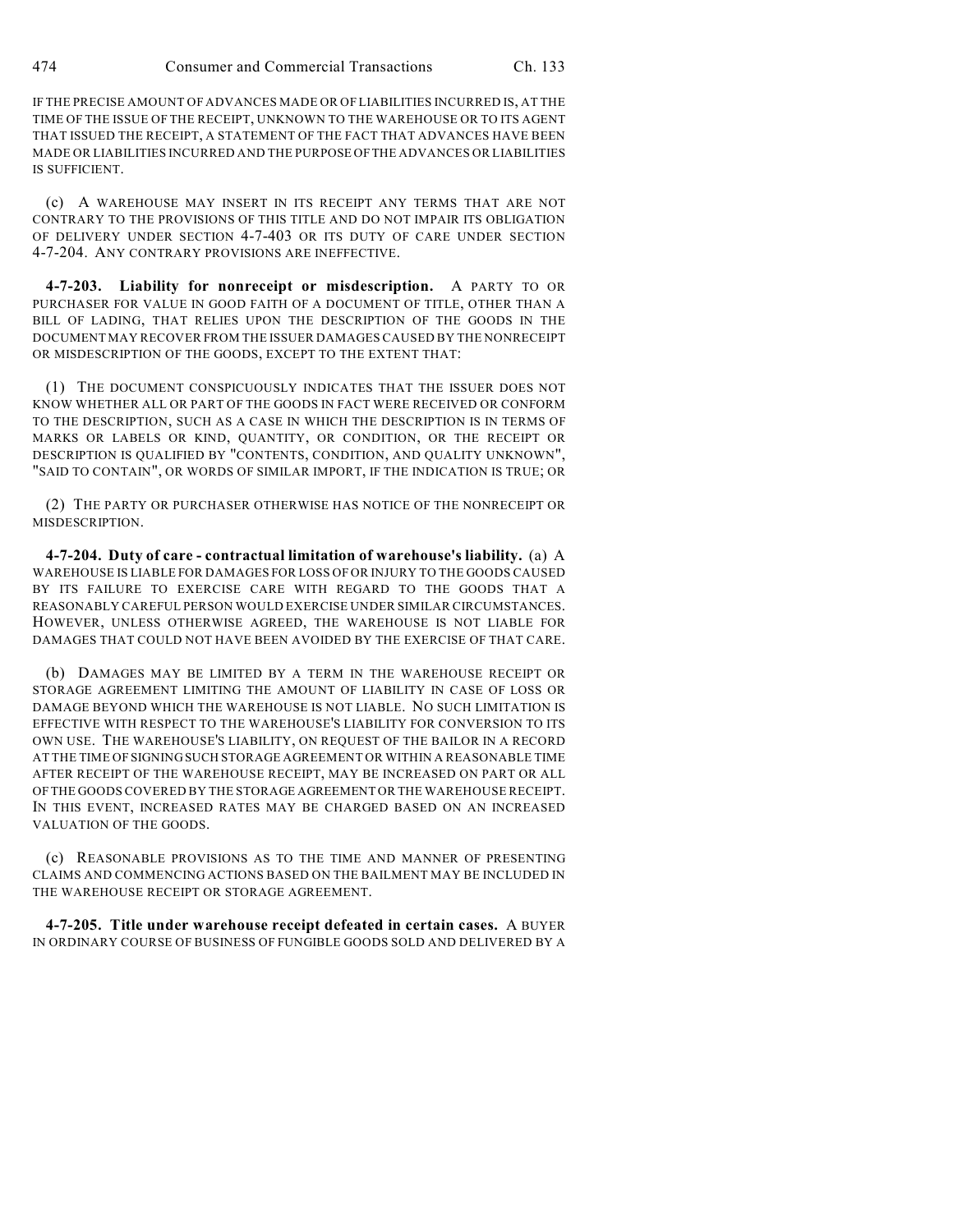IF THE PRECISE AMOUNT OF ADVANCES MADE OR OF LIABILITIES INCURRED IS, AT THE TIME OF THE ISSUE OF THE RECEIPT, UNKNOWN TO THE WAREHOUSE OR TO ITS AGENT THAT ISSUED THE RECEIPT, A STATEMENT OF THE FACT THAT ADVANCES HAVE BEEN MADE OR LIABILITIES INCURRED AND THE PURPOSE OF THE ADVANCES OR LIABILITIES IS SUFFICIENT.

(c) A WAREHOUSE MAY INSERT IN ITS RECEIPT ANY TERMS THAT ARE NOT CONTRARY TO THE PROVISIONS OF THIS TITLE AND DO NOT IMPAIR ITS OBLIGATION OF DELIVERY UNDER SECTION 4-7-403 OR ITS DUTY OF CARE UNDER SECTION 4-7-204. ANY CONTRARY PROVISIONS ARE INEFFECTIVE.

**4-7-203. Liability for nonreceipt or misdescription.** A PARTY TO OR PURCHASER FOR VALUE IN GOOD FAITH OF A DOCUMENT OF TITLE, OTHER THAN A BILL OF LADING, THAT RELIES UPON THE DESCRIPTION OF THE GOODS IN THE DOCUMENT MAY RECOVER FROM THE ISSUER DAMAGES CAUSED BY THE NONRECEIPT OR MISDESCRIPTION OF THE GOODS, EXCEPT TO THE EXTENT THAT:

(1) THE DOCUMENT CONSPICUOUSLY INDICATES THAT THE ISSUER DOES NOT KNOW WHETHER ALL OR PART OF THE GOODS IN FACT WERE RECEIVED OR CONFORM TO THE DESCRIPTION, SUCH AS A CASE IN WHICH THE DESCRIPTION IS IN TERMS OF MARKS OR LABELS OR KIND, QUANTITY, OR CONDITION, OR THE RECEIPT OR DESCRIPTION IS QUALIFIED BY "CONTENTS, CONDITION, AND QUALITY UNKNOWN", "SAID TO CONTAIN", OR WORDS OF SIMILAR IMPORT, IF THE INDICATION IS TRUE; OR

(2) THE PARTY OR PURCHASER OTHERWISE HAS NOTICE OF THE NONRECEIPT OR MISDESCRIPTION.

**4-7-204. Duty of care - contractual limitation of warehouse's liability.** (a) A WAREHOUSE IS LIABLE FOR DAMAGES FOR LOSS OF OR INJURY TO THE GOODS CAUSED BY ITS FAILURE TO EXERCISE CARE WITH REGARD TO THE GOODS THAT A REASONABLY CAREFUL PERSON WOULD EXERCISE UNDER SIMILAR CIRCUMSTANCES. HOWEVER, UNLESS OTHERWISE AGREED, THE WAREHOUSE IS NOT LIABLE FOR DAMAGES THAT COULD NOT HAVE BEEN AVOIDED BY THE EXERCISE OF THAT CARE.

(b) DAMAGES MAY BE LIMITED BY A TERM IN THE WAREHOUSE RECEIPT OR STORAGE AGREEMENT LIMITING THE AMOUNT OF LIABILITY IN CASE OF LOSS OR DAMAGE BEYOND WHICH THE WAREHOUSE IS NOT LIABLE. NO SUCH LIMITATION IS EFFECTIVE WITH RESPECT TO THE WAREHOUSE'S LIABILITY FOR CONVERSION TO ITS OWN USE. THE WAREHOUSE'S LIABILITY, ON REQUEST OF THE BAILOR IN A RECORD AT THE TIME OF SIGNING SUCH STORAGE AGREEMENT OR WITHIN A REASONABLE TIME AFTER RECEIPT OF THE WAREHOUSE RECEIPT, MAY BE INCREASED ON PART OR ALL OF THE GOODS COVERED BY THE STORAGE AGREEMENT OR THE WAREHOUSE RECEIPT. IN THIS EVENT, INCREASED RATES MAY BE CHARGED BASED ON AN INCREASED VALUATION OF THE GOODS.

(c) REASONABLE PROVISIONS AS TO THE TIME AND MANNER OF PRESENTING CLAIMS AND COMMENCING ACTIONS BASED ON THE BAILMENT MAY BE INCLUDED IN THE WAREHOUSE RECEIPT OR STORAGE AGREEMENT.

**4-7-205. Title under warehouse receipt defeated in certain cases.** A BUYER IN ORDINARY COURSE OF BUSINESS OF FUNGIBLE GOODS SOLD AND DELIVERED BY A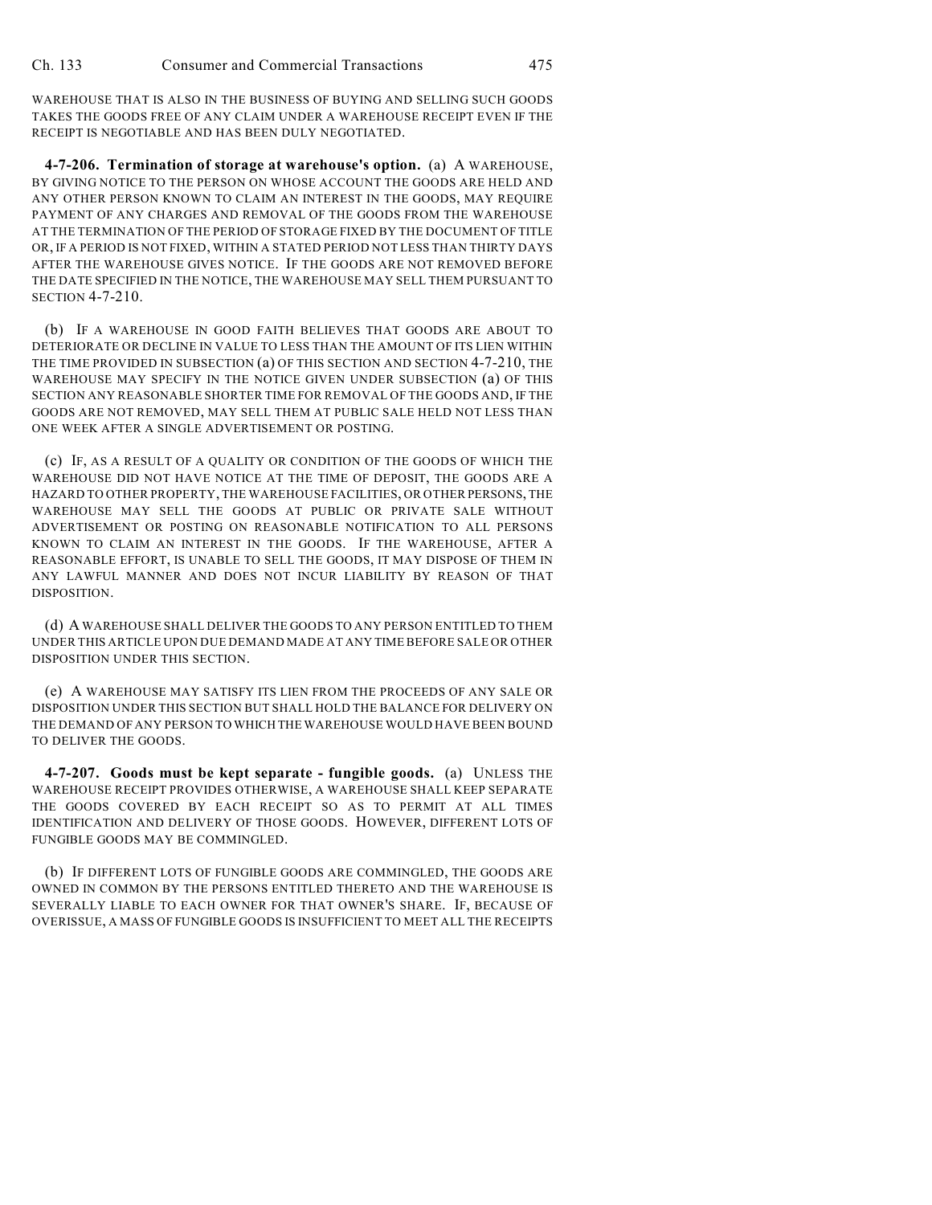WAREHOUSE THAT IS ALSO IN THE BUSINESS OF BUYING AND SELLING SUCH GOODS TAKES THE GOODS FREE OF ANY CLAIM UNDER A WAREHOUSE RECEIPT EVEN IF THE RECEIPT IS NEGOTIABLE AND HAS BEEN DULY NEGOTIATED.

**4-7-206. Termination of storage at warehouse's option.** (a) A WAREHOUSE, BY GIVING NOTICE TO THE PERSON ON WHOSE ACCOUNT THE GOODS ARE HELD AND ANY OTHER PERSON KNOWN TO CLAIM AN INTEREST IN THE GOODS, MAY REQUIRE PAYMENT OF ANY CHARGES AND REMOVAL OF THE GOODS FROM THE WAREHOUSE AT THE TERMINATION OF THE PERIOD OF STORAGE FIXED BY THE DOCUMENT OF TITLE OR, IF A PERIOD IS NOT FIXED, WITHIN A STATED PERIOD NOT LESS THAN THIRTY DAYS AFTER THE WAREHOUSE GIVES NOTICE. IF THE GOODS ARE NOT REMOVED BEFORE THE DATE SPECIFIED IN THE NOTICE, THE WAREHOUSE MAY SELL THEM PURSUANT TO SECTION 4-7-210.

(b) IF A WAREHOUSE IN GOOD FAITH BELIEVES THAT GOODS ARE ABOUT TO DETERIORATE OR DECLINE IN VALUE TO LESS THAN THE AMOUNT OF ITS LIEN WITHIN THE TIME PROVIDED IN SUBSECTION (a) OF THIS SECTION AND SECTION 4-7-210, THE WAREHOUSE MAY SPECIFY IN THE NOTICE GIVEN UNDER SUBSECTION (a) OF THIS SECTION ANY REASONABLE SHORTER TIME FOR REMOVAL OF THE GOODS AND, IF THE GOODS ARE NOT REMOVED, MAY SELL THEM AT PUBLIC SALE HELD NOT LESS THAN ONE WEEK AFTER A SINGLE ADVERTISEMENT OR POSTING.

(c) IF, AS A RESULT OF A QUALITY OR CONDITION OF THE GOODS OF WHICH THE WAREHOUSE DID NOT HAVE NOTICE AT THE TIME OF DEPOSIT, THE GOODS ARE A HAZARD TO OTHER PROPERTY, THE WAREHOUSE FACILITIES, OR OTHER PERSONS, THE WAREHOUSE MAY SELL THE GOODS AT PUBLIC OR PRIVATE SALE WITHOUT ADVERTISEMENT OR POSTING ON REASONABLE NOTIFICATION TO ALL PERSONS KNOWN TO CLAIM AN INTEREST IN THE GOODS. IF THE WAREHOUSE, AFTER A REASONABLE EFFORT, IS UNABLE TO SELL THE GOODS, IT MAY DISPOSE OF THEM IN ANY LAWFUL MANNER AND DOES NOT INCUR LIABILITY BY REASON OF THAT DISPOSITION.

(d) A WAREHOUSE SHALL DELIVER THE GOODS TO ANY PERSON ENTITLED TO THEM UNDER THIS ARTICLE UPON DUE DEMAND MADE AT ANY TIME BEFORE SALE OR OTHER DISPOSITION UNDER THIS SECTION.

(e) A WAREHOUSE MAY SATISFY ITS LIEN FROM THE PROCEEDS OF ANY SALE OR DISPOSITION UNDER THIS SECTION BUT SHALL HOLD THE BALANCE FOR DELIVERY ON THE DEMAND OF ANY PERSON TO WHICH THE WAREHOUSE WOULD HAVE BEEN BOUND TO DELIVER THE GOODS.

**4-7-207. Goods must be kept separate - fungible goods.** (a) UNLESS THE WAREHOUSE RECEIPT PROVIDES OTHERWISE, A WAREHOUSE SHALL KEEP SEPARATE THE GOODS COVERED BY EACH RECEIPT SO AS TO PERMIT AT ALL TIMES IDENTIFICATION AND DELIVERY OF THOSE GOODS. HOWEVER, DIFFERENT LOTS OF FUNGIBLE GOODS MAY BE COMMINGLED.

(b) IF DIFFERENT LOTS OF FUNGIBLE GOODS ARE COMMINGLED, THE GOODS ARE OWNED IN COMMON BY THE PERSONS ENTITLED THERETO AND THE WAREHOUSE IS SEVERALLY LIABLE TO EACH OWNER FOR THAT OWNER'S SHARE. IF, BECAUSE OF OVERISSUE, A MASS OF FUNGIBLE GOODS IS INSUFFICIENT TO MEET ALL THE RECEIPTS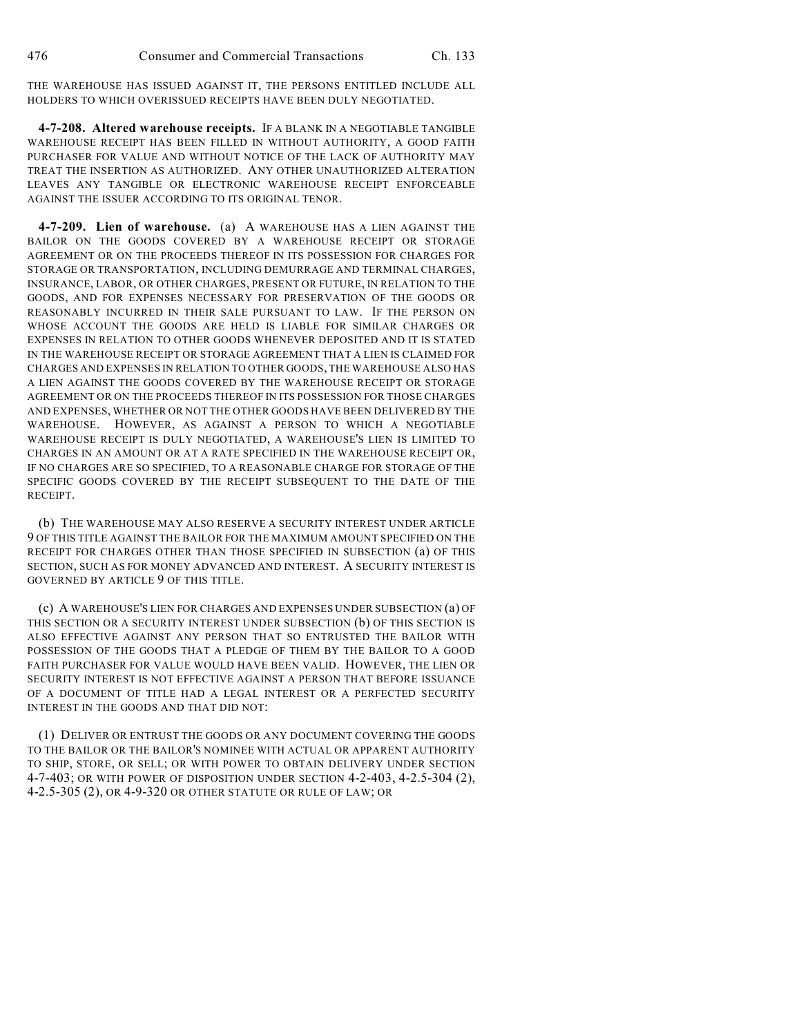THE WAREHOUSE HAS ISSUED AGAINST IT, THE PERSONS ENTITLED INCLUDE ALL HOLDERS TO WHICH OVERISSUED RECEIPTS HAVE BEEN DULY NEGOTIATED.

**4-7-208. Altered warehouse receipts.** IF A BLANK IN A NEGOTIABLE TANGIBLE WAREHOUSE RECEIPT HAS BEEN FILLED IN WITHOUT AUTHORITY, A GOOD FAITH PURCHASER FOR VALUE AND WITHOUT NOTICE OF THE LACK OF AUTHORITY MAY TREAT THE INSERTION AS AUTHORIZED. ANY OTHER UNAUTHORIZED ALTERATION LEAVES ANY TANGIBLE OR ELECTRONIC WAREHOUSE RECEIPT ENFORCEABLE AGAINST THE ISSUER ACCORDING TO ITS ORIGINAL TENOR.

**4-7-209. Lien of warehouse.** (a) A WAREHOUSE HAS A LIEN AGAINST THE BAILOR ON THE GOODS COVERED BY A WAREHOUSE RECEIPT OR STORAGE AGREEMENT OR ON THE PROCEEDS THEREOF IN ITS POSSESSION FOR CHARGES FOR STORAGE OR TRANSPORTATION, INCLUDING DEMURRAGE AND TERMINAL CHARGES, INSURANCE, LABOR, OR OTHER CHARGES, PRESENT OR FUTURE, IN RELATION TO THE GOODS, AND FOR EXPENSES NECESSARY FOR PRESERVATION OF THE GOODS OR REASONABLY INCURRED IN THEIR SALE PURSUANT TO LAW. IF THE PERSON ON WHOSE ACCOUNT THE GOODS ARE HELD IS LIABLE FOR SIMILAR CHARGES OR EXPENSES IN RELATION TO OTHER GOODS WHENEVER DEPOSITED AND IT IS STATED IN THE WAREHOUSE RECEIPT OR STORAGE AGREEMENT THAT A LIEN IS CLAIMED FOR CHARGES AND EXPENSES IN RELATION TO OTHER GOODS, THE WAREHOUSE ALSO HAS A LIEN AGAINST THE GOODS COVERED BY THE WAREHOUSE RECEIPT OR STORAGE AGREEMENT OR ON THE PROCEEDS THEREOF IN ITS POSSESSION FOR THOSE CHARGES AND EXPENSES, WHETHER OR NOT THE OTHER GOODS HAVE BEEN DELIVERED BY THE WAREHOUSE. HOWEVER, AS AGAINST A PERSON TO WHICH A NEGOTIABLE WAREHOUSE RECEIPT IS DULY NEGOTIATED, A WAREHOUSE'S LIEN IS LIMITED TO CHARGES IN AN AMOUNT OR AT A RATE SPECIFIED IN THE WAREHOUSE RECEIPT OR, IF NO CHARGES ARE SO SPECIFIED, TO A REASONABLE CHARGE FOR STORAGE OF THE SPECIFIC GOODS COVERED BY THE RECEIPT SUBSEQUENT TO THE DATE OF THE RECEIPT.

(b) THE WAREHOUSE MAY ALSO RESERVE A SECURITY INTEREST UNDER ARTICLE 9 OF THIS TITLE AGAINST THE BAILOR FOR THE MAXIMUM AMOUNT SPECIFIED ON THE RECEIPT FOR CHARGES OTHER THAN THOSE SPECIFIED IN SUBSECTION (a) OF THIS SECTION, SUCH AS FOR MONEY ADVANCED AND INTEREST. A SECURITY INTEREST IS GOVERNED BY ARTICLE 9 OF THIS TITLE.

(c) A WAREHOUSE'S LIEN FOR CHARGES AND EXPENSES UNDER SUBSECTION (a) OF THIS SECTION OR A SECURITY INTEREST UNDER SUBSECTION (b) OF THIS SECTION IS ALSO EFFECTIVE AGAINST ANY PERSON THAT SO ENTRUSTED THE BAILOR WITH POSSESSION OF THE GOODS THAT A PLEDGE OF THEM BY THE BAILOR TO A GOOD FAITH PURCHASER FOR VALUE WOULD HAVE BEEN VALID. HOWEVER, THE LIEN OR SECURITY INTEREST IS NOT EFFECTIVE AGAINST A PERSON THAT BEFORE ISSUANCE OF A DOCUMENT OF TITLE HAD A LEGAL INTEREST OR A PERFECTED SECURITY INTEREST IN THE GOODS AND THAT DID NOT:

(1) DELIVER OR ENTRUST THE GOODS OR ANY DOCUMENT COVERING THE GOODS TO THE BAILOR OR THE BAILOR'S NOMINEE WITH ACTUAL OR APPARENT AUTHORITY TO SHIP, STORE, OR SELL; OR WITH POWER TO OBTAIN DELIVERY UNDER SECTION 4-7-403; OR WITH POWER OF DISPOSITION UNDER SECTION 4-2-403, 4-2.5-304 (2), 4-2.5-305 (2), OR 4-9-320 OR OTHER STATUTE OR RULE OF LAW; OR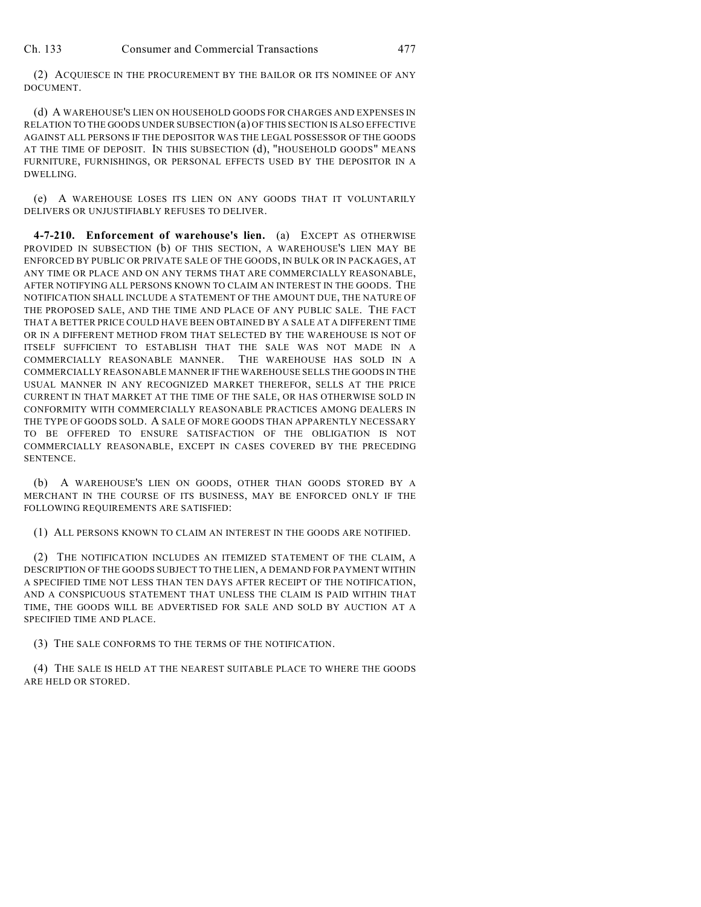(2) ACQUIESCE IN THE PROCUREMENT BY THE BAILOR OR ITS NOMINEE OF ANY DOCUMENT.

(d) A WAREHOUSE'S LIEN ON HOUSEHOLD GOODS FOR CHARGES AND EXPENSES IN RELATION TO THE GOODS UNDER SUBSECTION (a) OF THIS SECTION IS ALSO EFFECTIVE AGAINST ALL PERSONS IF THE DEPOSITOR WAS THE LEGAL POSSESSOR OF THE GOODS AT THE TIME OF DEPOSIT. IN THIS SUBSECTION (d), "HOUSEHOLD GOODS" MEANS FURNITURE, FURNISHINGS, OR PERSONAL EFFECTS USED BY THE DEPOSITOR IN A DWELLING.

(e) A WAREHOUSE LOSES ITS LIEN ON ANY GOODS THAT IT VOLUNTARILY DELIVERS OR UNJUSTIFIABLY REFUSES TO DELIVER.

**4-7-210. Enforcement of warehouse's lien.** (a) EXCEPT AS OTHERWISE PROVIDED IN SUBSECTION (b) OF THIS SECTION, A WAREHOUSE'S LIEN MAY BE ENFORCED BY PUBLIC OR PRIVATE SALE OF THE GOODS, IN BULK OR IN PACKAGES, AT ANY TIME OR PLACE AND ON ANY TERMS THAT ARE COMMERCIALLY REASONABLE, AFTER NOTIFYING ALL PERSONS KNOWN TO CLAIM AN INTEREST IN THE GOODS. THE NOTIFICATION SHALL INCLUDE A STATEMENT OF THE AMOUNT DUE, THE NATURE OF THE PROPOSED SALE, AND THE TIME AND PLACE OF ANY PUBLIC SALE. THE FACT THAT A BETTER PRICE COULD HAVE BEEN OBTAINED BY A SALE AT A DIFFERENT TIME OR IN A DIFFERENT METHOD FROM THAT SELECTED BY THE WAREHOUSE IS NOT OF ITSELF SUFFICIENT TO ESTABLISH THAT THE SALE WAS NOT MADE IN A COMMERCIALLY REASONABLE MANNER. THE WAREHOUSE HAS SOLD IN A COMMERCIALLY REASONABLE MANNER IF THE WAREHOUSE SELLS THE GOODS IN THE USUAL MANNER IN ANY RECOGNIZED MARKET THEREFOR, SELLS AT THE PRICE CURRENT IN THAT MARKET AT THE TIME OF THE SALE, OR HAS OTHERWISE SOLD IN CONFORMITY WITH COMMERCIALLY REASONABLE PRACTICES AMONG DEALERS IN THE TYPE OF GOODS SOLD. A SALE OF MORE GOODS THAN APPARENTLY NECESSARY TO BE OFFERED TO ENSURE SATISFACTION OF THE OBLIGATION IS NOT COMMERCIALLY REASONABLE, EXCEPT IN CASES COVERED BY THE PRECEDING SENTENCE.

(b) A WAREHOUSE'S LIEN ON GOODS, OTHER THAN GOODS STORED BY A MERCHANT IN THE COURSE OF ITS BUSINESS, MAY BE ENFORCED ONLY IF THE FOLLOWING REQUIREMENTS ARE SATISFIED:

(1) ALL PERSONS KNOWN TO CLAIM AN INTEREST IN THE GOODS ARE NOTIFIED.

(2) THE NOTIFICATION INCLUDES AN ITEMIZED STATEMENT OF THE CLAIM, A DESCRIPTION OF THE GOODS SUBJECT TO THE LIEN, A DEMAND FOR PAYMENT WITHIN A SPECIFIED TIME NOT LESS THAN TEN DAYS AFTER RECEIPT OF THE NOTIFICATION, AND A CONSPICUOUS STATEMENT THAT UNLESS THE CLAIM IS PAID WITHIN THAT TIME, THE GOODS WILL BE ADVERTISED FOR SALE AND SOLD BY AUCTION AT A SPECIFIED TIME AND PLACE.

(3) THE SALE CONFORMS TO THE TERMS OF THE NOTIFICATION.

(4) THE SALE IS HELD AT THE NEAREST SUITABLE PLACE TO WHERE THE GOODS ARE HELD OR STORED.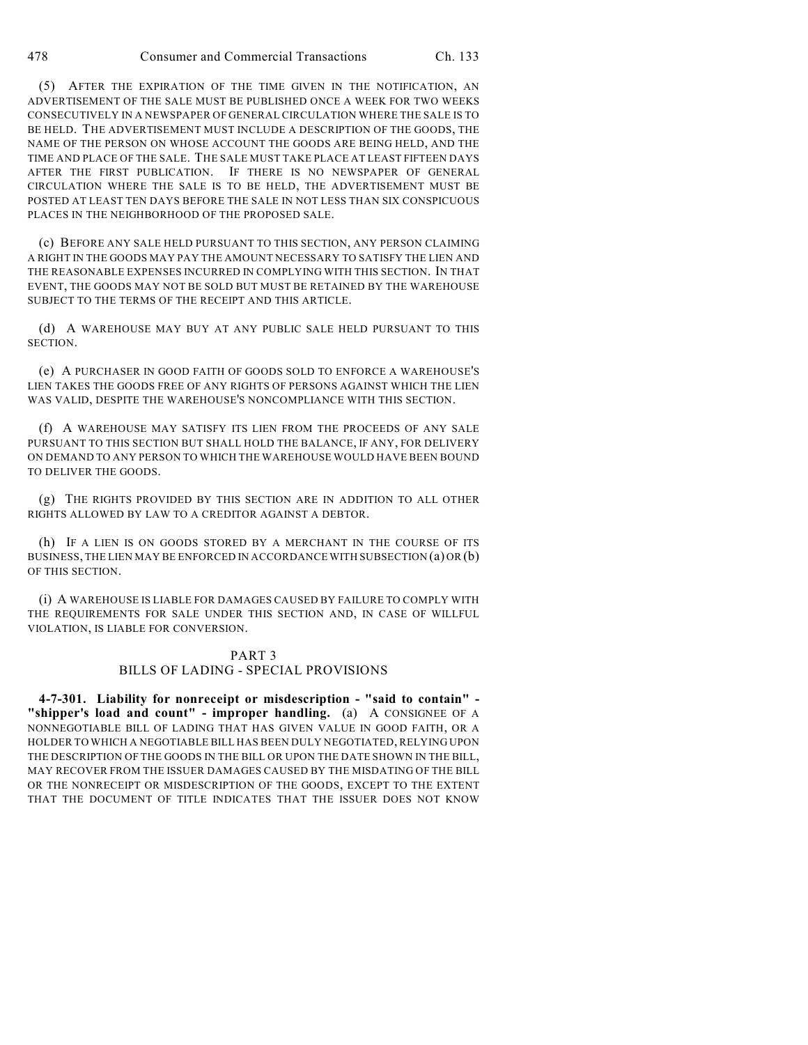(5) AFTER THE EXPIRATION OF THE TIME GIVEN IN THE NOTIFICATION, AN ADVERTISEMENT OF THE SALE MUST BE PUBLISHED ONCE A WEEK FOR TWO WEEKS CONSECUTIVELY IN A NEWSPAPER OF GENERAL CIRCULATION WHERE THE SALE IS TO BE HELD. THE ADVERTISEMENT MUST INCLUDE A DESCRIPTION OF THE GOODS, THE NAME OF THE PERSON ON WHOSE ACCOUNT THE GOODS ARE BEING HELD, AND THE TIME AND PLACE OF THE SALE. THE SALE MUST TAKE PLACE AT LEAST FIFTEEN DAYS AFTER THE FIRST PUBLICATION. IF THERE IS NO NEWSPAPER OF GENERAL CIRCULATION WHERE THE SALE IS TO BE HELD, THE ADVERTISEMENT MUST BE POSTED AT LEAST TEN DAYS BEFORE THE SALE IN NOT LESS THAN SIX CONSPICUOUS PLACES IN THE NEIGHBORHOOD OF THE PROPOSED SALE.

(c) BEFORE ANY SALE HELD PURSUANT TO THIS SECTION, ANY PERSON CLAIMING A RIGHT IN THE GOODS MAY PAY THE AMOUNT NECESSARY TO SATISFY THE LIEN AND THE REASONABLE EXPENSES INCURRED IN COMPLYING WITH THIS SECTION. IN THAT EVENT, THE GOODS MAY NOT BE SOLD BUT MUST BE RETAINED BY THE WAREHOUSE SUBJECT TO THE TERMS OF THE RECEIPT AND THIS ARTICLE.

(d) A WAREHOUSE MAY BUY AT ANY PUBLIC SALE HELD PURSUANT TO THIS SECTION.

(e) A PURCHASER IN GOOD FAITH OF GOODS SOLD TO ENFORCE A WAREHOUSE'S LIEN TAKES THE GOODS FREE OF ANY RIGHTS OF PERSONS AGAINST WHICH THE LIEN WAS VALID, DESPITE THE WAREHOUSE'S NONCOMPLIANCE WITH THIS SECTION.

(f) A WAREHOUSE MAY SATISFY ITS LIEN FROM THE PROCEEDS OF ANY SALE PURSUANT TO THIS SECTION BUT SHALL HOLD THE BALANCE, IF ANY, FOR DELIVERY ON DEMAND TO ANY PERSON TO WHICH THE WAREHOUSE WOULD HAVE BEEN BOUND TO DELIVER THE GOODS.

(g) THE RIGHTS PROVIDED BY THIS SECTION ARE IN ADDITION TO ALL OTHER RIGHTS ALLOWED BY LAW TO A CREDITOR AGAINST A DEBTOR.

(h) IF A LIEN IS ON GOODS STORED BY A MERCHANT IN THE COURSE OF ITS BUSINESS, THE LIEN MAY BE ENFORCED IN ACCORDANCE WITH SUBSECTION (a) OR (b) OF THIS SECTION.

(i) A WAREHOUSE IS LIABLE FOR DAMAGES CAUSED BY FAILURE TO COMPLY WITH THE REQUIREMENTS FOR SALE UNDER THIS SECTION AND, IN CASE OF WILLFUL VIOLATION, IS LIABLE FOR CONVERSION.

## PART 3
## BILLS OF LADING - SPECIAL PROVISIONS

**4-7-301. Liability for nonreceipt or misdescription - "said to contain" - "shipper's load and count" - improper handling.** (a) A CONSIGNEE OF A NONNEGOTIABLE BILL OF LADING THAT HAS GIVEN VALUE IN GOOD FAITH, OR A HOLDER TO WHICH A NEGOTIABLE BILL HAS BEEN DULY NEGOTIATED, RELYING UPON THE DESCRIPTION OF THE GOODS IN THE BILL OR UPON THE DATE SHOWN IN THE BILL, MAY RECOVER FROM THE ISSUER DAMAGES CAUSED BY THE MISDATING OF THE BILL OR THE NONRECEIPT OR MISDESCRIPTION OF THE GOODS, EXCEPT TO THE EXTENT THAT THE DOCUMENT OF TITLE INDICATES THAT THE ISSUER DOES NOT KNOW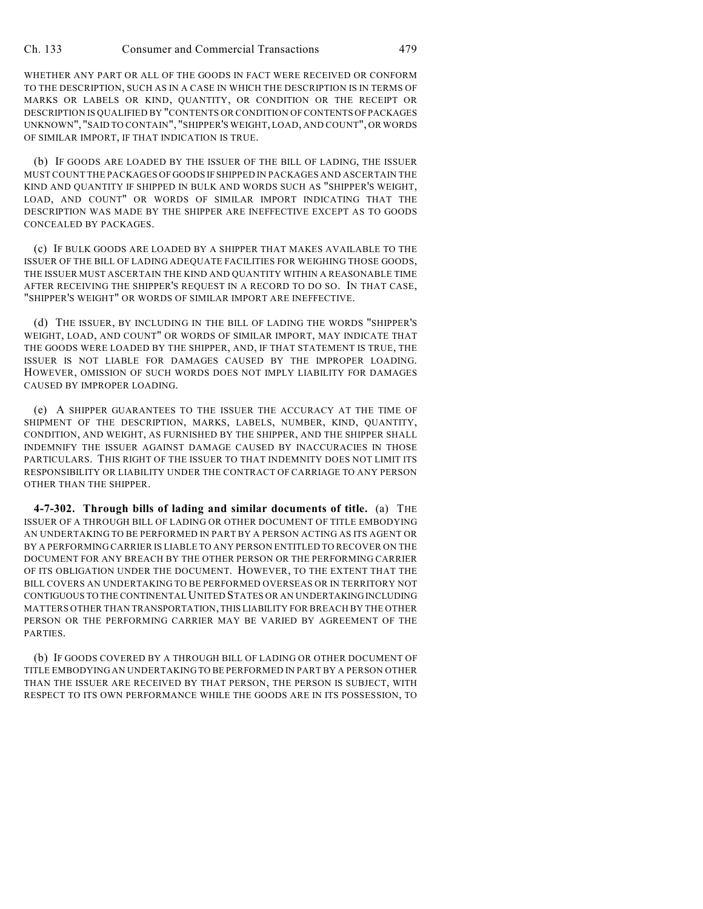WHETHER ANY PART OR ALL OF THE GOODS IN FACT WERE RECEIVED OR CONFORM TO THE DESCRIPTION, SUCH AS IN A CASE IN WHICH THE DESCRIPTION IS IN TERMS OF MARKS OR LABELS OR KIND, QUANTITY, OR CONDITION OR THE RECEIPT OR DESCRIPTION IS QUALIFIED BY "CONTENTS OR CONDITION OF CONTENTS OF PACKAGES UNKNOWN", "SAID TO CONTAIN", "SHIPPER'S WEIGHT, LOAD, AND COUNT", OR WORDS OF SIMILAR IMPORT, IF THAT INDICATION IS TRUE.

(b) IF GOODS ARE LOADED BY THE ISSUER OF THE BILL OF LADING, THE ISSUER MUST COUNT THE PACKAGES OF GOODS IF SHIPPED IN PACKAGES AND ASCERTAIN THE KIND AND QUANTITY IF SHIPPED IN BULK AND WORDS SUCH AS "SHIPPER'S WEIGHT, LOAD, AND COUNT" OR WORDS OF SIMILAR IMPORT INDICATING THAT THE DESCRIPTION WAS MADE BY THE SHIPPER ARE INEFFECTIVE EXCEPT AS TO GOODS CONCEALED BY PACKAGES.

(c) IF BULK GOODS ARE LOADED BY A SHIPPER THAT MAKES AVAILABLE TO THE ISSUER OF THE BILL OF LADING ADEQUATE FACILITIES FOR WEIGHING THOSE GOODS, THE ISSUER MUST ASCERTAIN THE KIND AND QUANTITY WITHIN A REASONABLE TIME AFTER RECEIVING THE SHIPPER'S REQUEST IN A RECORD TO DO SO. IN THAT CASE, "SHIPPER'S WEIGHT" OR WORDS OF SIMILAR IMPORT ARE INEFFECTIVE.

(d) THE ISSUER, BY INCLUDING IN THE BILL OF LADING THE WORDS "SHIPPER'S WEIGHT, LOAD, AND COUNT" OR WORDS OF SIMILAR IMPORT, MAY INDICATE THAT THE GOODS WERE LOADED BY THE SHIPPER, AND, IF THAT STATEMENT IS TRUE, THE ISSUER IS NOT LIABLE FOR DAMAGES CAUSED BY THE IMPROPER LOADING. HOWEVER, OMISSION OF SUCH WORDS DOES NOT IMPLY LIABILITY FOR DAMAGES CAUSED BY IMPROPER LOADING.

(e) A SHIPPER GUARANTEES TO THE ISSUER THE ACCURACY AT THE TIME OF SHIPMENT OF THE DESCRIPTION, MARKS, LABELS, NUMBER, KIND, QUANTITY, CONDITION, AND WEIGHT, AS FURNISHED BY THE SHIPPER, AND THE SHIPPER SHALL INDEMNIFY THE ISSUER AGAINST DAMAGE CAUSED BY INACCURACIES IN THOSE PARTICULARS. THIS RIGHT OF THE ISSUER TO THAT INDEMNITY DOES NOT LIMIT ITS RESPONSIBILITY OR LIABILITY UNDER THE CONTRACT OF CARRIAGE TO ANY PERSON OTHER THAN THE SHIPPER.

**4-7-302. Through bills of lading and similar documents of title.** (a) THE ISSUER OF A THROUGH BILL OF LADING OR OTHER DOCUMENT OF TITLE EMBODYING AN UNDERTAKING TO BE PERFORMED IN PART BY A PERSON ACTING AS ITS AGENT OR BY A PERFORMING CARRIER IS LIABLE TO ANY PERSON ENTITLED TO RECOVER ON THE DOCUMENT FOR ANY BREACH BY THE OTHER PERSON OR THE PERFORMING CARRIER OF ITS OBLIGATION UNDER THE DOCUMENT. HOWEVER, TO THE EXTENT THAT THE BILL COVERS AN UNDERTAKING TO BE PERFORMED OVERSEAS OR IN TERRITORY NOT CONTIGUOUS TO THE CONTINENTAL UNITED STATES OR AN UNDERTAKING INCLUDING MATTERS OTHER THAN TRANSPORTATION, THIS LIABILITY FOR BREACH BY THE OTHER PERSON OR THE PERFORMING CARRIER MAY BE VARIED BY AGREEMENT OF THE PARTIES.

(b) IF GOODS COVERED BY A THROUGH BILL OF LADING OR OTHER DOCUMENT OF TITLE EMBODYING AN UNDERTAKING TO BE PERFORMED IN PART BY A PERSON OTHER THAN THE ISSUER ARE RECEIVED BY THAT PERSON, THE PERSON IS SUBJECT, WITH RESPECT TO ITS OWN PERFORMANCE WHILE THE GOODS ARE IN ITS POSSESSION, TO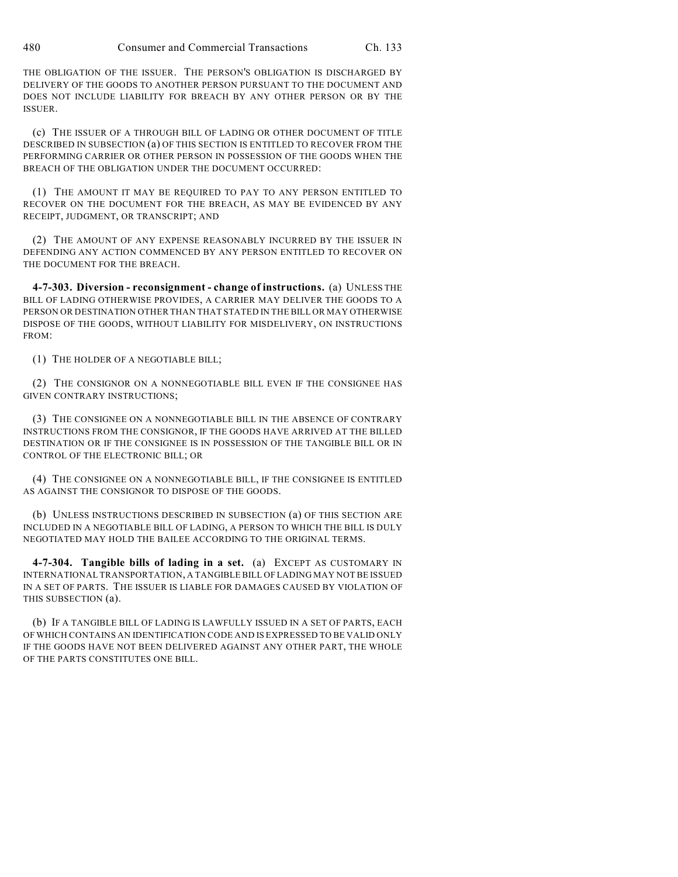THE OBLIGATION OF THE ISSUER. THE PERSON'S OBLIGATION IS DISCHARGED BY DELIVERY OF THE GOODS TO ANOTHER PERSON PURSUANT TO THE DOCUMENT AND DOES NOT INCLUDE LIABILITY FOR BREACH BY ANY OTHER PERSON OR BY THE ISSUER.

(c) THE ISSUER OF A THROUGH BILL OF LADING OR OTHER DOCUMENT OF TITLE DESCRIBED IN SUBSECTION (a) OF THIS SECTION IS ENTITLED TO RECOVER FROM THE PERFORMING CARRIER OR OTHER PERSON IN POSSESSION OF THE GOODS WHEN THE BREACH OF THE OBLIGATION UNDER THE DOCUMENT OCCURRED:

(1) THE AMOUNT IT MAY BE REQUIRED TO PAY TO ANY PERSON ENTITLED TO RECOVER ON THE DOCUMENT FOR THE BREACH, AS MAY BE EVIDENCED BY ANY RECEIPT, JUDGMENT, OR TRANSCRIPT; AND

(2) THE AMOUNT OF ANY EXPENSE REASONABLY INCURRED BY THE ISSUER IN DEFENDING ANY ACTION COMMENCED BY ANY PERSON ENTITLED TO RECOVER ON THE DOCUMENT FOR THE BREACH.

**4-7-303. Diversion - reconsignment - change of instructions.** (a) UNLESS THE BILL OF LADING OTHERWISE PROVIDES, A CARRIER MAY DELIVER THE GOODS TO A PERSON OR DESTINATION OTHER THAN THAT STATED IN THE BILL OR MAY OTHERWISE DISPOSE OF THE GOODS, WITHOUT LIABILITY FOR MISDELIVERY, ON INSTRUCTIONS FROM:

(1) THE HOLDER OF A NEGOTIABLE BILL;

(2) THE CONSIGNOR ON A NONNEGOTIABLE BILL EVEN IF THE CONSIGNEE HAS GIVEN CONTRARY INSTRUCTIONS;

(3) THE CONSIGNEE ON A NONNEGOTIABLE BILL IN THE ABSENCE OF CONTRARY INSTRUCTIONS FROM THE CONSIGNOR, IF THE GOODS HAVE ARRIVED AT THE BILLED DESTINATION OR IF THE CONSIGNEE IS IN POSSESSION OF THE TANGIBLE BILL OR IN CONTROL OF THE ELECTRONIC BILL; OR

(4) THE CONSIGNEE ON A NONNEGOTIABLE BILL, IF THE CONSIGNEE IS ENTITLED AS AGAINST THE CONSIGNOR TO DISPOSE OF THE GOODS.

(b) UNLESS INSTRUCTIONS DESCRIBED IN SUBSECTION (a) OF THIS SECTION ARE INCLUDED IN A NEGOTIABLE BILL OF LADING, A PERSON TO WHICH THE BILL IS DULY NEGOTIATED MAY HOLD THE BAILEE ACCORDING TO THE ORIGINAL TERMS.

**4-7-304. Tangible bills of lading in a set.** (a) EXCEPT AS CUSTOMARY IN INTERNATIONAL TRANSPORTATION, A TANGIBLE BILL OF LADING MAY NOT BE ISSUED IN A SET OF PARTS. THE ISSUER IS LIABLE FOR DAMAGES CAUSED BY VIOLATION OF THIS SUBSECTION (a).

(b) IF A TANGIBLE BILL OF LADING IS LAWFULLY ISSUED IN A SET OF PARTS, EACH OF WHICH CONTAINS AN IDENTIFICATION CODE AND IS EXPRESSED TO BE VALID ONLY IF THE GOODS HAVE NOT BEEN DELIVERED AGAINST ANY OTHER PART, THE WHOLE OF THE PARTS CONSTITUTES ONE BILL.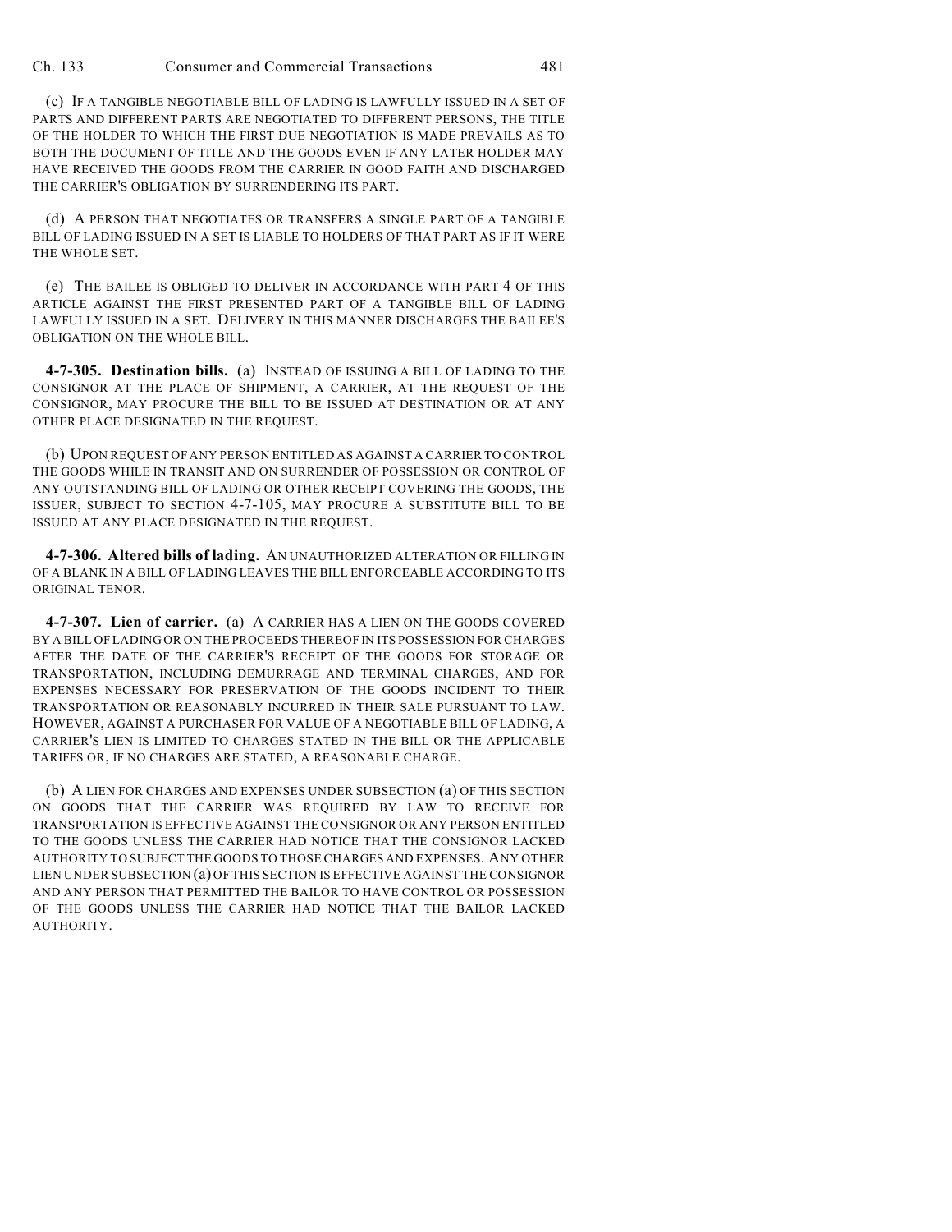(c) IF A TANGIBLE NEGOTIABLE BILL OF LADING IS LAWFULLY ISSUED IN A SET OF PARTS AND DIFFERENT PARTS ARE NEGOTIATED TO DIFFERENT PERSONS, THE TITLE OF THE HOLDER TO WHICH THE FIRST DUE NEGOTIATION IS MADE PREVAILS AS TO BOTH THE DOCUMENT OF TITLE AND THE GOODS EVEN IF ANY LATER HOLDER MAY HAVE RECEIVED THE GOODS FROM THE CARRIER IN GOOD FAITH AND DISCHARGED THE CARRIER'S OBLIGATION BY SURRENDERING ITS PART.

(d) A PERSON THAT NEGOTIATES OR TRANSFERS A SINGLE PART OF A TANGIBLE BILL OF LADING ISSUED IN A SET IS LIABLE TO HOLDERS OF THAT PART AS IF IT WERE THE WHOLE SET.

(e) THE BAILEE IS OBLIGED TO DELIVER IN ACCORDANCE WITH PART 4 OF THIS ARTICLE AGAINST THE FIRST PRESENTED PART OF A TANGIBLE BILL OF LADING LAWFULLY ISSUED IN A SET. DELIVERY IN THIS MANNER DISCHARGES THE BAILEE'S OBLIGATION ON THE WHOLE BILL.

**4-7-305. Destination bills.** (a) INSTEAD OF ISSUING A BILL OF LADING TO THE CONSIGNOR AT THE PLACE OF SHIPMENT, A CARRIER, AT THE REQUEST OF THE CONSIGNOR, MAY PROCURE THE BILL TO BE ISSUED AT DESTINATION OR AT ANY OTHER PLACE DESIGNATED IN THE REQUEST.

(b) UPON REQUEST OF ANY PERSON ENTITLED AS AGAINST A CARRIER TO CONTROL THE GOODS WHILE IN TRANSIT AND ON SURRENDER OF POSSESSION OR CONTROL OF ANY OUTSTANDING BILL OF LADING OR OTHER RECEIPT COVERING THE GOODS, THE ISSUER, SUBJECT TO SECTION 4-7-105, MAY PROCURE A SUBSTITUTE BILL TO BE ISSUED AT ANY PLACE DESIGNATED IN THE REQUEST.

**4-7-306. Altered bills of lading.** AN UNAUTHORIZED ALTERATION OR FILLING IN OF A BLANK IN A BILL OF LADING LEAVES THE BILL ENFORCEABLE ACCORDING TO ITS ORIGINAL TENOR.

**4-7-307. Lien of carrier.** (a) A CARRIER HAS A LIEN ON THE GOODS COVERED BY A BILL OF LADING OR ON THE PROCEEDS THEREOF IN ITS POSSESSION FOR CHARGES AFTER THE DATE OF THE CARRIER'S RECEIPT OF THE GOODS FOR STORAGE OR TRANSPORTATION, INCLUDING DEMURRAGE AND TERMINAL CHARGES, AND FOR EXPENSES NECESSARY FOR PRESERVATION OF THE GOODS INCIDENT TO THEIR TRANSPORTATION OR REASONABLY INCURRED IN THEIR SALE PURSUANT TO LAW. HOWEVER, AGAINST A PURCHASER FOR VALUE OF A NEGOTIABLE BILL OF LADING, A CARRIER'S LIEN IS LIMITED TO CHARGES STATED IN THE BILL OR THE APPLICABLE TARIFFS OR, IF NO CHARGES ARE STATED, A REASONABLE CHARGE.

(b) A LIEN FOR CHARGES AND EXPENSES UNDER SUBSECTION (a) OF THIS SECTION ON GOODS THAT THE CARRIER WAS REQUIRED BY LAW TO RECEIVE FOR TRANSPORTATION IS EFFECTIVE AGAINST THE CONSIGNOR OR ANY PERSON ENTITLED TO THE GOODS UNLESS THE CARRIER HAD NOTICE THAT THE CONSIGNOR LACKED AUTHORITY TO SUBJECT THE GOODS TO THOSE CHARGES AND EXPENSES. ANY OTHER LIEN UNDER SUBSECTION (a) OF THIS SECTION IS EFFECTIVE AGAINST THE CONSIGNOR AND ANY PERSON THAT PERMITTED THE BAILOR TO HAVE CONTROL OR POSSESSION OF THE GOODS UNLESS THE CARRIER HAD NOTICE THAT THE BAILOR LACKED AUTHORITY.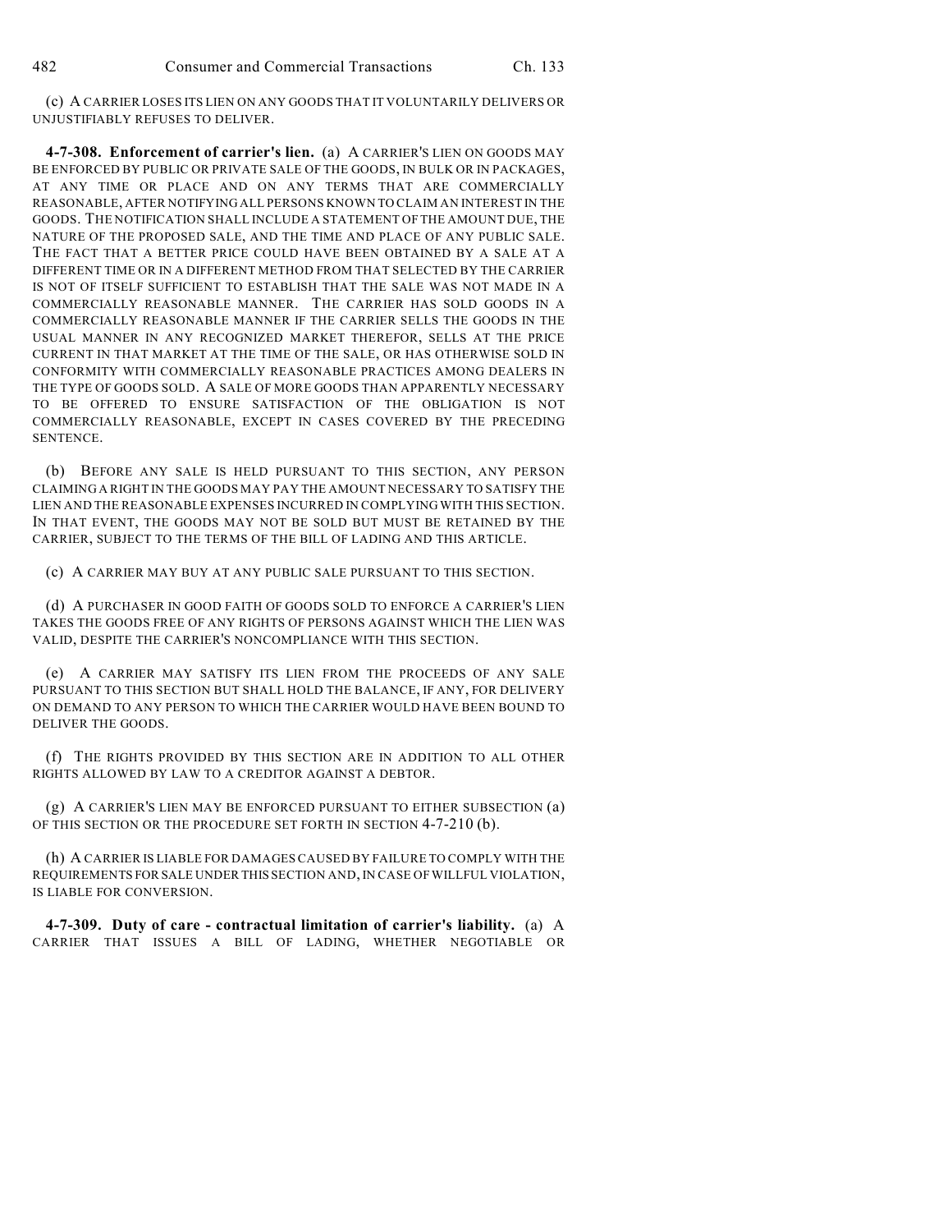(c) A CARRIER LOSES ITS LIEN ON ANY GOODS THAT IT VOLUNTARILY DELIVERS OR UNJUSTIFIABLY REFUSES TO DELIVER.

**4-7-308. Enforcement of carrier's lien.** (a) A CARRIER'S LIEN ON GOODS MAY BE ENFORCED BY PUBLIC OR PRIVATE SALE OF THE GOODS, IN BULK OR IN PACKAGES, AT ANY TIME OR PLACE AND ON ANY TERMS THAT ARE COMMERCIALLY REASONABLE, AFTER NOTIFYING ALL PERSONS KNOWN TO CLAIM AN INTEREST IN THE GOODS. THE NOTIFICATION SHALL INCLUDE A STATEMENT OF THE AMOUNT DUE, THE NATURE OF THE PROPOSED SALE, AND THE TIME AND PLACE OF ANY PUBLIC SALE. THE FACT THAT A BETTER PRICE COULD HAVE BEEN OBTAINED BY A SALE AT A DIFFERENT TIME OR IN A DIFFERENT METHOD FROM THAT SELECTED BY THE CARRIER IS NOT OF ITSELF SUFFICIENT TO ESTABLISH THAT THE SALE WAS NOT MADE IN A COMMERCIALLY REASONABLE MANNER. THE CARRIER HAS SOLD GOODS IN A COMMERCIALLY REASONABLE MANNER IF THE CARRIER SELLS THE GOODS IN THE USUAL MANNER IN ANY RECOGNIZED MARKET THEREFOR, SELLS AT THE PRICE CURRENT IN THAT MARKET AT THE TIME OF THE SALE, OR HAS OTHERWISE SOLD IN CONFORMITY WITH COMMERCIALLY REASONABLE PRACTICES AMONG DEALERS IN THE TYPE OF GOODS SOLD. A SALE OF MORE GOODS THAN APPARENTLY NECESSARY TO BE OFFERED TO ENSURE SATISFACTION OF THE OBLIGATION IS NOT COMMERCIALLY REASONABLE, EXCEPT IN CASES COVERED BY THE PRECEDING SENTENCE.

(b) BEFORE ANY SALE IS HELD PURSUANT TO THIS SECTION, ANY PERSON CLAIMING A RIGHT IN THE GOODS MAY PAY THE AMOUNT NECESSARY TO SATISFY THE LIEN AND THE REASONABLE EXPENSES INCURRED IN COMPLYING WITH THIS SECTION. IN THAT EVENT, THE GOODS MAY NOT BE SOLD BUT MUST BE RETAINED BY THE CARRIER, SUBJECT TO THE TERMS OF THE BILL OF LADING AND THIS ARTICLE.

(c) A CARRIER MAY BUY AT ANY PUBLIC SALE PURSUANT TO THIS SECTION.

(d) A PURCHASER IN GOOD FAITH OF GOODS SOLD TO ENFORCE A CARRIER'S LIEN TAKES THE GOODS FREE OF ANY RIGHTS OF PERSONS AGAINST WHICH THE LIEN WAS VALID, DESPITE THE CARRIER'S NONCOMPLIANCE WITH THIS SECTION.

(e) A CARRIER MAY SATISFY ITS LIEN FROM THE PROCEEDS OF ANY SALE PURSUANT TO THIS SECTION BUT SHALL HOLD THE BALANCE, IF ANY, FOR DELIVERY ON DEMAND TO ANY PERSON TO WHICH THE CARRIER WOULD HAVE BEEN BOUND TO DELIVER THE GOODS.

(f) THE RIGHTS PROVIDED BY THIS SECTION ARE IN ADDITION TO ALL OTHER RIGHTS ALLOWED BY LAW TO A CREDITOR AGAINST A DEBTOR.

(g) A CARRIER'S LIEN MAY BE ENFORCED PURSUANT TO EITHER SUBSECTION (a) OF THIS SECTION OR THE PROCEDURE SET FORTH IN SECTION 4-7-210 (b).

(h) A CARRIER IS LIABLE FOR DAMAGES CAUSED BY FAILURE TO COMPLY WITH THE REQUIREMENTS FOR SALE UNDER THIS SECTION AND, IN CASE OF WILLFUL VIOLATION, IS LIABLE FOR CONVERSION.

**4-7-309. Duty of care - contractual limitation of carrier's liability.** (a) A CARRIER THAT ISSUES A BILL OF LADING, WHETHER NEGOTIABLE OR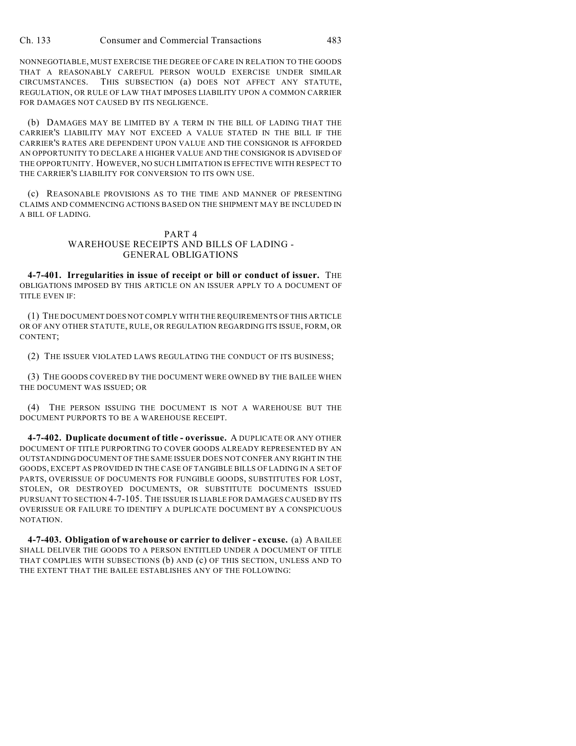NONNEGOTIABLE, MUST EXERCISE THE DEGREE OF CARE IN RELATION TO THE GOODS THAT A REASONABLY CAREFUL PERSON WOULD EXERCISE UNDER SIMILAR CIRCUMSTANCES. THIS SUBSECTION (a) DOES NOT AFFECT ANY STATUTE, REGULATION, OR RULE OF LAW THAT IMPOSES LIABILITY UPON A COMMON CARRIER FOR DAMAGES NOT CAUSED BY ITS NEGLIGENCE.

(b) DAMAGES MAY BE LIMITED BY A TERM IN THE BILL OF LADING THAT THE CARRIER'S LIABILITY MAY NOT EXCEED A VALUE STATED IN THE BILL IF THE CARRIER'S RATES ARE DEPENDENT UPON VALUE AND THE CONSIGNOR IS AFFORDED AN OPPORTUNITY TO DECLARE A HIGHER VALUE AND THE CONSIGNOR IS ADVISED OF THE OPPORTUNITY. HOWEVER, NO SUCH LIMITATION IS EFFECTIVE WITH RESPECT TO THE CARRIER'S LIABILITY FOR CONVERSION TO ITS OWN USE.

(c) REASONABLE PROVISIONS AS TO THE TIME AND MANNER OF PRESENTING CLAIMS AND COMMENCING ACTIONS BASED ON THE SHIPMENT MAY BE INCLUDED IN A BILL OF LADING.

## PART 4
## WAREHOUSE RECEIPTS AND BILLS OF LADING - GENERAL OBLIGATIONS

**4-7-401. Irregularities in issue of receipt or bill or conduct of issuer.** THE OBLIGATIONS IMPOSED BY THIS ARTICLE ON AN ISSUER APPLY TO A DOCUMENT OF TITLE EVEN IF:

(1) THE DOCUMENT DOES NOT COMPLY WITH THE REQUIREMENTS OF THIS ARTICLE OR OF ANY OTHER STATUTE, RULE, OR REGULATION REGARDING ITS ISSUE, FORM, OR CONTENT;

(2) THE ISSUER VIOLATED LAWS REGULATING THE CONDUCT OF ITS BUSINESS;

(3) THE GOODS COVERED BY THE DOCUMENT WERE OWNED BY THE BAILEE WHEN THE DOCUMENT WAS ISSUED; OR

(4) THE PERSON ISSUING THE DOCUMENT IS NOT A WAREHOUSE BUT THE DOCUMENT PURPORTS TO BE A WAREHOUSE RECEIPT.

**4-7-402. Duplicate document of title - overissue.** A DUPLICATE OR ANY OTHER DOCUMENT OF TITLE PURPORTING TO COVER GOODS ALREADY REPRESENTED BY AN OUTSTANDING DOCUMENT OF THE SAME ISSUER DOES NOT CONFER ANY RIGHT IN THE GOODS, EXCEPT AS PROVIDED IN THE CASE OF TANGIBLE BILLS OF LADING IN A SET OF PARTS, OVERISSUE OF DOCUMENTS FOR FUNGIBLE GOODS, SUBSTITUTES FOR LOST, STOLEN, OR DESTROYED DOCUMENTS, OR SUBSTITUTE DOCUMENTS ISSUED PURSUANT TO SECTION 4-7-105. THE ISSUER IS LIABLE FOR DAMAGES CAUSED BY ITS OVERISSUE OR FAILURE TO IDENTIFY A DUPLICATE DOCUMENT BY A CONSPICUOUS NOTATION.

**4-7-403. Obligation of warehouse or carrier to deliver - excuse.** (a) A BAILEE SHALL DELIVER THE GOODS TO A PERSON ENTITLED UNDER A DOCUMENT OF TITLE THAT COMPLIES WITH SUBSECTIONS (b) AND (c) OF THIS SECTION, UNLESS AND TO THE EXTENT THAT THE BAILEE ESTABLISHES ANY OF THE FOLLOWING: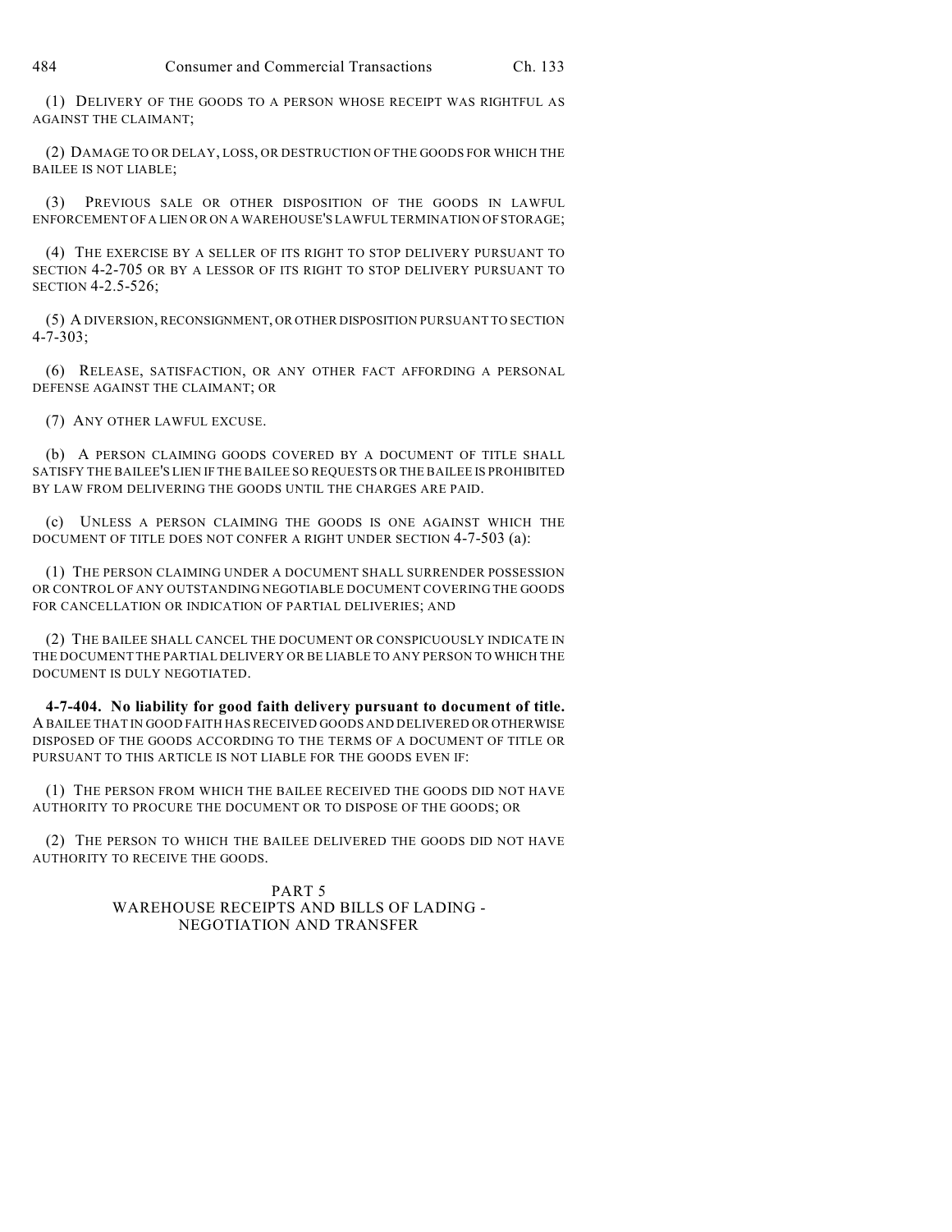(1) DELIVERY OF THE GOODS TO A PERSON WHOSE RECEIPT WAS RIGHTFUL AS AGAINST THE CLAIMANT;

(2) DAMAGE TO OR DELAY, LOSS, OR DESTRUCTION OF THE GOODS FOR WHICH THE BAILEE IS NOT LIABLE;

(3) PREVIOUS SALE OR OTHER DISPOSITION OF THE GOODS IN LAWFUL ENFORCEMENT OF A LIEN OR ON A WAREHOUSE'S LAWFUL TERMINATION OF STORAGE;

(4) THE EXERCISE BY A SELLER OF ITS RIGHT TO STOP DELIVERY PURSUANT TO SECTION 4-2-705 OR BY A LESSOR OF ITS RIGHT TO STOP DELIVERY PURSUANT TO SECTION 4-2.5-526;

(5) A DIVERSION, RECONSIGNMENT, OR OTHER DISPOSITION PURSUANT TO SECTION 4-7-303;

(6) RELEASE, SATISFACTION, OR ANY OTHER FACT AFFORDING A PERSONAL DEFENSE AGAINST THE CLAIMANT; OR

(7) ANY OTHER LAWFUL EXCUSE.

(b) A PERSON CLAIMING GOODS COVERED BY A DOCUMENT OF TITLE SHALL SATISFY THE BAILEE'S LIEN IF THE BAILEE SO REQUESTS OR THE BAILEE IS PROHIBITED BY LAW FROM DELIVERING THE GOODS UNTIL THE CHARGES ARE PAID.

(c) UNLESS A PERSON CLAIMING THE GOODS IS ONE AGAINST WHICH THE DOCUMENT OF TITLE DOES NOT CONFER A RIGHT UNDER SECTION 4-7-503 (a):

(1) THE PERSON CLAIMING UNDER A DOCUMENT SHALL SURRENDER POSSESSION OR CONTROL OF ANY OUTSTANDING NEGOTIABLE DOCUMENT COVERING THE GOODS FOR CANCELLATION OR INDICATION OF PARTIAL DELIVERIES; AND

(2) THE BAILEE SHALL CANCEL THE DOCUMENT OR CONSPICUOUSLY INDICATE IN THE DOCUMENT THE PARTIAL DELIVERY OR BE LIABLE TO ANY PERSON TO WHICH THE DOCUMENT IS DULY NEGOTIATED.

**4-7-404. No liability for good faith delivery pursuant to document of title.** A BAILEE THAT IN GOOD FAITH HAS RECEIVED GOODS AND DELIVERED OR OTHERWISE DISPOSED OF THE GOODS ACCORDING TO THE TERMS OF A DOCUMENT OF TITLE OR PURSUANT TO THIS ARTICLE IS NOT LIABLE FOR THE GOODS EVEN IF:

(1) THE PERSON FROM WHICH THE BAILEE RECEIVED THE GOODS DID NOT HAVE AUTHORITY TO PROCURE THE DOCUMENT OR TO DISPOSE OF THE GOODS; OR

(2) THE PERSON TO WHICH THE BAILEE DELIVERED THE GOODS DID NOT HAVE AUTHORITY TO RECEIVE THE GOODS.

## PART 5
## WAREHOUSE RECEIPTS AND BILLS OF LADING - NEGOTIATION AND TRANSFER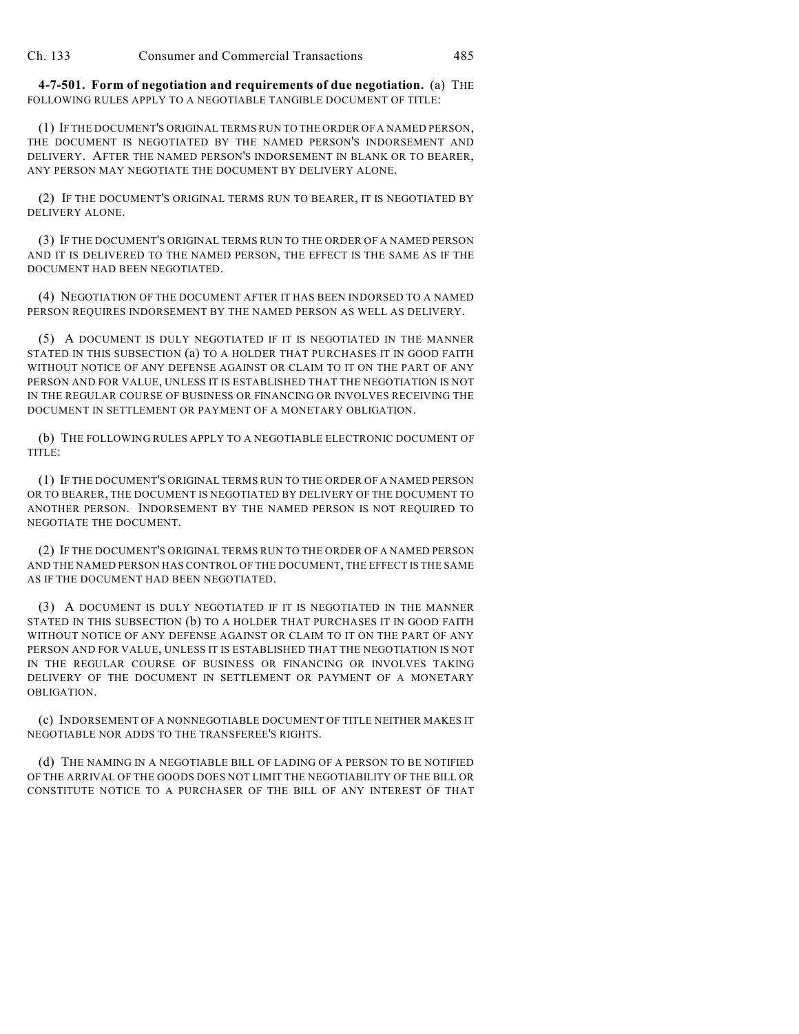**4-7-501. Form of negotiation and requirements of due negotiation.** (a) THE FOLLOWING RULES APPLY TO A NEGOTIABLE TANGIBLE DOCUMENT OF TITLE:

(1) IF THE DOCUMENT'S ORIGINAL TERMS RUN TO THE ORDER OF A NAMED PERSON, THE DOCUMENT IS NEGOTIATED BY THE NAMED PERSON'S INDORSEMENT AND DELIVERY. AFTER THE NAMED PERSON'S INDORSEMENT IN BLANK OR TO BEARER, ANY PERSON MAY NEGOTIATE THE DOCUMENT BY DELIVERY ALONE.

(2) IF THE DOCUMENT'S ORIGINAL TERMS RUN TO BEARER, IT IS NEGOTIATED BY DELIVERY ALONE.

(3) IF THE DOCUMENT'S ORIGINAL TERMS RUN TO THE ORDER OF A NAMED PERSON AND IT IS DELIVERED TO THE NAMED PERSON, THE EFFECT IS THE SAME AS IF THE DOCUMENT HAD BEEN NEGOTIATED.

(4) NEGOTIATION OF THE DOCUMENT AFTER IT HAS BEEN INDORSED TO A NAMED PERSON REQUIRES INDORSEMENT BY THE NAMED PERSON AS WELL AS DELIVERY.

(5) A DOCUMENT IS DULY NEGOTIATED IF IT IS NEGOTIATED IN THE MANNER STATED IN THIS SUBSECTION (a) TO A HOLDER THAT PURCHASES IT IN GOOD FAITH WITHOUT NOTICE OF ANY DEFENSE AGAINST OR CLAIM TO IT ON THE PART OF ANY PERSON AND FOR VALUE, UNLESS IT IS ESTABLISHED THAT THE NEGOTIATION IS NOT IN THE REGULAR COURSE OF BUSINESS OR FINANCING OR INVOLVES RECEIVING THE DOCUMENT IN SETTLEMENT OR PAYMENT OF A MONETARY OBLIGATION.

(b) THE FOLLOWING RULES APPLY TO A NEGOTIABLE ELECTRONIC DOCUMENT OF TITLE:

(1) IF THE DOCUMENT'S ORIGINAL TERMS RUN TO THE ORDER OF A NAMED PERSON OR TO BEARER, THE DOCUMENT IS NEGOTIATED BY DELIVERY OF THE DOCUMENT TO ANOTHER PERSON. INDORSEMENT BY THE NAMED PERSON IS NOT REQUIRED TO NEGOTIATE THE DOCUMENT.

(2) IF THE DOCUMENT'S ORIGINAL TERMS RUN TO THE ORDER OF A NAMED PERSON AND THE NAMED PERSON HAS CONTROL OF THE DOCUMENT, THE EFFECT IS THE SAME AS IF THE DOCUMENT HAD BEEN NEGOTIATED.

(3) A DOCUMENT IS DULY NEGOTIATED IF IT IS NEGOTIATED IN THE MANNER STATED IN THIS SUBSECTION (b) TO A HOLDER THAT PURCHASES IT IN GOOD FAITH WITHOUT NOTICE OF ANY DEFENSE AGAINST OR CLAIM TO IT ON THE PART OF ANY PERSON AND FOR VALUE, UNLESS IT IS ESTABLISHED THAT THE NEGOTIATION IS NOT IN THE REGULAR COURSE OF BUSINESS OR FINANCING OR INVOLVES TAKING DELIVERY OF THE DOCUMENT IN SETTLEMENT OR PAYMENT OF A MONETARY OBLIGATION.

(c) INDORSEMENT OF A NONNEGOTIABLE DOCUMENT OF TITLE NEITHER MAKES IT NEGOTIABLE NOR ADDS TO THE TRANSFEREE'S RIGHTS.

(d) THE NAMING IN A NEGOTIABLE BILL OF LADING OF A PERSON TO BE NOTIFIED OF THE ARRIVAL OF THE GOODS DOES NOT LIMIT THE NEGOTIABILITY OF THE BILL OR CONSTITUTE NOTICE TO A PURCHASER OF THE BILL OF ANY INTEREST OF THAT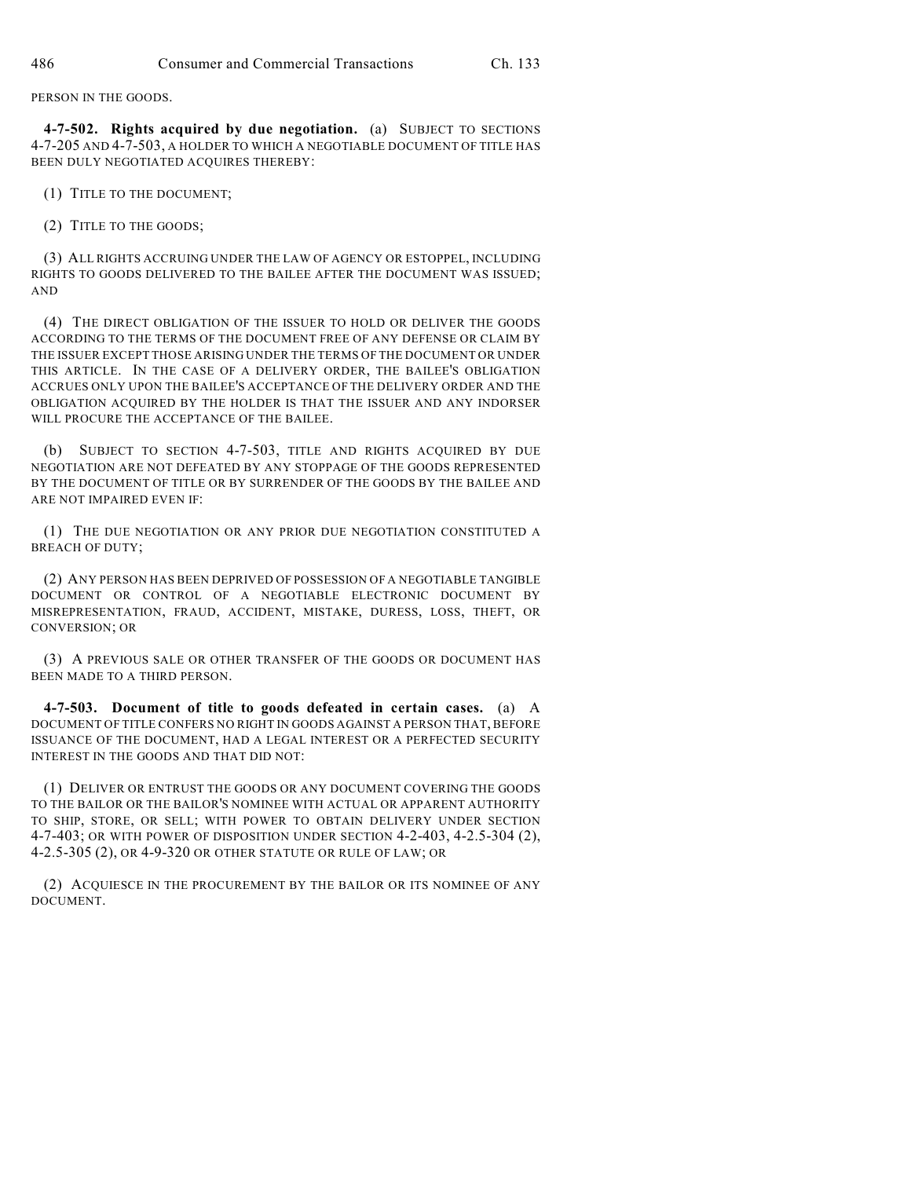PERSON IN THE GOODS.

**4-7-502. Rights acquired by due negotiation.** (a) SUBJECT TO SECTIONS 4-7-205 AND 4-7-503, A HOLDER TO WHICH A NEGOTIABLE DOCUMENT OF TITLE HAS BEEN DULY NEGOTIATED ACQUIRES THEREBY:

(1) TITLE TO THE DOCUMENT;

(2) TITLE TO THE GOODS;

(3) ALL RIGHTS ACCRUING UNDER THE LAW OF AGENCY OR ESTOPPEL, INCLUDING RIGHTS TO GOODS DELIVERED TO THE BAILEE AFTER THE DOCUMENT WAS ISSUED; AND

(4) THE DIRECT OBLIGATION OF THE ISSUER TO HOLD OR DELIVER THE GOODS ACCORDING TO THE TERMS OF THE DOCUMENT FREE OF ANY DEFENSE OR CLAIM BY THE ISSUER EXCEPT THOSE ARISING UNDER THE TERMS OF THE DOCUMENT OR UNDER THIS ARTICLE. IN THE CASE OF A DELIVERY ORDER, THE BAILEE'S OBLIGATION ACCRUES ONLY UPON THE BAILEE'S ACCEPTANCE OF THE DELIVERY ORDER AND THE OBLIGATION ACQUIRED BY THE HOLDER IS THAT THE ISSUER AND ANY INDORSER WILL PROCURE THE ACCEPTANCE OF THE BAILEE.

(b) SUBJECT TO SECTION 4-7-503, TITLE AND RIGHTS ACQUIRED BY DUE NEGOTIATION ARE NOT DEFEATED BY ANY STOPPAGE OF THE GOODS REPRESENTED BY THE DOCUMENT OF TITLE OR BY SURRENDER OF THE GOODS BY THE BAILEE AND ARE NOT IMPAIRED EVEN IF:

(1) THE DUE NEGOTIATION OR ANY PRIOR DUE NEGOTIATION CONSTITUTED A BREACH OF DUTY;

(2) ANY PERSON HAS BEEN DEPRIVED OF POSSESSION OF A NEGOTIABLE TANGIBLE DOCUMENT OR CONTROL OF A NEGOTIABLE ELECTRONIC DOCUMENT BY MISREPRESENTATION, FRAUD, ACCIDENT, MISTAKE, DURESS, LOSS, THEFT, OR CONVERSION; OR

(3) A PREVIOUS SALE OR OTHER TRANSFER OF THE GOODS OR DOCUMENT HAS BEEN MADE TO A THIRD PERSON.

**4-7-503. Document of title to goods defeated in certain cases.** (a) A DOCUMENT OF TITLE CONFERS NO RIGHT IN GOODS AGAINST A PERSON THAT, BEFORE ISSUANCE OF THE DOCUMENT, HAD A LEGAL INTEREST OR A PERFECTED SECURITY INTEREST IN THE GOODS AND THAT DID NOT:

(1) DELIVER OR ENTRUST THE GOODS OR ANY DOCUMENT COVERING THE GOODS TO THE BAILOR OR THE BAILOR'S NOMINEE WITH ACTUAL OR APPARENT AUTHORITY TO SHIP, STORE, OR SELL; WITH POWER TO OBTAIN DELIVERY UNDER SECTION 4-7-403; OR WITH POWER OF DISPOSITION UNDER SECTION 4-2-403, 4-2.5-304 (2), 4-2.5-305 (2), OR 4-9-320 OR OTHER STATUTE OR RULE OF LAW; OR

(2) ACQUIESCE IN THE PROCUREMENT BY THE BAILOR OR ITS NOMINEE OF ANY DOCUMENT.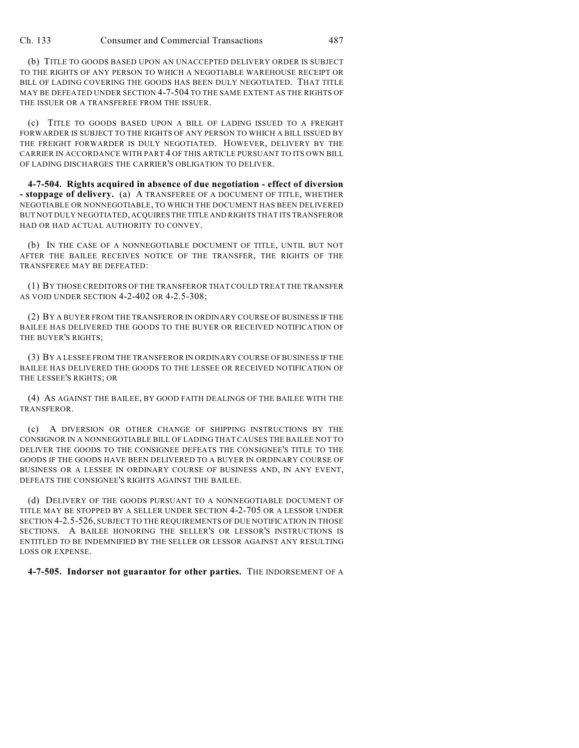(b) TITLE TO GOODS BASED UPON AN UNACCEPTED DELIVERY ORDER IS SUBJECT TO THE RIGHTS OF ANY PERSON TO WHICH A NEGOTIABLE WAREHOUSE RECEIPT OR BILL OF LADING COVERING THE GOODS HAS BEEN DULY NEGOTIATED. THAT TITLE MAY BE DEFEATED UNDER SECTION 4-7-504 TO THE SAME EXTENT AS THE RIGHTS OF THE ISSUER OR A TRANSFEREE FROM THE ISSUER.

(c) TITLE TO GOODS BASED UPON A BILL OF LADING ISSUED TO A FREIGHT FORWARDER IS SUBJECT TO THE RIGHTS OF ANY PERSON TO WHICH A BILL ISSUED BY THE FREIGHT FORWARDER IS DULY NEGOTIATED. HOWEVER, DELIVERY BY THE CARRIER IN ACCORDANCE WITH PART 4 OF THIS ARTICLE PURSUANT TO ITS OWN BILL OF LADING DISCHARGES THE CARRIER'S OBLIGATION TO DELIVER.

**4-7-504. Rights acquired in absence of due negotiation - effect of diversion - stoppage of delivery.** (a) A TRANSFEREE OF A DOCUMENT OF TITLE, WHETHER NEGOTIABLE OR NONNEGOTIABLE, TO WHICH THE DOCUMENT HAS BEEN DELIVERED BUT NOT DULY NEGOTIATED, ACQUIRES THE TITLE AND RIGHTS THAT ITS TRANSFEROR HAD OR HAD ACTUAL AUTHORITY TO CONVEY.

(b) IN THE CASE OF A NONNEGOTIABLE DOCUMENT OF TITLE, UNTIL BUT NOT AFTER THE BAILEE RECEIVES NOTICE OF THE TRANSFER, THE RIGHTS OF THE TRANSFEREE MAY BE DEFEATED:

(1) BY THOSE CREDITORS OF THE TRANSFEROR THAT COULD TREAT THE TRANSFER AS VOID UNDER SECTION 4-2-402 OR 4-2.5-308;

(2) BY A BUYER FROM THE TRANSFEROR IN ORDINARY COURSE OF BUSINESS IF THE BAILEE HAS DELIVERED THE GOODS TO THE BUYER OR RECEIVED NOTIFICATION OF THE BUYER'S RIGHTS;

(3) BY A LESSEE FROM THE TRANSFEROR IN ORDINARY COURSE OF BUSINESS IF THE BAILEE HAS DELIVERED THE GOODS TO THE LESSEE OR RECEIVED NOTIFICATION OF THE LESSEE'S RIGHTS; OR

(4) AS AGAINST THE BAILEE, BY GOOD FAITH DEALINGS OF THE BAILEE WITH THE TRANSFEROR.

(c) A DIVERSION OR OTHER CHANGE OF SHIPPING INSTRUCTIONS BY THE CONSIGNOR IN A NONNEGOTIABLE BILL OF LADING THAT CAUSES THE BAILEE NOT TO DELIVER THE GOODS TO THE CONSIGNEE DEFEATS THE CONSIGNEE'S TITLE TO THE GOODS IF THE GOODS HAVE BEEN DELIVERED TO A BUYER IN ORDINARY COURSE OF BUSINESS OR A LESSEE IN ORDINARY COURSE OF BUSINESS AND, IN ANY EVENT, DEFEATS THE CONSIGNEE'S RIGHTS AGAINST THE BAILEE.

(d) DELIVERY OF THE GOODS PURSUANT TO A NONNEGOTIABLE DOCUMENT OF TITLE MAY BE STOPPED BY A SELLER UNDER SECTION 4-2-705 OR A LESSOR UNDER SECTION 4-2.5-526, SUBJECT TO THE REQUIREMENTS OF DUE NOTIFICATION IN THOSE SECTIONS. A BAILEE HONORING THE SELLER'S OR LESSOR'S INSTRUCTIONS IS ENTITLED TO BE INDEMNIFIED BY THE SELLER OR LESSOR AGAINST ANY RESULTING LOSS OR EXPENSE.

**4-7-505. Indorser not guarantor for other parties.** THE INDORSEMENT OF A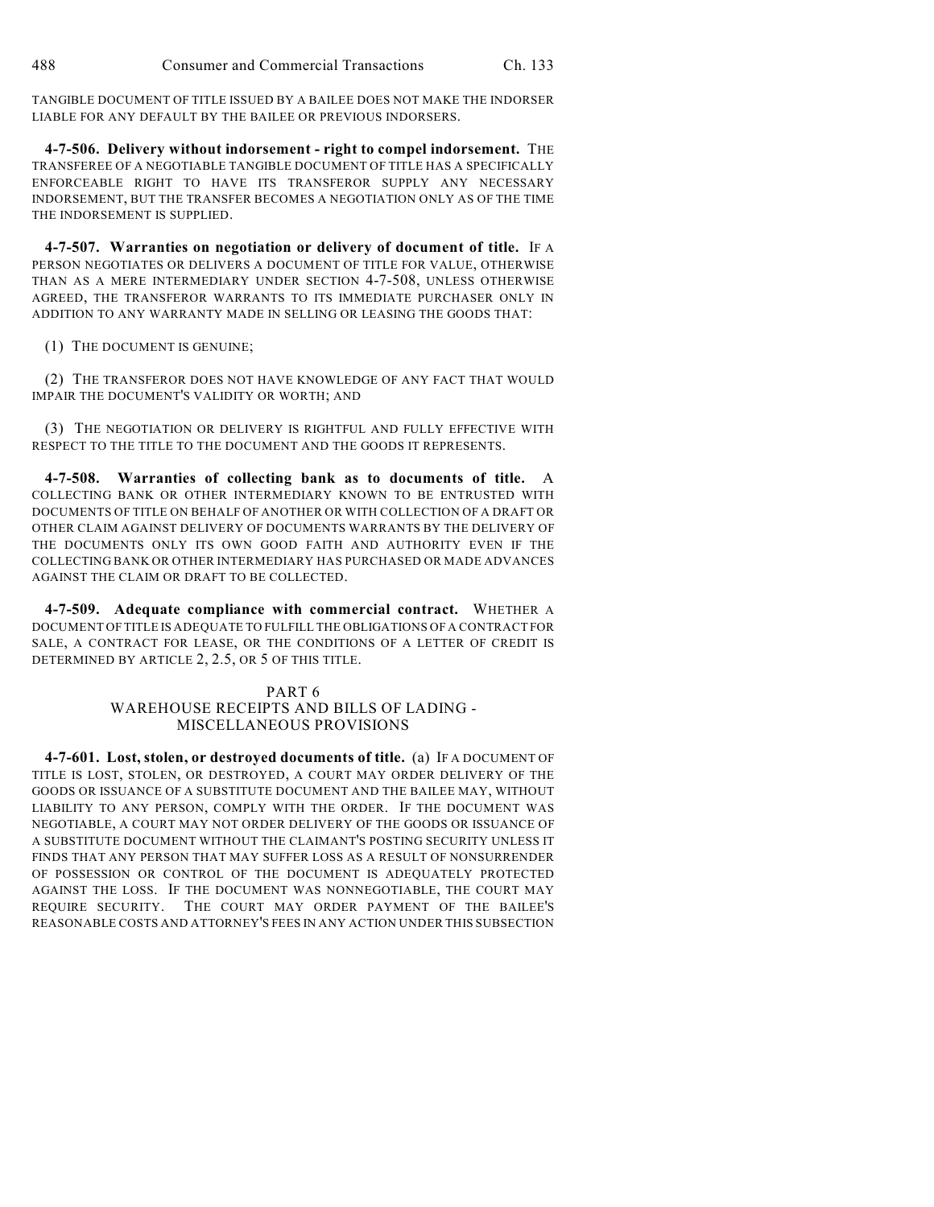TANGIBLE DOCUMENT OF TITLE ISSUED BY A BAILEE DOES NOT MAKE THE INDORSER LIABLE FOR ANY DEFAULT BY THE BAILEE OR PREVIOUS INDORSERS.

**4-7-506. Delivery without indorsement - right to compel indorsement.** THE TRANSFEREE OF A NEGOTIABLE TANGIBLE DOCUMENT OF TITLE HAS A SPECIFICALLY ENFORCEABLE RIGHT TO HAVE ITS TRANSFEROR SUPPLY ANY NECESSARY INDORSEMENT, BUT THE TRANSFER BECOMES A NEGOTIATION ONLY AS OF THE TIME THE INDORSEMENT IS SUPPLIED.

**4-7-507. Warranties on negotiation or delivery of document of title.** IF A PERSON NEGOTIATES OR DELIVERS A DOCUMENT OF TITLE FOR VALUE, OTHERWISE THAN AS A MERE INTERMEDIARY UNDER SECTION 4-7-508, UNLESS OTHERWISE AGREED, THE TRANSFEROR WARRANTS TO ITS IMMEDIATE PURCHASER ONLY IN ADDITION TO ANY WARRANTY MADE IN SELLING OR LEASING THE GOODS THAT:

(1) THE DOCUMENT IS GENUINE;

(2) THE TRANSFEROR DOES NOT HAVE KNOWLEDGE OF ANY FACT THAT WOULD IMPAIR THE DOCUMENT'S VALIDITY OR WORTH; AND

(3) THE NEGOTIATION OR DELIVERY IS RIGHTFUL AND FULLY EFFECTIVE WITH RESPECT TO THE TITLE TO THE DOCUMENT AND THE GOODS IT REPRESENTS.

**4-7-508. Warranties of collecting bank as to documents of title.** A COLLECTING BANK OR OTHER INTERMEDIARY KNOWN TO BE ENTRUSTED WITH DOCUMENTS OF TITLE ON BEHALF OF ANOTHER OR WITH COLLECTION OF A DRAFT OR OTHER CLAIM AGAINST DELIVERY OF DOCUMENTS WARRANTS BY THE DELIVERY OF THE DOCUMENTS ONLY ITS OWN GOOD FAITH AND AUTHORITY EVEN IF THE COLLECTING BANK OR OTHER INTERMEDIARY HAS PURCHASED OR MADE ADVANCES AGAINST THE CLAIM OR DRAFT TO BE COLLECTED.

**4-7-509. Adequate compliance with commercial contract.** WHETHER A DOCUMENT OF TITLE IS ADEQUATE TO FULFILL THE OBLIGATIONS OF A CONTRACT FOR SALE, A CONTRACT FOR LEASE, OR THE CONDITIONS OF A LETTER OF CREDIT IS DETERMINED BY ARTICLE 2, 2.5, OR 5 OF THIS TITLE.

## PART 6
## WAREHOUSE RECEIPTS AND BILLS OF LADING - MISCELLANEOUS PROVISIONS

**4-7-601. Lost, stolen, or destroyed documents of title.** (a) IF A DOCUMENT OF TITLE IS LOST, STOLEN, OR DESTROYED, A COURT MAY ORDER DELIVERY OF THE GOODS OR ISSUANCE OF A SUBSTITUTE DOCUMENT AND THE BAILEE MAY, WITHOUT LIABILITY TO ANY PERSON, COMPLY WITH THE ORDER. IF THE DOCUMENT WAS NEGOTIABLE, A COURT MAY NOT ORDER DELIVERY OF THE GOODS OR ISSUANCE OF A SUBSTITUTE DOCUMENT WITHOUT THE CLAIMANT'S POSTING SECURITY UNLESS IT FINDS THAT ANY PERSON THAT MAY SUFFER LOSS AS A RESULT OF NONSURRENDER OF POSSESSION OR CONTROL OF THE DOCUMENT IS ADEQUATELY PROTECTED AGAINST THE LOSS. IF THE DOCUMENT WAS NONNEGOTIABLE, THE COURT MAY REQUIRE SECURITY. THE COURT MAY ORDER PAYMENT OF THE BAILEE'S REASONABLE COSTS AND ATTORNEY'S FEES IN ANY ACTION UNDER THIS SUBSECTION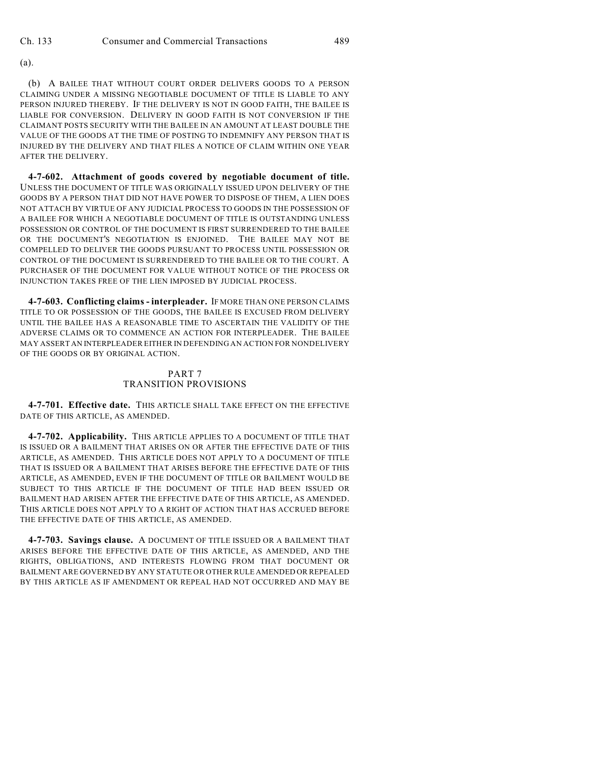(a).

(b) A BAILEE THAT WITHOUT COURT ORDER DELIVERS GOODS TO A PERSON CLAIMING UNDER A MISSING NEGOTIABLE DOCUMENT OF TITLE IS LIABLE TO ANY PERSON INJURED THEREBY. IF THE DELIVERY IS NOT IN GOOD FAITH, THE BAILEE IS LIABLE FOR CONVERSION. DELIVERY IN GOOD FAITH IS NOT CONVERSION IF THE CLAIMANT POSTS SECURITY WITH THE BAILEE IN AN AMOUNT AT LEAST DOUBLE THE VALUE OF THE GOODS AT THE TIME OF POSTING TO INDEMNIFY ANY PERSON THAT IS INJURED BY THE DELIVERY AND THAT FILES A NOTICE OF CLAIM WITHIN ONE YEAR AFTER THE DELIVERY.

**4-7-602. Attachment of goods covered by negotiable document of title.** UNLESS THE DOCUMENT OF TITLE WAS ORIGINALLY ISSUED UPON DELIVERY OF THE GOODS BY A PERSON THAT DID NOT HAVE POWER TO DISPOSE OF THEM, A LIEN DOES NOT ATTACH BY VIRTUE OF ANY JUDICIAL PROCESS TO GOODS IN THE POSSESSION OF A BAILEE FOR WHICH A NEGOTIABLE DOCUMENT OF TITLE IS OUTSTANDING UNLESS POSSESSION OR CONTROL OF THE DOCUMENT IS FIRST SURRENDERED TO THE BAILEE OR THE DOCUMENT'S NEGOTIATION IS ENJOINED. THE BAILEE MAY NOT BE COMPELLED TO DELIVER THE GOODS PURSUANT TO PROCESS UNTIL POSSESSION OR CONTROL OF THE DOCUMENT IS SURRENDERED TO THE BAILEE OR TO THE COURT. A PURCHASER OF THE DOCUMENT FOR VALUE WITHOUT NOTICE OF THE PROCESS OR INJUNCTION TAKES FREE OF THE LIEN IMPOSED BY JUDICIAL PROCESS.

**4-7-603. Conflicting claims - interpleader.** IF MORE THAN ONE PERSON CLAIMS TITLE TO OR POSSESSION OF THE GOODS, THE BAILEE IS EXCUSED FROM DELIVERY UNTIL THE BAILEE HAS A REASONABLE TIME TO ASCERTAIN THE VALIDITY OF THE ADVERSE CLAIMS OR TO COMMENCE AN ACTION FOR INTERPLEADER. THE BAILEE MAY ASSERT AN INTERPLEADER EITHER IN DEFENDING AN ACTION FOR NONDELIVERY OF THE GOODS OR BY ORIGINAL ACTION.

## PART 7
## TRANSITION PROVISIONS

**4-7-701. Effective date.** THIS ARTICLE SHALL TAKE EFFECT ON THE EFFECTIVE DATE OF THIS ARTICLE, AS AMENDED.

**4-7-702. Applicability.** THIS ARTICLE APPLIES TO A DOCUMENT OF TITLE THAT IS ISSUED OR A BAILMENT THAT ARISES ON OR AFTER THE EFFECTIVE DATE OF THIS ARTICLE, AS AMENDED. THIS ARTICLE DOES NOT APPLY TO A DOCUMENT OF TITLE THAT IS ISSUED OR A BAILMENT THAT ARISES BEFORE THE EFFECTIVE DATE OF THIS ARTICLE, AS AMENDED, EVEN IF THE DOCUMENT OF TITLE OR BAILMENT WOULD BE SUBJECT TO THIS ARTICLE IF THE DOCUMENT OF TITLE HAD BEEN ISSUED OR BAILMENT HAD ARISEN AFTER THE EFFECTIVE DATE OF THIS ARTICLE, AS AMENDED. THIS ARTICLE DOES NOT APPLY TO A RIGHT OF ACTION THAT HAS ACCRUED BEFORE THE EFFECTIVE DATE OF THIS ARTICLE, AS AMENDED.

**4-7-703. Savings clause.** A DOCUMENT OF TITLE ISSUED OR A BAILMENT THAT ARISES BEFORE THE EFFECTIVE DATE OF THIS ARTICLE, AS AMENDED, AND THE RIGHTS, OBLIGATIONS, AND INTERESTS FLOWING FROM THAT DOCUMENT OR BAILMENT ARE GOVERNED BY ANY STATUTE OR OTHER RULE AMENDED OR REPEALED BY THIS ARTICLE AS IF AMENDMENT OR REPEAL HAD NOT OCCURRED AND MAY BE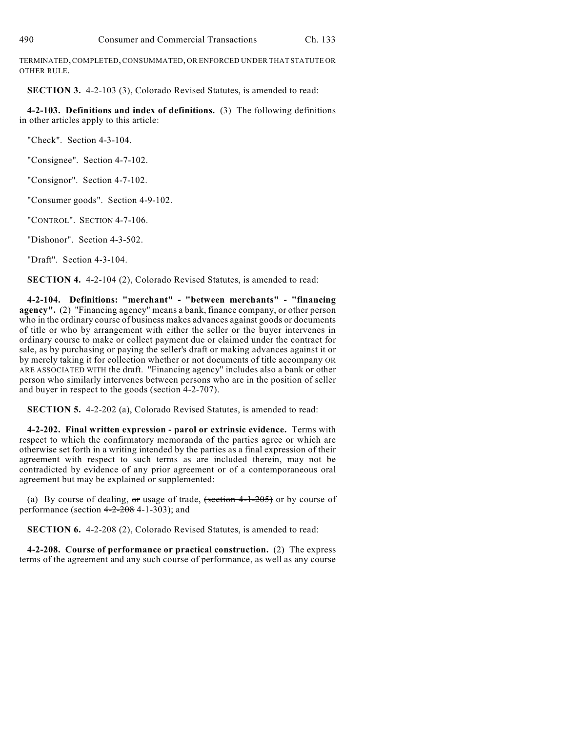TERMINATED, COMPLETED, CONSUMMATED, OR ENFORCED UNDER THAT STATUTE OR OTHER RULE.

**SECTION 3.** 4-2-103 (3), Colorado Revised Statutes, is amended to read:

**4-2-103. Definitions and index of definitions.** (3) The following definitions in other articles apply to this article:

"Check". Section 4-3-104.

"Consignee". Section 4-7-102.

"Consignor". Section 4-7-102.

"Consumer goods". Section 4-9-102.

"CONTROL". SECTION 4-7-106.

"Dishonor". Section 4-3-502.

"Draft". Section 4-3-104.

**SECTION 4.** 4-2-104 (2), Colorado Revised Statutes, is amended to read:

**4-2-104. Definitions: "merchant" - "between merchants" - "financing agency".** (2) "Financing agency" means a bank, finance company, or other person who in the ordinary course of business makes advances against goods or documents of title or who by arrangement with either the seller or the buyer intervenes in ordinary course to make or collect payment due or claimed under the contract for sale, as by purchasing or paying the seller's draft or making advances against it or by merely taking it for collection whether or not documents of title accompany OR ARE ASSOCIATED WITH the draft. "Financing agency" includes also a bank or other person who similarly intervenes between persons who are in the position of seller and buyer in respect to the goods (section 4-2-707).

**SECTION 5.** 4-2-202 (a), Colorado Revised Statutes, is amended to read:

**4-2-202. Final written expression - parol or extrinsic evidence.** Terms with respect to which the confirmatory memoranda of the parties agree or which are otherwise set forth in a writing intended by the parties as a final expression of their agreement with respect to such terms as are included therein, may not be contradicted by evidence of any prior agreement or of a contemporaneous oral agreement but may be explained or supplemented:

(a) By course of dealing, ~~or~~ usage of trade, ~~(section 4-1-205)~~ or by course of performance (section ~~4-2-208~~ 4-1-303); and

**SECTION 6.** 4-2-208 (2), Colorado Revised Statutes, is amended to read:

**4-2-208. Course of performance or practical construction.** (2) The express terms of the agreement and any such course of performance, as well as any course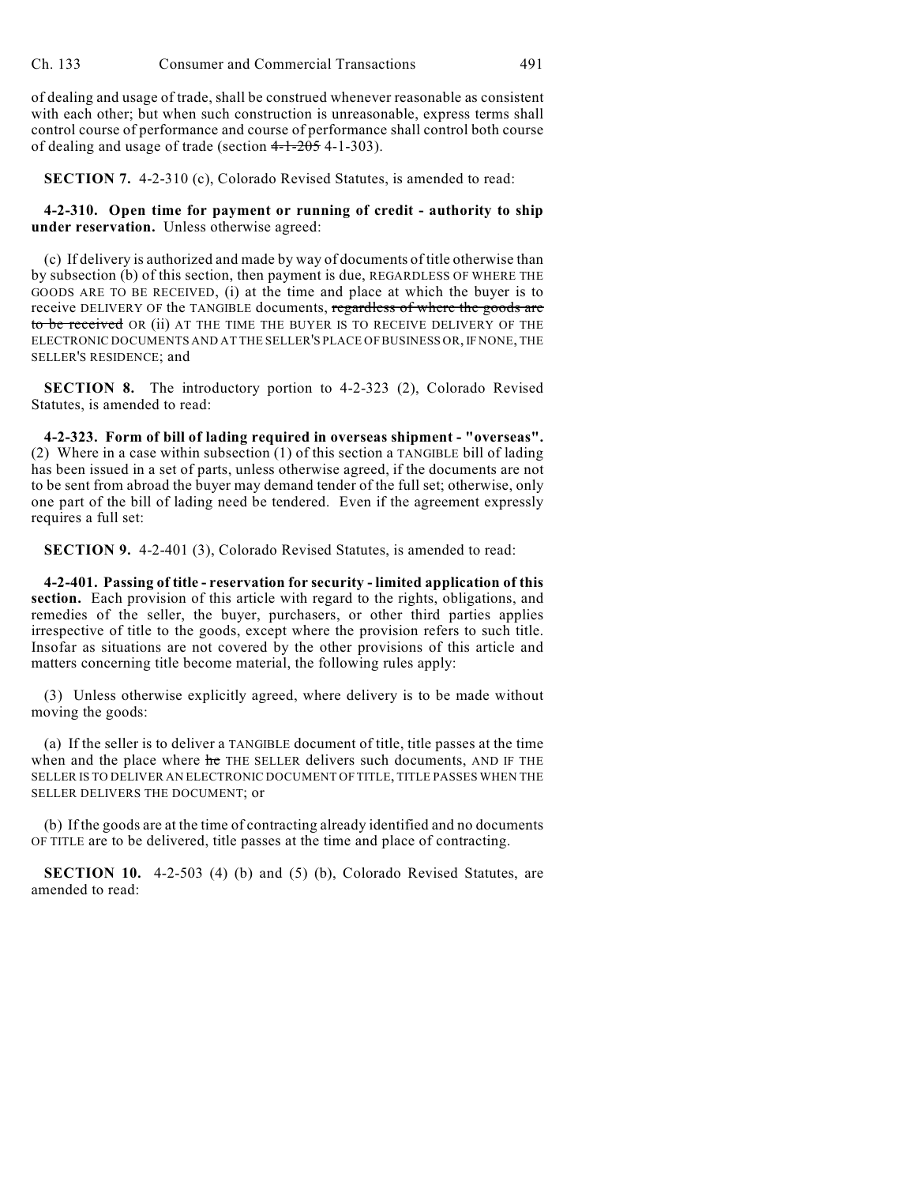of dealing and usage of trade, shall be construed whenever reasonable as consistent with each other; but when such construction is unreasonable, express terms shall control course of performance and course of performance shall control both course of dealing and usage of trade (section ~~4-1-205~~ 4-1-303).

**SECTION 7.** 4-2-310 (c), Colorado Revised Statutes, is amended to read:

**4-2-310. Open time for payment or running of credit - authority to ship under reservation.** Unless otherwise agreed:

(c) If delivery is authorized and made by way of documents of title otherwise than by subsection (b) of this section, then payment is due, REGARDLESS OF WHERE THE GOODS ARE TO BE RECEIVED, (i) at the time and place at which the buyer is to receive DELIVERY OF the TANGIBLE documents, ~~regardless of where the goods are to be received~~ OR (ii) AT THE TIME THE BUYER IS TO RECEIVE DELIVERY OF THE ELECTRONIC DOCUMENTS AND AT THE SELLER'S PLACE OF BUSINESS OR, IF NONE, THE SELLER'S RESIDENCE; and

**SECTION 8.** The introductory portion to 4-2-323 (2), Colorado Revised Statutes, is amended to read:

**4-2-323. Form of bill of lading required in overseas shipment - "overseas".** (2) Where in a case within subsection (1) of this section a TANGIBLE bill of lading has been issued in a set of parts, unless otherwise agreed, if the documents are not to be sent from abroad the buyer may demand tender of the full set; otherwise, only one part of the bill of lading need be tendered. Even if the agreement expressly requires a full set:

**SECTION 9.** 4-2-401 (3), Colorado Revised Statutes, is amended to read:

**4-2-401. Passing of title - reservation for security - limited application of this section.** Each provision of this article with regard to the rights, obligations, and remedies of the seller, the buyer, purchasers, or other third parties applies irrespective of title to the goods, except where the provision refers to such title. Insofar as situations are not covered by the other provisions of this article and matters concerning title become material, the following rules apply:

(3) Unless otherwise explicitly agreed, where delivery is to be made without moving the goods:

(a) If the seller is to deliver a TANGIBLE document of title, title passes at the time when and the place where ~~he~~ THE SELLER delivers such documents, AND IF THE SELLER IS TO DELIVER AN ELECTRONIC DOCUMENT OF TITLE, TITLE PASSES WHEN THE SELLER DELIVERS THE DOCUMENT; or

(b) If the goods are at the time of contracting already identified and no documents OF TITLE are to be delivered, title passes at the time and place of contracting.

**SECTION 10.** 4-2-503 (4) (b) and (5) (b), Colorado Revised Statutes, are amended to read: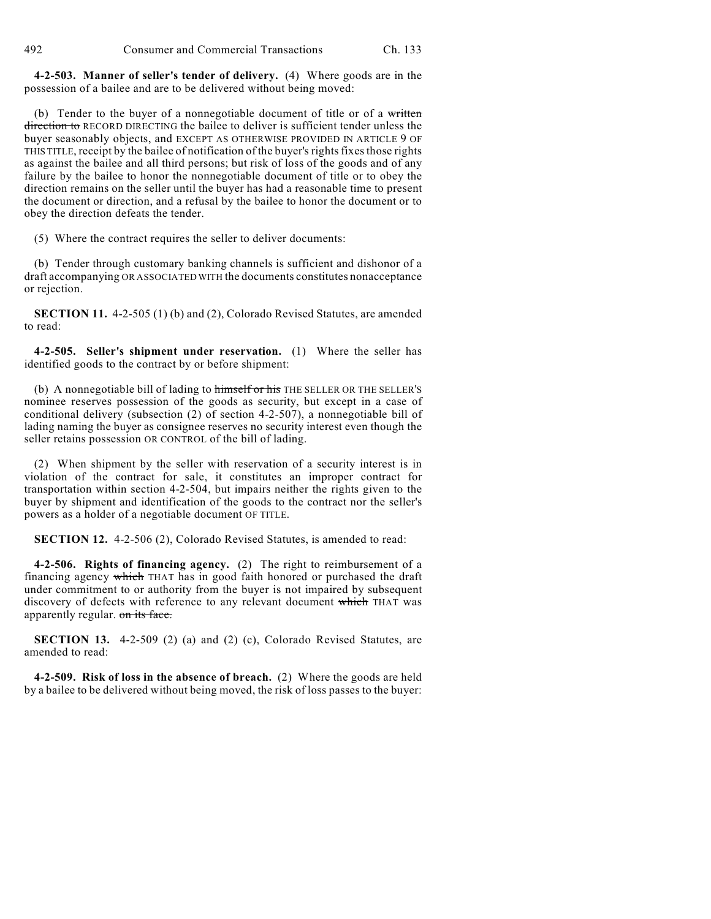**4-2-503. Manner of seller's tender of delivery.** (4) Where goods are in the possession of a bailee and are to be delivered without being moved:

(b) Tender to the buyer of a nonnegotiable document of title or of a ~~written direction to~~ RECORD DIRECTING the bailee to deliver is sufficient tender unless the buyer seasonably objects, and EXCEPT AS OTHERWISE PROVIDED IN ARTICLE 9 OF THIS TITLE, receipt by the bailee of notification of the buyer's rights fixes those rights as against the bailee and all third persons; but risk of loss of the goods and of any failure by the bailee to honor the nonnegotiable document of title or to obey the direction remains on the seller until the buyer has had a reasonable time to present the document or direction, and a refusal by the bailee to honor the document or to obey the direction defeats the tender.

(5) Where the contract requires the seller to deliver documents:

(b) Tender through customary banking channels is sufficient and dishonor of a draft accompanying OR ASSOCIATED WITH the documents constitutes nonacceptance or rejection.

**SECTION 11.** 4-2-505 (1) (b) and (2), Colorado Revised Statutes, are amended to read:

**4-2-505. Seller's shipment under reservation.** (1) Where the seller has identified goods to the contract by or before shipment:

(b) A nonnegotiable bill of lading to ~~himself or his~~ THE SELLER OR THE SELLER'S nominee reserves possession of the goods as security, but except in a case of conditional delivery (subsection (2) of section 4-2-507), a nonnegotiable bill of lading naming the buyer as consignee reserves no security interest even though the seller retains possession OR CONTROL of the bill of lading.

(2) When shipment by the seller with reservation of a security interest is in violation of the contract for sale, it constitutes an improper contract for transportation within section 4-2-504, but impairs neither the rights given to the buyer by shipment and identification of the goods to the contract nor the seller's powers as a holder of a negotiable document OF TITLE.

**SECTION 12.** 4-2-506 (2), Colorado Revised Statutes, is amended to read:

**4-2-506. Rights of financing agency.** (2) The right to reimbursement of a financing agency ~~which~~ THAT has in good faith honored or purchased the draft under commitment to or authority from the buyer is not impaired by subsequent discovery of defects with reference to any relevant document ~~which~~ THAT was apparently regular. ~~on its face.~~

**SECTION 13.** 4-2-509 (2) (a) and (2) (c), Colorado Revised Statutes, are amended to read:

**4-2-509. Risk of loss in the absence of breach.** (2) Where the goods are held by a bailee to be delivered without being moved, the risk of loss passes to the buyer: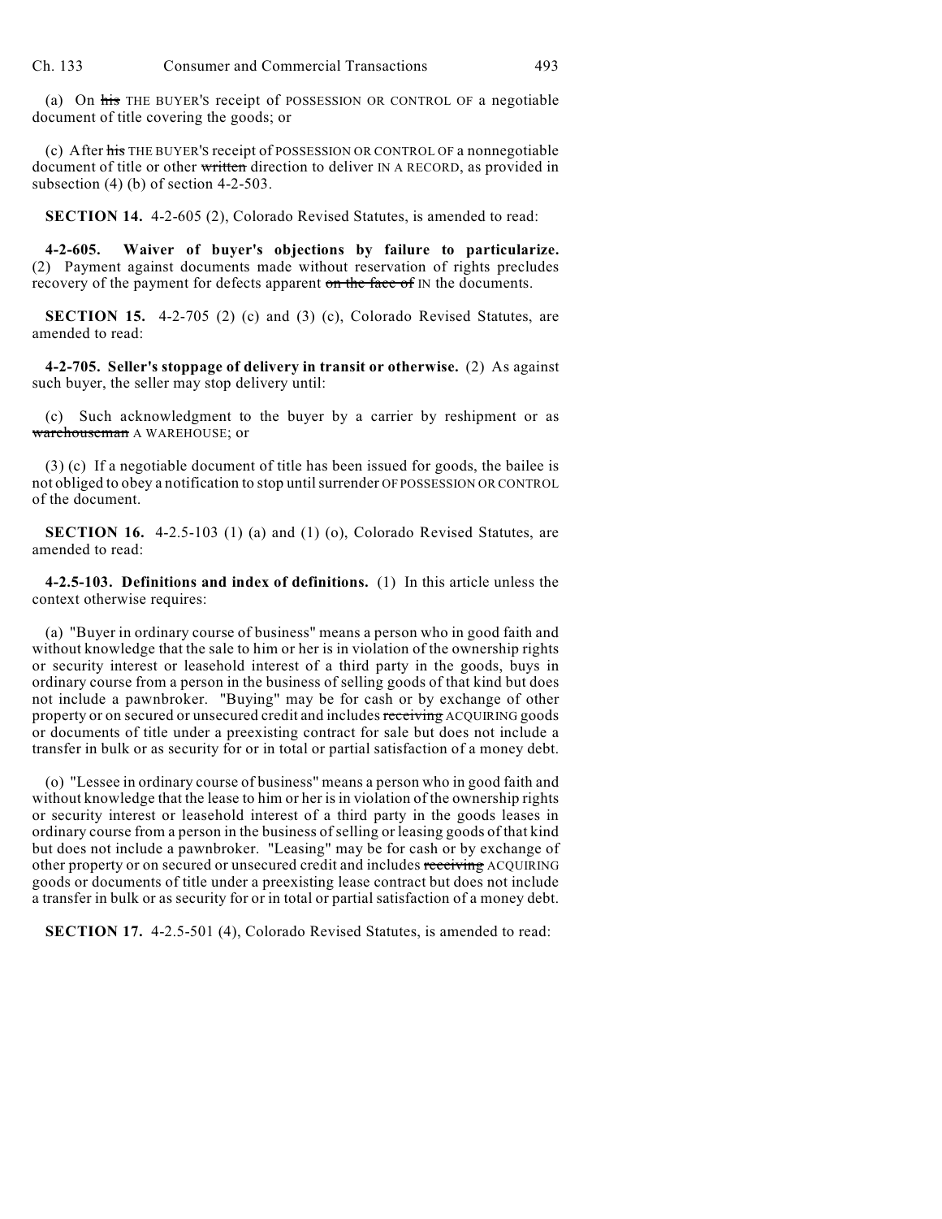(a) On ~~his~~ THE BUYER'S receipt of POSSESSION OR CONTROL OF a negotiable document of title covering the goods; or

(c) After ~~his~~ THE BUYER'S receipt of POSSESSION OR CONTROL OF a nonnegotiable document of title or other ~~written~~ direction to deliver IN A RECORD, as provided in subsection (4) (b) of section 4-2-503.

**SECTION 14.** 4-2-605 (2), Colorado Revised Statutes, is amended to read:

**4-2-605. Waiver of buyer's objections by failure to particularize.** (2) Payment against documents made without reservation of rights precludes recovery of the payment for defects apparent ~~on the face of~~ IN the documents.

**SECTION 15.** 4-2-705 (2) (c) and (3) (c), Colorado Revised Statutes, are amended to read:

**4-2-705. Seller's stoppage of delivery in transit or otherwise.** (2) As against such buyer, the seller may stop delivery until:

(c) Such acknowledgment to the buyer by a carrier by reshipment or as ~~warehouseman~~ A WAREHOUSE; or

(3) (c) If a negotiable document of title has been issued for goods, the bailee is not obliged to obey a notification to stop until surrender OF POSSESSION OR CONTROL of the document.

**SECTION 16.** 4-2.5-103 (1) (a) and (1) (o), Colorado Revised Statutes, are amended to read:

**4-2.5-103. Definitions and index of definitions.** (1) In this article unless the context otherwise requires:

(a) "Buyer in ordinary course of business" means a person who in good faith and without knowledge that the sale to him or her is in violation of the ownership rights or security interest or leasehold interest of a third party in the goods, buys in ordinary course from a person in the business of selling goods of that kind but does not include a pawnbroker. "Buying" may be for cash or by exchange of other property or on secured or unsecured credit and includes ~~receiving~~ ACQUIRING goods or documents of title under a preexisting contract for sale but does not include a transfer in bulk or as security for or in total or partial satisfaction of a money debt.

(o) "Lessee in ordinary course of business" means a person who in good faith and without knowledge that the lease to him or her is in violation of the ownership rights or security interest or leasehold interest of a third party in the goods leases in ordinary course from a person in the business of selling or leasing goods of that kind but does not include a pawnbroker. "Leasing" may be for cash or by exchange of other property or on secured or unsecured credit and includes ~~receiving~~ ACQUIRING goods or documents of title under a preexisting lease contract but does not include a transfer in bulk or as security for or in total or partial satisfaction of a money debt.

**SECTION 17.** 4-2.5-501 (4), Colorado Revised Statutes, is amended to read: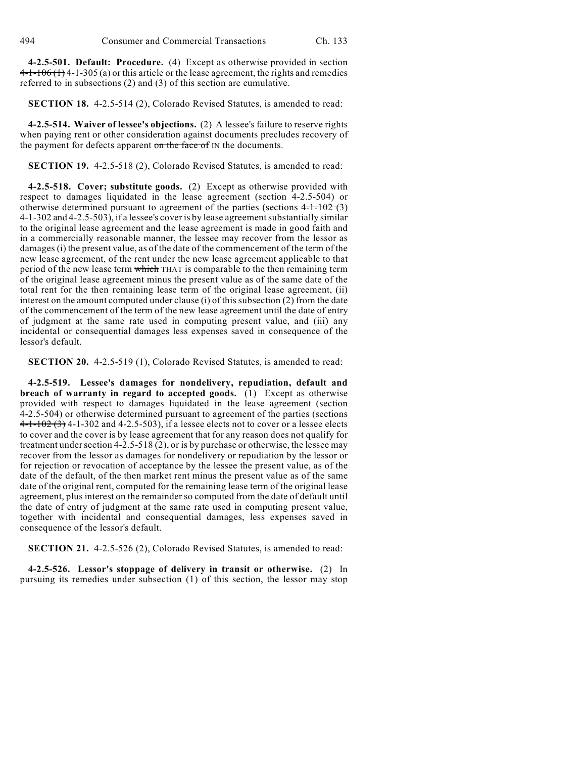**4-2.5-501. Default: Procedure.** (4) Except as otherwise provided in section ~~4-1-106 (1)~~ 4-1-305 (a) or this article or the lease agreement, the rights and remedies referred to in subsections (2) and (3) of this section are cumulative.

**SECTION 18.** 4-2.5-514 (2), Colorado Revised Statutes, is amended to read:

**4-2.5-514. Waiver of lessee's objections.** (2) A lessee's failure to reserve rights when paying rent or other consideration against documents precludes recovery of the payment for defects apparent ~~on the face of~~ IN the documents.

**SECTION 19.** 4-2.5-518 (2), Colorado Revised Statutes, is amended to read:

**4-2.5-518. Cover; substitute goods.** (2) Except as otherwise provided with respect to damages liquidated in the lease agreement (section 4-2.5-504) or otherwise determined pursuant to agreement of the parties (sections ~~4-1-102 (3)~~ 4-1-302 and 4-2.5-503), if a lessee's cover is by lease agreement substantially similar to the original lease agreement and the lease agreement is made in good faith and in a commercially reasonable manner, the lessee may recover from the lessor as damages (i) the present value, as of the date of the commencement of the term of the new lease agreement, of the rent under the new lease agreement applicable to that period of the new lease term ~~which~~ THAT is comparable to the then remaining term of the original lease agreement minus the present value as of the same date of the total rent for the then remaining lease term of the original lease agreement, (ii) interest on the amount computed under clause (i) of this subsection (2) from the date of the commencement of the term of the new lease agreement until the date of entry of judgment at the same rate used in computing present value, and (iii) any incidental or consequential damages less expenses saved in consequence of the lessor's default.

**SECTION 20.** 4-2.5-519 (1), Colorado Revised Statutes, is amended to read:

**4-2.5-519. Lessee's damages for nondelivery, repudiation, default and breach of warranty in regard to accepted goods.** (1) Except as otherwise provided with respect to damages liquidated in the lease agreement (section 4-2.5-504) or otherwise determined pursuant to agreement of the parties (sections ~~4-1-102 (3)~~ 4-1-302 and 4-2.5-503), if a lessee elects not to cover or a lessee elects to cover and the cover is by lease agreement that for any reason does not qualify for treatment under section 4-2.5-518 (2), or is by purchase or otherwise, the lessee may recover from the lessor as damages for nondelivery or repudiation by the lessor or for rejection or revocation of acceptance by the lessee the present value, as of the date of the default, of the then market rent minus the present value as of the same date of the original rent, computed for the remaining lease term of the original lease agreement, plus interest on the remainder so computed from the date of default until the date of entry of judgment at the same rate used in computing present value, together with incidental and consequential damages, less expenses saved in consequence of the lessor's default.

**SECTION 21.** 4-2.5-526 (2), Colorado Revised Statutes, is amended to read:

**4-2.5-526. Lessor's stoppage of delivery in transit or otherwise.** (2) In pursuing its remedies under subsection (1) of this section, the lessor may stop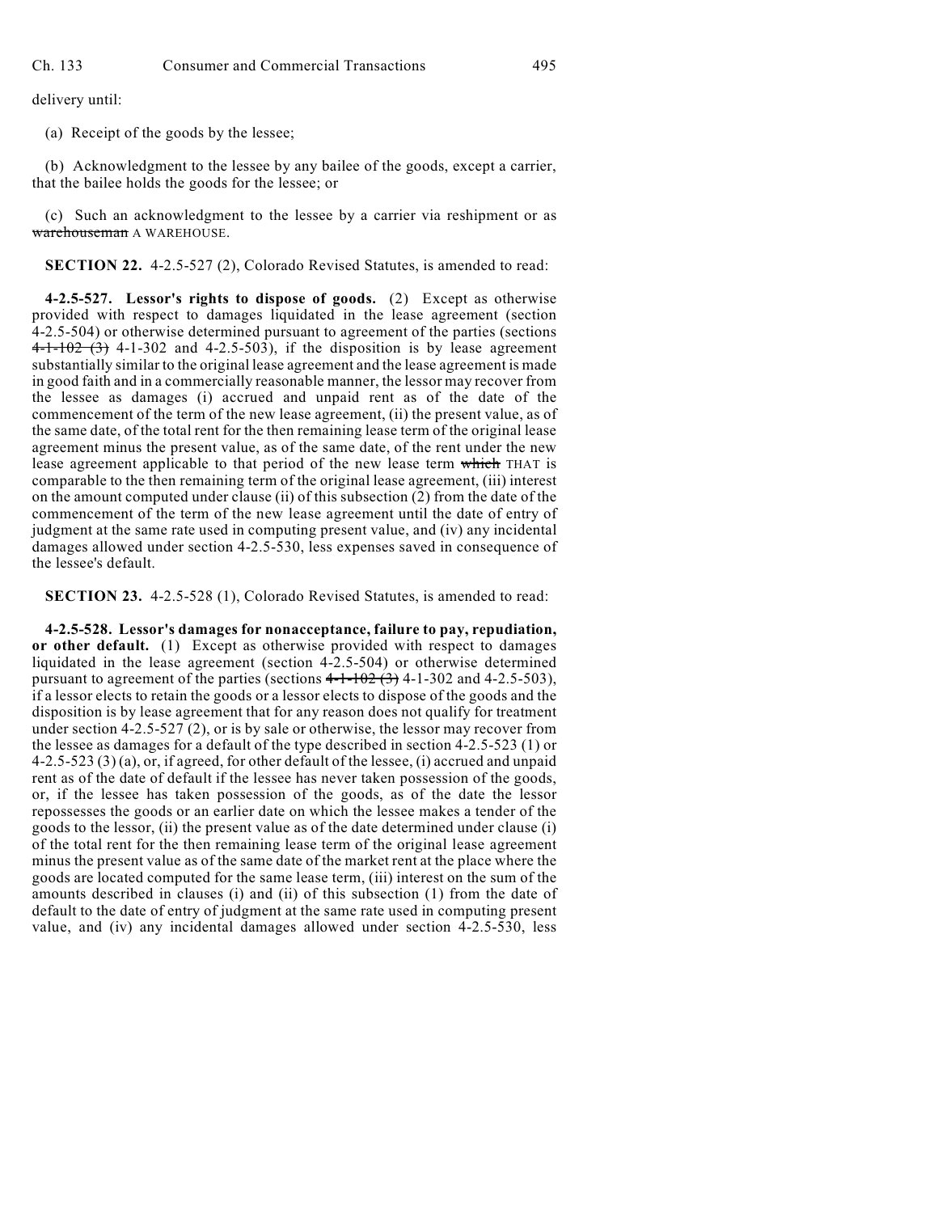delivery until:

(a) Receipt of the goods by the lessee;

(b) Acknowledgment to the lessee by any bailee of the goods, except a carrier, that the bailee holds the goods for the lessee; or

(c) Such an acknowledgment to the lessee by a carrier via reshipment or as ~~warehouseman~~ A WAREHOUSE.

**SECTION 22.** 4-2.5-527 (2), Colorado Revised Statutes, is amended to read:

**4-2.5-527. Lessor's rights to dispose of goods.** (2) Except as otherwise provided with respect to damages liquidated in the lease agreement (section 4-2.5-504) or otherwise determined pursuant to agreement of the parties (sections ~~4-1-102 (3)~~ 4-1-302 and 4-2.5-503), if the disposition is by lease agreement substantially similar to the original lease agreement and the lease agreement is made in good faith and in a commercially reasonable manner, the lessor may recover from the lessee as damages (i) accrued and unpaid rent as of the date of the commencement of the term of the new lease agreement, (ii) the present value, as of the same date, of the total rent for the then remaining lease term of the original lease agreement minus the present value, as of the same date, of the rent under the new lease agreement applicable to that period of the new lease term ~~which~~ THAT is comparable to the then remaining term of the original lease agreement, (iii) interest on the amount computed under clause (ii) of this subsection (2) from the date of the commencement of the term of the new lease agreement until the date of entry of judgment at the same rate used in computing present value, and (iv) any incidental damages allowed under section 4-2.5-530, less expenses saved in consequence of the lessee's default.

**SECTION 23.** 4-2.5-528 (1), Colorado Revised Statutes, is amended to read:

**4-2.5-528. Lessor's damages for nonacceptance, failure to pay, repudiation, or other default.** (1) Except as otherwise provided with respect to damages liquidated in the lease agreement (section 4-2.5-504) or otherwise determined pursuant to agreement of the parties (sections ~~4-1-102 (3)~~ 4-1-302 and 4-2.5-503), if a lessor elects to retain the goods or a lessor elects to dispose of the goods and the disposition is by lease agreement that for any reason does not qualify for treatment under section 4-2.5-527 (2), or is by sale or otherwise, the lessor may recover from the lessee as damages for a default of the type described in section 4-2.5-523 (1) or 4-2.5-523 (3) (a), or, if agreed, for other default of the lessee, (i) accrued and unpaid rent as of the date of default if the lessee has never taken possession of the goods, or, if the lessee has taken possession of the goods, as of the date the lessor repossesses the goods or an earlier date on which the lessee makes a tender of the goods to the lessor, (ii) the present value as of the date determined under clause (i) of the total rent for the then remaining lease term of the original lease agreement minus the present value as of the same date of the market rent at the place where the goods are located computed for the same lease term, (iii) interest on the sum of the amounts described in clauses (i) and (ii) of this subsection (1) from the date of default to the date of entry of judgment at the same rate used in computing present value, and (iv) any incidental damages allowed under section 4-2.5-530, less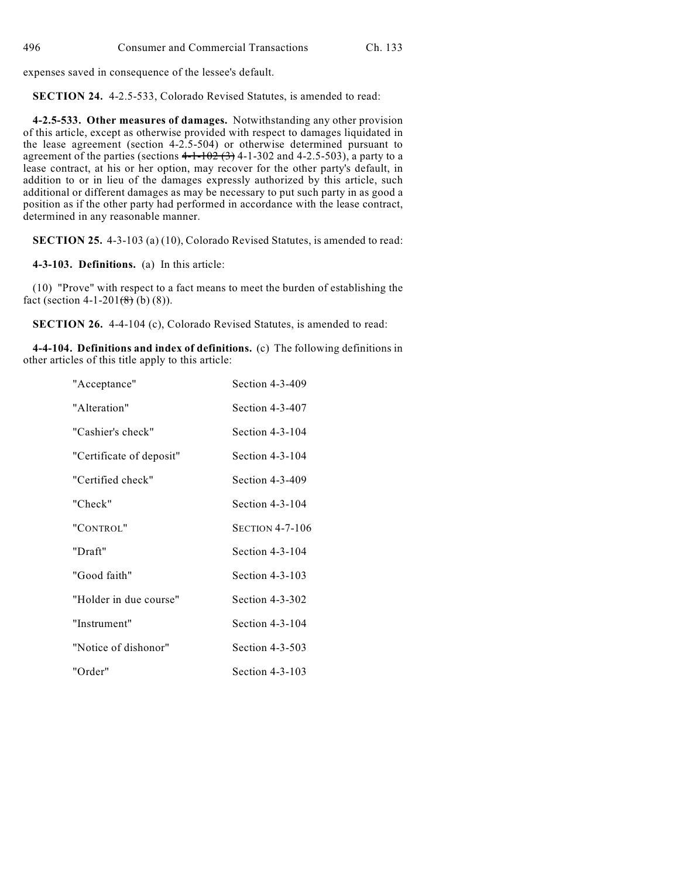expenses saved in consequence of the lessee's default.

**SECTION 24.** 4-2.5-533, Colorado Revised Statutes, is amended to read:

**4-2.5-533. Other measures of damages.** Notwithstanding any other provision of this article, except as otherwise provided with respect to damages liquidated in the lease agreement (section 4-2.5-504) or otherwise determined pursuant to agreement of the parties (sections ~~4-1-102 (3)~~ 4-1-302 and 4-2.5-503), a party to a lease contract, at his or her option, may recover for the other party's default, in addition to or in lieu of the damages expressly authorized by this article, such additional or different damages as may be necessary to put such party in as good a position as if the other party had performed in accordance with the lease contract, determined in any reasonable manner.

**SECTION 25.** 4-3-103 (a) (10), Colorado Revised Statutes, is amended to read:

**4-3-103. Definitions.** (a) In this article:

(10) "Prove" with respect to a fact means to meet the burden of establishing the fact (section 4-1-201~~(8)~~ (b) (8)).

**SECTION 26.** 4-4-104 (c), Colorado Revised Statutes, is amended to read:

**4-4-104. Definitions and index of definitions.** (c) The following definitions in other articles of this title apply to this article:

| | |
|---|---|
| "Acceptance" | Section 4-3-409 |
| "Alteration" | Section 4-3-407 |
| "Cashier's check" | Section 4-3-104 |
| "Certificate of deposit" | Section 4-3-104 |
| "Certified check" | Section 4-3-409 |
| "Check" | Section 4-3-104 |
| "CONTROL" | SECTION 4-7-106 |
| "Draft" | Section 4-3-104 |
| "Good faith" | Section 4-3-103 |
| "Holder in due course" | Section 4-3-302 |
| "Instrument" | Section 4-3-104 |
| "Notice of dishonor" | Section 4-3-503 |
| "Order" | Section 4-3-103 |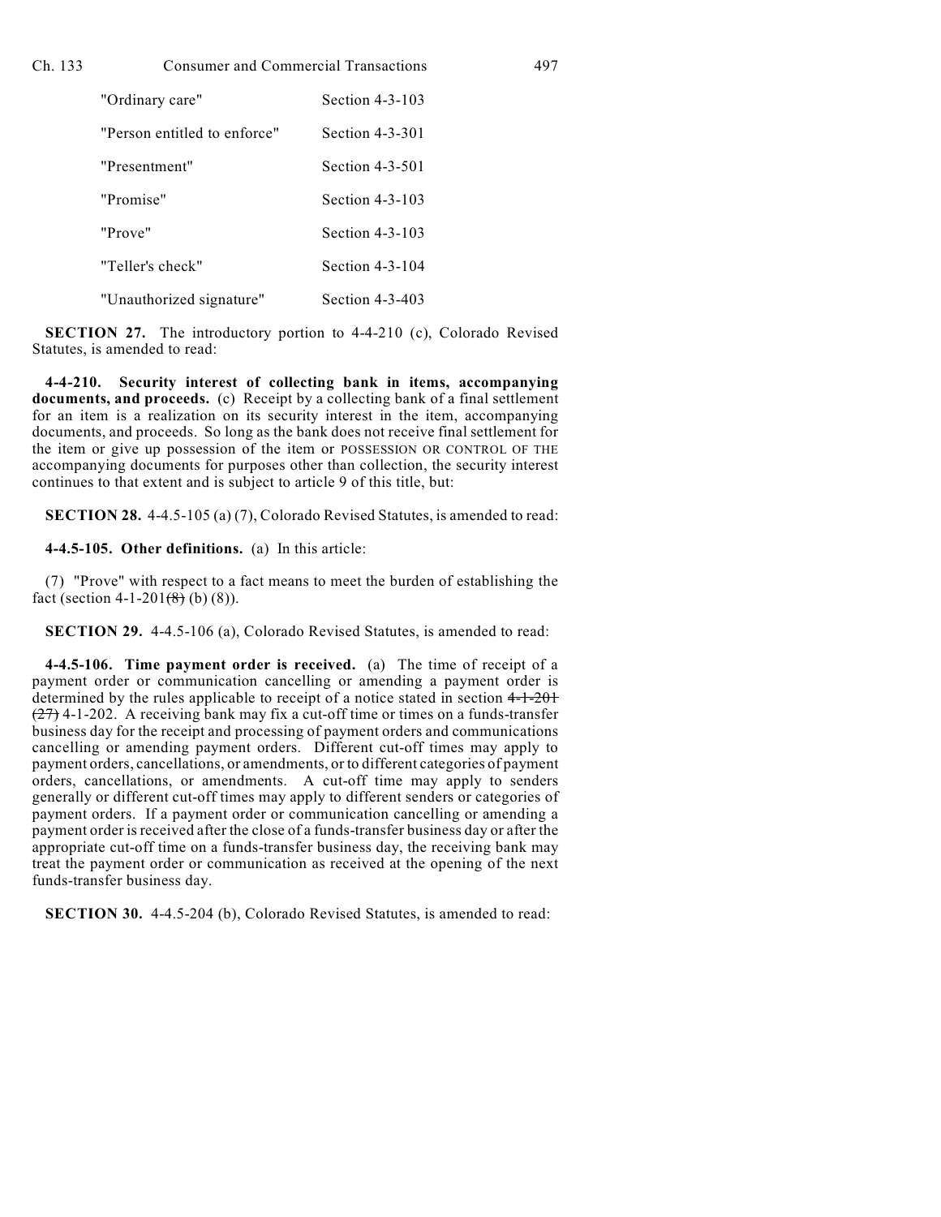| | |
|---|---|
| "Ordinary care" | Section 4-3-103 |
| "Person entitled to enforce" | Section 4-3-301 |
| "Presentment" | Section 4-3-501 |
| "Promise" | Section 4-3-103 |
| "Prove" | Section 4-3-103 |
| "Teller's check" | Section 4-3-104 |
| "Unauthorized signature" | Section 4-3-403 |

**SECTION 27.** The introductory portion to 4-4-210 (c), Colorado Revised Statutes, is amended to read:

**4-4-210. Security interest of collecting bank in items, accompanying documents, and proceeds.** (c) Receipt by a collecting bank of a final settlement for an item is a realization on its security interest in the item, accompanying documents, and proceeds. So long as the bank does not receive final settlement for the item or give up possession of the item or POSSESSION OR CONTROL OF THE accompanying documents for purposes other than collection, the security interest continues to that extent and is subject to article 9 of this title, but:

**SECTION 28.** 4-4.5-105 (a) (7), Colorado Revised Statutes, is amended to read:

**4-4.5-105. Other definitions.** (a) In this article:

(7) "Prove" with respect to a fact means to meet the burden of establishing the fact (section 4-1-201~~(8)~~ (b) (8)).

**SECTION 29.** 4-4.5-106 (a), Colorado Revised Statutes, is amended to read:

**4-4.5-106. Time payment order is received.** (a) The time of receipt of a payment order or communication cancelling or amending a payment order is determined by the rules applicable to receipt of a notice stated in section ~~4-1-201 (27)~~ 4-1-202. A receiving bank may fix a cut-off time or times on a funds-transfer business day for the receipt and processing of payment orders and communications cancelling or amending payment orders. Different cut-off times may apply to payment orders, cancellations, or amendments, or to different categories of payment orders, cancellations, or amendments. A cut-off time may apply to senders generally or different cut-off times may apply to different senders or categories of payment orders. If a payment order or communication cancelling or amending a payment order is received after the close of a funds-transfer business day or after the appropriate cut-off time on a funds-transfer business day, the receiving bank may treat the payment order or communication as received at the opening of the next funds-transfer business day.

**SECTION 30.** 4-4.5-204 (b), Colorado Revised Statutes, is amended to read: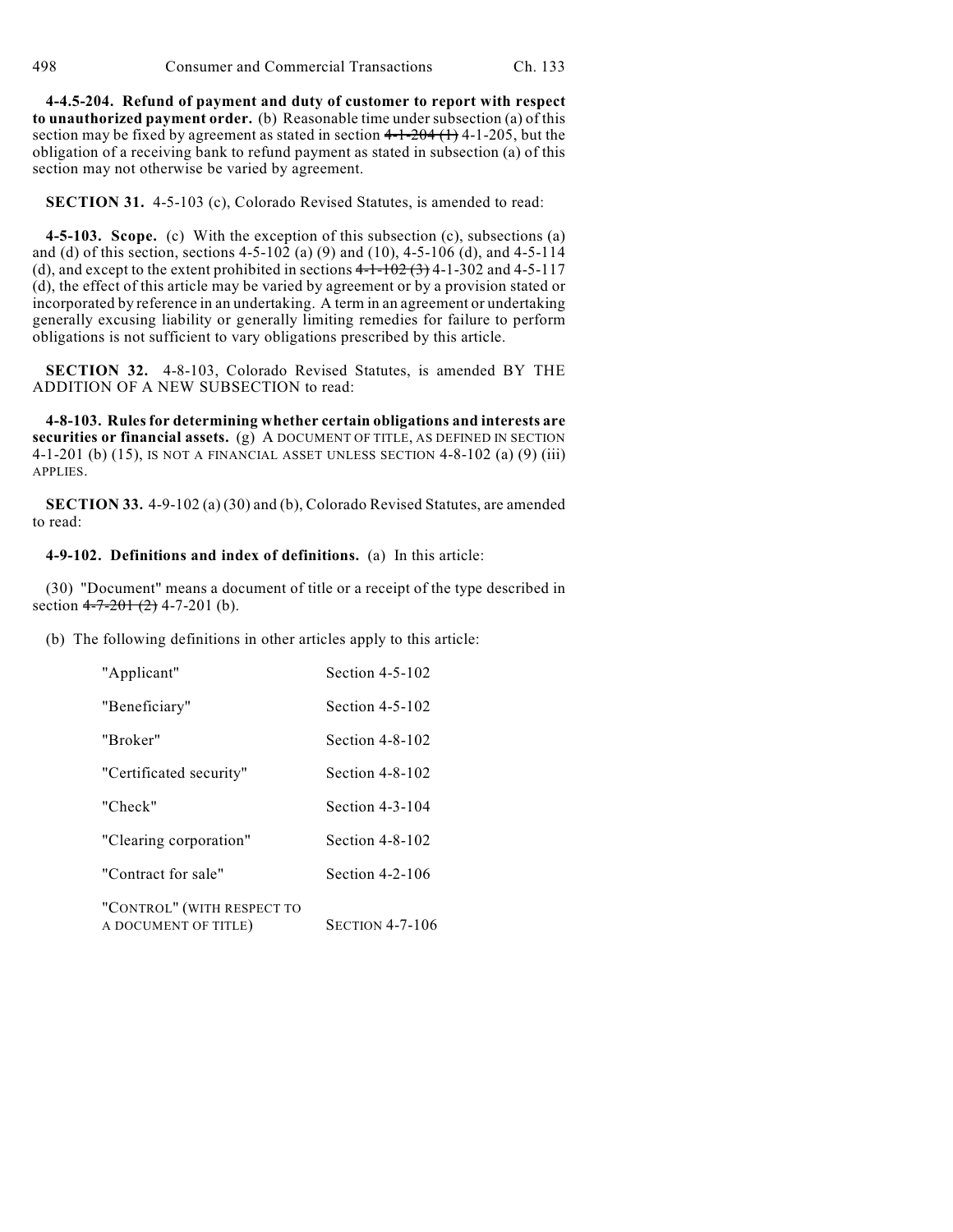**4-4.5-204. Refund of payment and duty of customer to report with respect to unauthorized payment order.** (b) Reasonable time under subsection (a) of this section may be fixed by agreement as stated in section ~~4-1-204 (1)~~ 4-1-205, but the obligation of a receiving bank to refund payment as stated in subsection (a) of this section may not otherwise be varied by agreement.

**SECTION 31.** 4-5-103 (c), Colorado Revised Statutes, is amended to read:

**4-5-103. Scope.** (c) With the exception of this subsection (c), subsections (a) and (d) of this section, sections 4-5-102 (a) (9) and (10), 4-5-106 (d), and 4-5-114 (d), and except to the extent prohibited in sections ~~4-1-102 (3)~~ 4-1-302 and 4-5-117 (d), the effect of this article may be varied by agreement or by a provision stated or incorporated by reference in an undertaking. A term in an agreement or undertaking generally excusing liability or generally limiting remedies for failure to perform obligations is not sufficient to vary obligations prescribed by this article.

**SECTION 32.** 4-8-103, Colorado Revised Statutes, is amended BY THE ADDITION OF A NEW SUBSECTION to read:

**4-8-103. Rules for determining whether certain obligations and interests are securities or financial assets.** (g) A DOCUMENT OF TITLE, AS DEFINED IN SECTION 4-1-201 (b) (15), IS NOT A FINANCIAL ASSET UNLESS SECTION 4-8-102 (a) (9) (iii) APPLIES.

**SECTION 33.** 4-9-102 (a) (30) and (b), Colorado Revised Statutes, are amended to read:

**4-9-102. Definitions and index of definitions.** (a) In this article:

(30) "Document" means a document of title or a receipt of the type described in section ~~4-7-201 (2)~~ 4-7-201 (b).

(b) The following definitions in other articles apply to this article:

| | |
|---|---|
| "Applicant" | Section 4-5-102 |
| "Beneficiary" | Section 4-5-102 |
| "Broker" | Section 4-8-102 |
| "Certificated security" | Section 4-8-102 |
| "Check" | Section 4-3-104 |
| "Clearing corporation" | Section 4-8-102 |
| "Contract for sale" | Section 4-2-106 |
| "CONTROL" (WITH RESPECT TO A DOCUMENT OF TITLE) | SECTION 4-7-106 |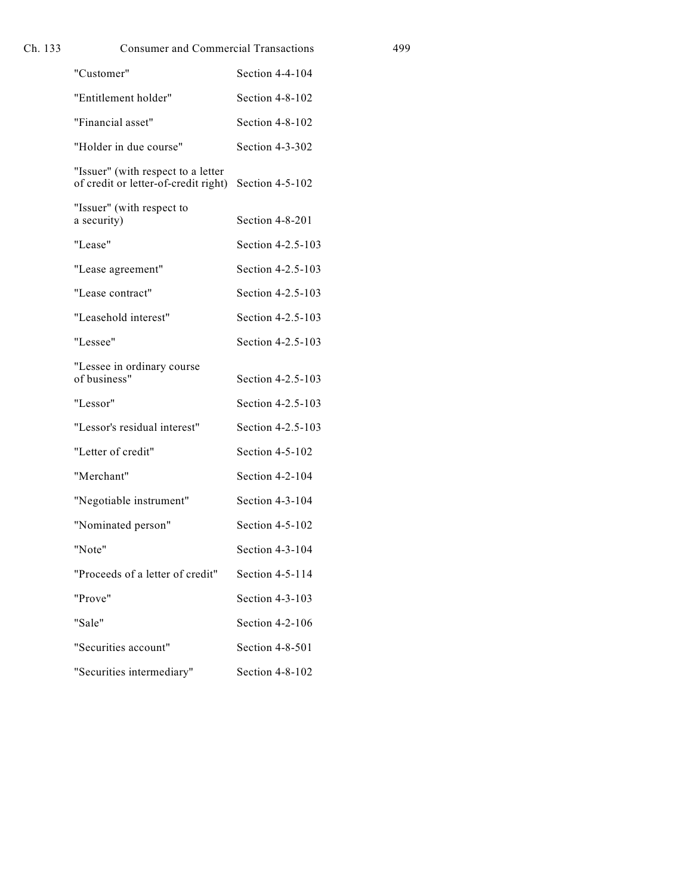| | |
|---|---|
| "Customer" | Section 4-4-104 |
| "Entitlement holder" | Section 4-8-102 |
| "Financial asset" | Section 4-8-102 |
| "Holder in due course" | Section 4-3-302 |
| "Issuer" (with respect to a letter of credit or letter-of-credit right) | Section 4-5-102 |
| "Issuer" (with respect to a security) | Section 4-8-201 |
| "Lease" | Section 4-2.5-103 |
| "Lease agreement" | Section 4-2.5-103 |
| "Lease contract" | Section 4-2.5-103 |
| "Leasehold interest" | Section 4-2.5-103 |
| "Lessee" | Section 4-2.5-103 |
| "Lessee in ordinary course of business" | Section 4-2.5-103 |
| "Lessor" | Section 4-2.5-103 |
| "Lessor's residual interest" | Section 4-2.5-103 |
| "Letter of credit" | Section 4-5-102 |
| "Merchant" | Section 4-2-104 |
| "Negotiable instrument" | Section 4-3-104 |
| "Nominated person" | Section 4-5-102 |
| "Note" | Section 4-3-104 |
| "Proceeds of a letter of credit" | Section 4-5-114 |
| "Prove" | Section 4-3-103 |
| "Sale" | Section 4-2-106 |
| "Securities account" | Section 4-8-501 |
| "Securities intermediary" | Section 4-8-102 |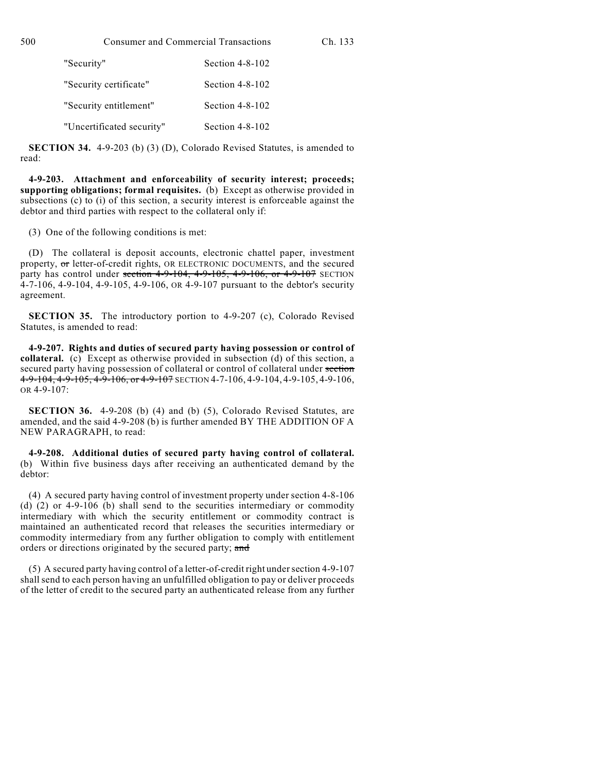| | |
|---|---|
| "Security" | Section 4-8-102 |
| "Security certificate" | Section 4-8-102 |
| "Security entitlement" | Section 4-8-102 |
| "Uncertificated security" | Section 4-8-102 |

**SECTION 34.** 4-9-203 (b) (3) (D), Colorado Revised Statutes, is amended to read:

**4-9-203. Attachment and enforceability of security interest; proceeds; supporting obligations; formal requisites.** (b) Except as otherwise provided in subsections (c) to (i) of this section, a security interest is enforceable against the debtor and third parties with respect to the collateral only if:

(3) One of the following conditions is met:

(D) The collateral is deposit accounts, electronic chattel paper, investment property, ~~or~~ letter-of-credit rights, OR ELECTRONIC DOCUMENTS, and the secured party has control under ~~section 4-9-104, 4-9-105, 4-9-106, or 4-9-107~~ SECTION 4-7-106, 4-9-104, 4-9-105, 4-9-106, OR 4-9-107 pursuant to the debtor's security agreement.

**SECTION 35.** The introductory portion to 4-9-207 (c), Colorado Revised Statutes, is amended to read:

**4-9-207. Rights and duties of secured party having possession or control of collateral.** (c) Except as otherwise provided in subsection (d) of this section, a secured party having possession of collateral or control of collateral under ~~section 4-9-104, 4-9-105, 4-9-106, or 4-9-107~~ SECTION 4-7-106, 4-9-104, 4-9-105, 4-9-106, OR 4-9-107:

**SECTION 36.** 4-9-208 (b) (4) and (b) (5), Colorado Revised Statutes, are amended, and the said 4-9-208 (b) is further amended BY THE ADDITION OF A NEW PARAGRAPH, to read:

**4-9-208. Additional duties of secured party having control of collateral.** (b) Within five business days after receiving an authenticated demand by the debtor:

(4) A secured party having control of investment property under section 4-8-106 (d) (2) or 4-9-106 (b) shall send to the securities intermediary or commodity intermediary with which the security entitlement or commodity contract is maintained an authenticated record that releases the securities intermediary or commodity intermediary from any further obligation to comply with entitlement orders or directions originated by the secured party; ~~and~~

(5) A secured party having control of a letter-of-credit right under section 4-9-107 shall send to each person having an unfulfilled obligation to pay or deliver proceeds of the letter of credit to the secured party an authenticated release from any further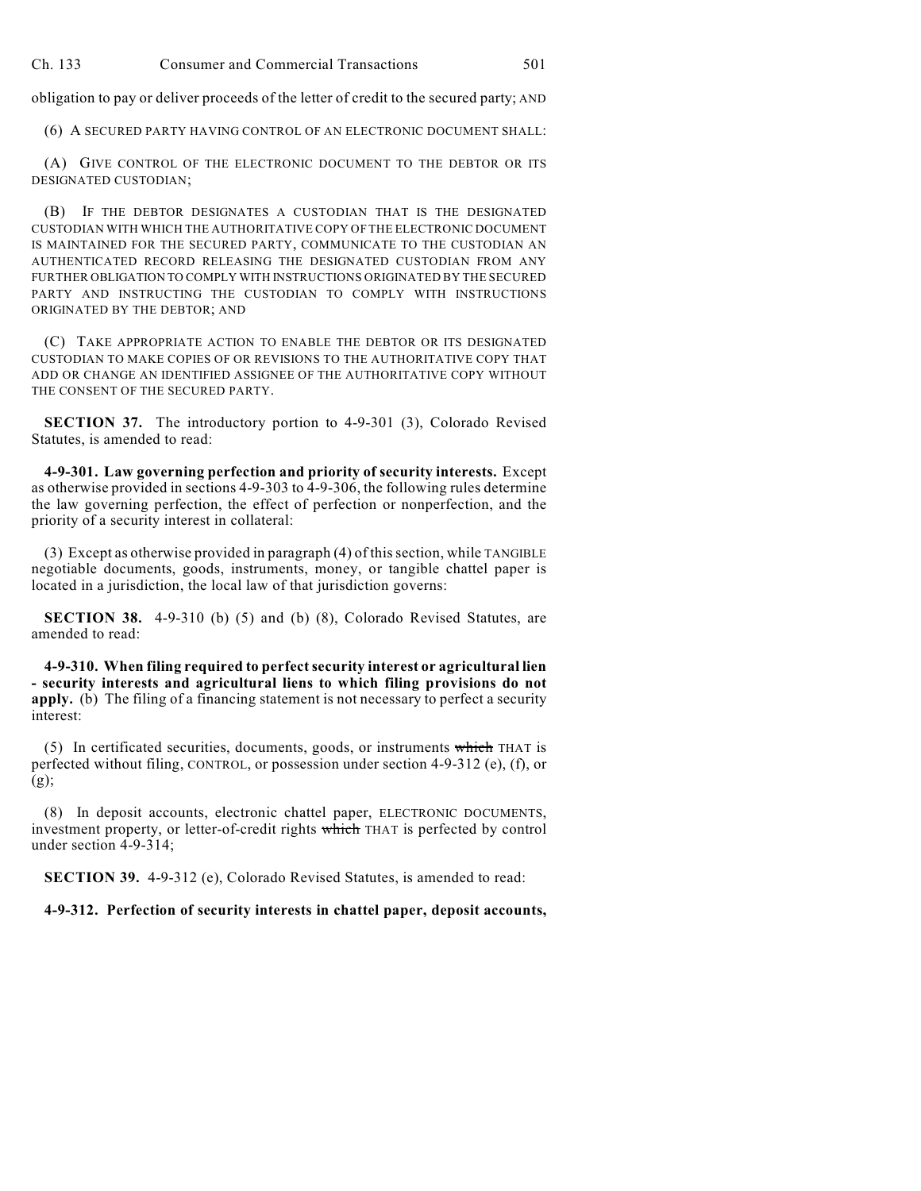obligation to pay or deliver proceeds of the letter of credit to the secured party; AND

(6) A SECURED PARTY HAVING CONTROL OF AN ELECTRONIC DOCUMENT SHALL:

(A) GIVE CONTROL OF THE ELECTRONIC DOCUMENT TO THE DEBTOR OR ITS DESIGNATED CUSTODIAN;

(B) IF THE DEBTOR DESIGNATES A CUSTODIAN THAT IS THE DESIGNATED CUSTODIAN WITH WHICH THE AUTHORITATIVE COPY OF THE ELECTRONIC DOCUMENT IS MAINTAINED FOR THE SECURED PARTY, COMMUNICATE TO THE CUSTODIAN AN AUTHENTICATED RECORD RELEASING THE DESIGNATED CUSTODIAN FROM ANY FURTHER OBLIGATION TO COMPLY WITH INSTRUCTIONS ORIGINATED BY THE SECURED PARTY AND INSTRUCTING THE CUSTODIAN TO COMPLY WITH INSTRUCTIONS ORIGINATED BY THE DEBTOR; AND

(C) TAKE APPROPRIATE ACTION TO ENABLE THE DEBTOR OR ITS DESIGNATED CUSTODIAN TO MAKE COPIES OF OR REVISIONS TO THE AUTHORITATIVE COPY THAT ADD OR CHANGE AN IDENTIFIED ASSIGNEE OF THE AUTHORITATIVE COPY WITHOUT THE CONSENT OF THE SECURED PARTY.

**SECTION 37.** The introductory portion to 4-9-301 (3), Colorado Revised Statutes, is amended to read:

**4-9-301. Law governing perfection and priority of security interests.** Except as otherwise provided in sections 4-9-303 to 4-9-306, the following rules determine the law governing perfection, the effect of perfection or nonperfection, and the priority of a security interest in collateral:

(3) Except as otherwise provided in paragraph (4) of this section, while TANGIBLE negotiable documents, goods, instruments, money, or tangible chattel paper is located in a jurisdiction, the local law of that jurisdiction governs:

**SECTION 38.** 4-9-310 (b) (5) and (b) (8), Colorado Revised Statutes, are amended to read:

**4-9-310. When filing required to perfect security interest or agricultural lien - security interests and agricultural liens to which filing provisions do not apply.** (b) The filing of a financing statement is not necessary to perfect a security interest:

(5) In certificated securities, documents, goods, or instruments ~~which~~ THAT is perfected without filing, CONTROL, or possession under section 4-9-312 (e), (f), or (g);

(8) In deposit accounts, electronic chattel paper, ELECTRONIC DOCUMENTS, investment property, or letter-of-credit rights ~~which~~ THAT is perfected by control under section 4-9-314;

**SECTION 39.** 4-9-312 (e), Colorado Revised Statutes, is amended to read:

**4-9-312. Perfection of security interests in chattel paper, deposit accounts,**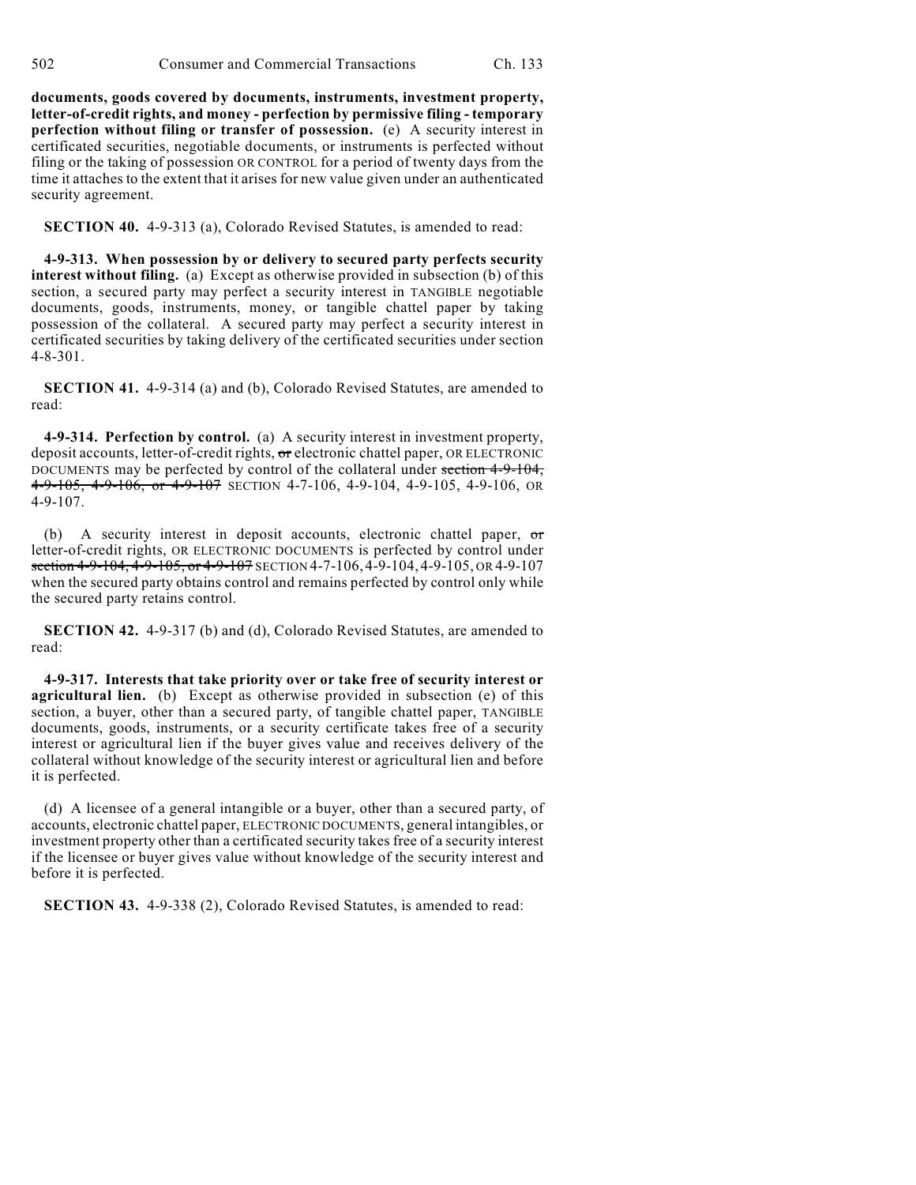**documents, goods covered by documents, instruments, investment property, letter-of-credit rights, and money - perfection by permissive filing - temporary perfection without filing or transfer of possession.** (e) A security interest in certificated securities, negotiable documents, or instruments is perfected without filing or the taking of possession OR CONTROL for a period of twenty days from the time it attaches to the extent that it arises for new value given under an authenticated security agreement.

**SECTION 40.** 4-9-313 (a), Colorado Revised Statutes, is amended to read:

**4-9-313. When possession by or delivery to secured party perfects security interest without filing.** (a) Except as otherwise provided in subsection (b) of this section, a secured party may perfect a security interest in TANGIBLE negotiable documents, goods, instruments, money, or tangible chattel paper by taking possession of the collateral. A secured party may perfect a security interest in certificated securities by taking delivery of the certificated securities under section 4-8-301.

**SECTION 41.** 4-9-314 (a) and (b), Colorado Revised Statutes, are amended to read:

**4-9-314. Perfection by control.** (a) A security interest in investment property, deposit accounts, letter-of-credit rights, ~~or~~ electronic chattel paper, OR ELECTRONIC DOCUMENTS may be perfected by control of the collateral under ~~section 4-9-104, 4-9-105, 4-9-106, or 4-9-107~~ SECTION 4-7-106, 4-9-104, 4-9-105, 4-9-106, OR 4-9-107.

(b) A security interest in deposit accounts, electronic chattel paper, ~~or~~ letter-of-credit rights, OR ELECTRONIC DOCUMENTS is perfected by control under ~~section 4-9-104, 4-9-105, or 4-9-107~~ SECTION 4-7-106, 4-9-104, 4-9-105, OR 4-9-107 when the secured party obtains control and remains perfected by control only while the secured party retains control.

**SECTION 42.** 4-9-317 (b) and (d), Colorado Revised Statutes, are amended to read:

**4-9-317. Interests that take priority over or take free of security interest or agricultural lien.** (b) Except as otherwise provided in subsection (e) of this section, a buyer, other than a secured party, of tangible chattel paper, TANGIBLE documents, goods, instruments, or a security certificate takes free of a security interest or agricultural lien if the buyer gives value and receives delivery of the collateral without knowledge of the security interest or agricultural lien and before it is perfected.

(d) A licensee of a general intangible or a buyer, other than a secured party, of accounts, electronic chattel paper, ELECTRONIC DOCUMENTS, general intangibles, or investment property other than a certificated security takes free of a security interest if the licensee or buyer gives value without knowledge of the security interest and before it is perfected.

**SECTION 43.** 4-9-338 (2), Colorado Revised Statutes, is amended to read: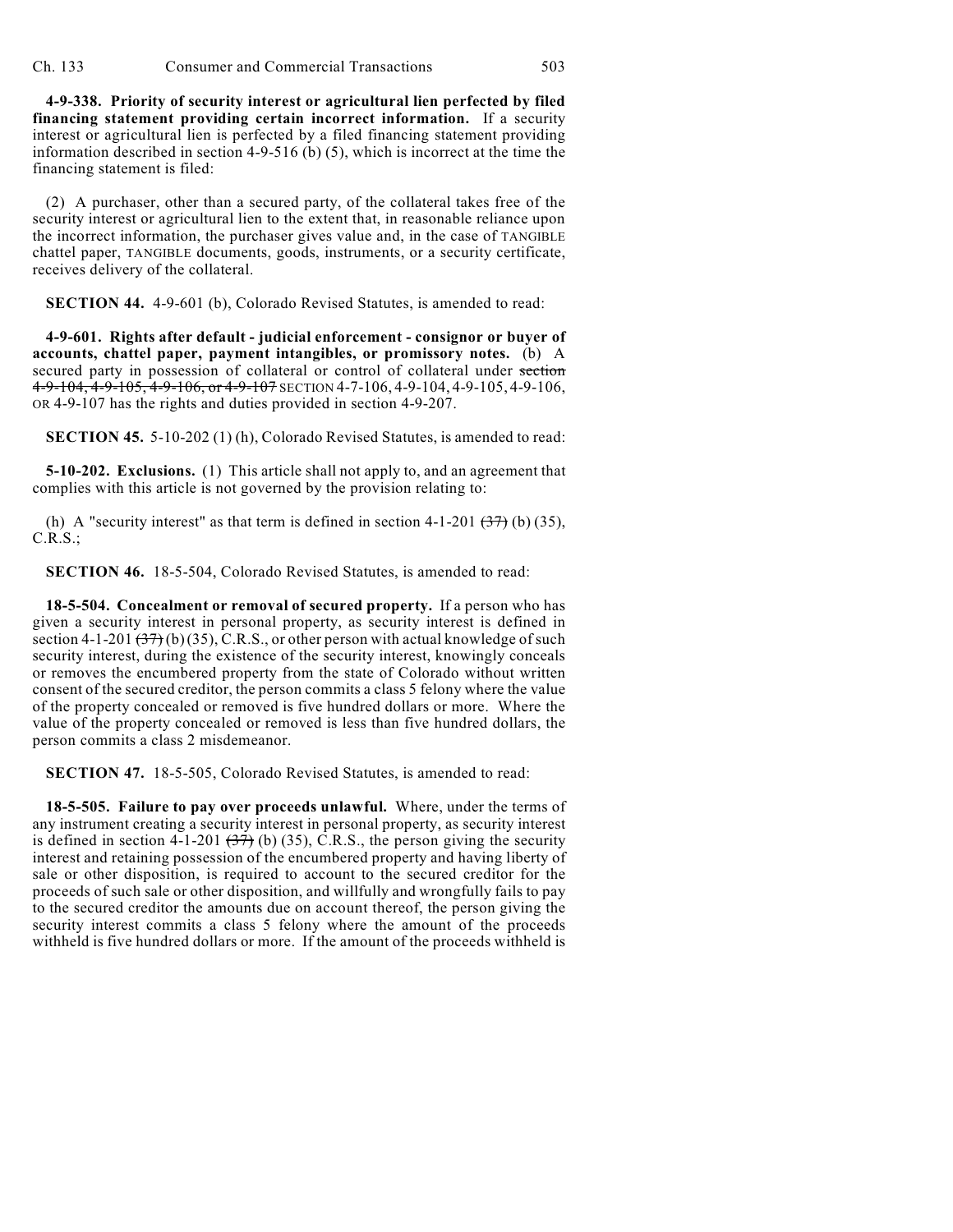**4-9-338. Priority of security interest or agricultural lien perfected by filed financing statement providing certain incorrect information.** If a security interest or agricultural lien is perfected by a filed financing statement providing information described in section 4-9-516 (b) (5), which is incorrect at the time the financing statement is filed:

(2) A purchaser, other than a secured party, of the collateral takes free of the security interest or agricultural lien to the extent that, in reasonable reliance upon the incorrect information, the purchaser gives value and, in the case of TANGIBLE chattel paper, TANGIBLE documents, goods, instruments, or a security certificate, receives delivery of the collateral.

**SECTION 44.** 4-9-601 (b), Colorado Revised Statutes, is amended to read:

**4-9-601. Rights after default - judicial enforcement - consignor or buyer of accounts, chattel paper, payment intangibles, or promissory notes.** (b) A secured party in possession of collateral or control of collateral under ~~section 4-9-104, 4-9-105, 4-9-106, or 4-9-107~~ SECTION 4-7-106, 4-9-104, 4-9-105, 4-9-106, OR 4-9-107 has the rights and duties provided in section 4-9-207.

**SECTION 45.** 5-10-202 (1) (h), Colorado Revised Statutes, is amended to read:

**5-10-202. Exclusions.** (1) This article shall not apply to, and an agreement that complies with this article is not governed by the provision relating to:

(h) A "security interest" as that term is defined in section 4-1-201 ~~(37)~~ (b) (35), C.R.S.;

**SECTION 46.** 18-5-504, Colorado Revised Statutes, is amended to read:

**18-5-504. Concealment or removal of secured property.** If a person who has given a security interest in personal property, as security interest is defined in section 4-1-201 ~~(37)~~ (b) (35), C.R.S., or other person with actual knowledge of such security interest, during the existence of the security interest, knowingly conceals or removes the encumbered property from the state of Colorado without written consent of the secured creditor, the person commits a class 5 felony where the value of the property concealed or removed is five hundred dollars or more. Where the value of the property concealed or removed is less than five hundred dollars, the person commits a class 2 misdemeanor.

**SECTION 47.** 18-5-505, Colorado Revised Statutes, is amended to read:

**18-5-505. Failure to pay over proceeds unlawful.** Where, under the terms of any instrument creating a security interest in personal property, as security interest is defined in section 4-1-201 ~~(37)~~ (b) (35), C.R.S., the person giving the security interest and retaining possession of the encumbered property and having liberty of sale or other disposition, is required to account to the secured creditor for the proceeds of such sale or other disposition, and willfully and wrongfully fails to pay to the secured creditor the amounts due on account thereof, the person giving the security interest commits a class 5 felony where the amount of the proceeds withheld is five hundred dollars or more. If the amount of the proceeds withheld is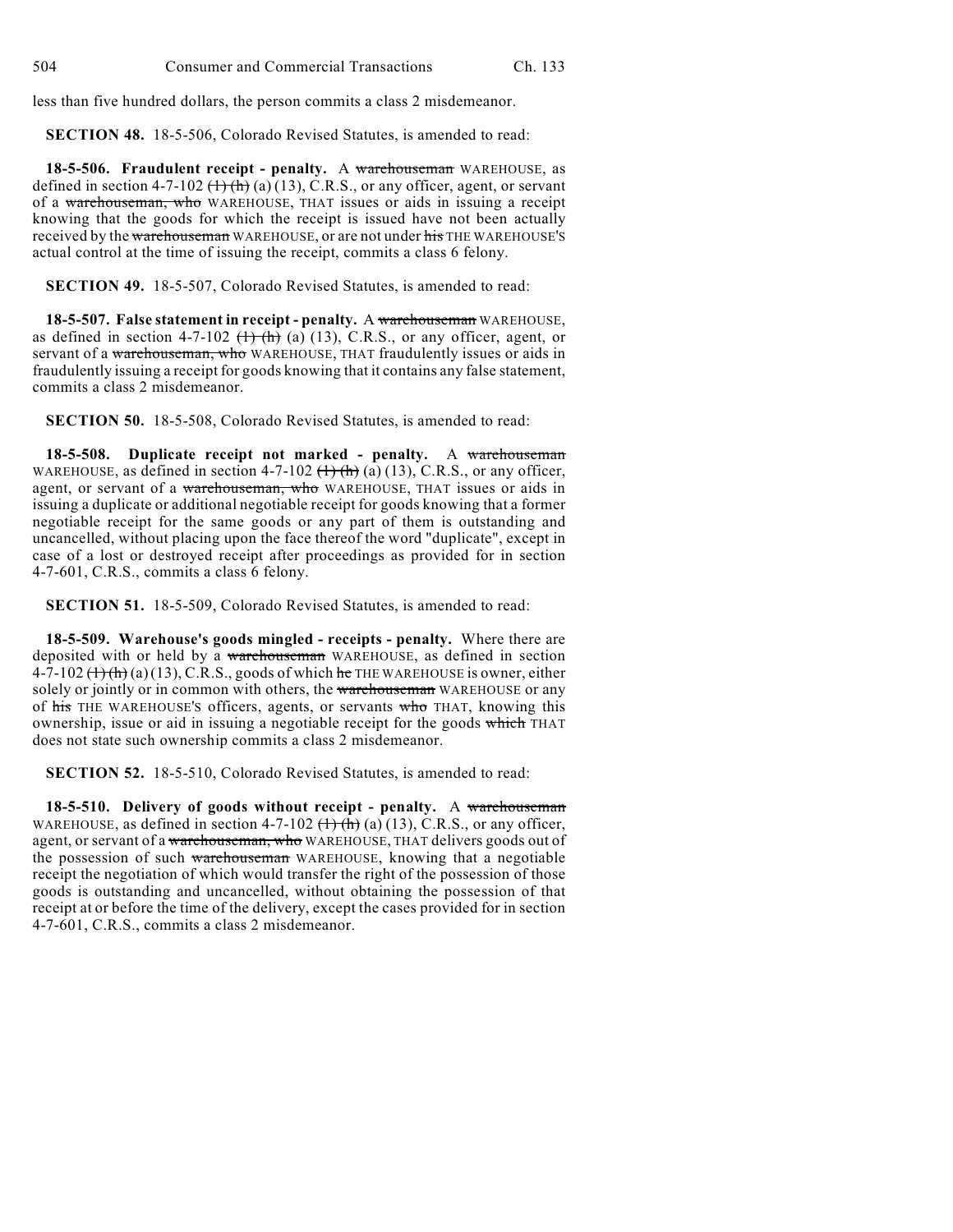less than five hundred dollars, the person commits a class 2 misdemeanor.

**SECTION 48.** 18-5-506, Colorado Revised Statutes, is amended to read:

**18-5-506. Fraudulent receipt - penalty.** A ~~warehouseman~~ WAREHOUSE, as defined in section 4-7-102 ~~(1) (h)~~ (a) (13), C.R.S., or any officer, agent, or servant of a ~~warehouseman, who~~ WAREHOUSE, THAT issues or aids in issuing a receipt knowing that the goods for which the receipt is issued have not been actually received by the ~~warehouseman~~ WAREHOUSE, or are not under ~~his~~ THE WAREHOUSE'S actual control at the time of issuing the receipt, commits a class 6 felony.

**SECTION 49.** 18-5-507, Colorado Revised Statutes, is amended to read:

**18-5-507. False statement in receipt - penalty.** A ~~warehouseman~~ WAREHOUSE, as defined in section 4-7-102 ~~(1) (h)~~ (a) (13), C.R.S., or any officer, agent, or servant of a ~~warehouseman, who~~ WAREHOUSE, THAT fraudulently issues or aids in fraudulently issuing a receipt for goods knowing that it contains any false statement, commits a class 2 misdemeanor.

**SECTION 50.** 18-5-508, Colorado Revised Statutes, is amended to read:

**18-5-508. Duplicate receipt not marked - penalty.** A ~~warehouseman~~ WAREHOUSE, as defined in section 4-7-102 ~~(1) (h)~~ (a) (13), C.R.S., or any officer, agent, or servant of a ~~warehouseman, who~~ WAREHOUSE, THAT issues or aids in issuing a duplicate or additional negotiable receipt for goods knowing that a former negotiable receipt for the same goods or any part of them is outstanding and uncancelled, without placing upon the face thereof the word "duplicate", except in case of a lost or destroyed receipt after proceedings as provided for in section 4-7-601, C.R.S., commits a class 6 felony.

**SECTION 51.** 18-5-509, Colorado Revised Statutes, is amended to read:

**18-5-509. Warehouse's goods mingled - receipts - penalty.** Where there are deposited with or held by a ~~warehouseman~~ WAREHOUSE, as defined in section 4-7-102 ~~(1) (h)~~ (a) (13), C.R.S., goods of which ~~he~~ THE WAREHOUSE is owner, either solely or jointly or in common with others, the ~~warehouseman~~ WAREHOUSE or any of ~~his~~ THE WAREHOUSE'S officers, agents, or servants ~~who~~ THAT, knowing this ownership, issue or aid in issuing a negotiable receipt for the goods ~~which~~ THAT does not state such ownership commits a class 2 misdemeanor.

**SECTION 52.** 18-5-510, Colorado Revised Statutes, is amended to read:

**18-5-510. Delivery of goods without receipt - penalty.** A ~~warehouseman~~ WAREHOUSE, as defined in section 4-7-102 ~~(1) (h)~~ (a) (13), C.R.S., or any officer, agent, or servant of a ~~warehouseman, who~~ WAREHOUSE, THAT delivers goods out of the possession of such ~~warehouseman~~ WAREHOUSE, knowing that a negotiable receipt the negotiation of which would transfer the right of the possession of those goods is outstanding and uncancelled, without obtaining the possession of that receipt at or before the time of the delivery, except the cases provided for in section 4-7-601, C.R.S., commits a class 2 misdemeanor.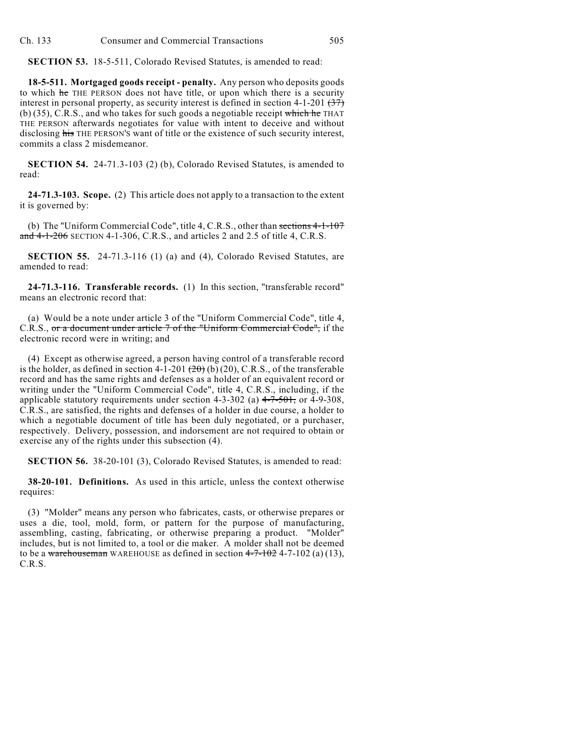**SECTION 53.** 18-5-511, Colorado Revised Statutes, is amended to read:

**18-5-511. Mortgaged goods receipt - penalty.** Any person who deposits goods to which ~~he~~ THE PERSON does not have title, or upon which there is a security interest in personal property, as security interest is defined in section 4-1-201 ~~(37)~~ (b) (35), C.R.S., and who takes for such goods a negotiable receipt ~~which he~~ THAT THE PERSON afterwards negotiates for value with intent to deceive and without disclosing ~~his~~ THE PERSON'S want of title or the existence of such security interest, commits a class 2 misdemeanor.

**SECTION 54.** 24-71.3-103 (2) (b), Colorado Revised Statutes, is amended to read:

**24-71.3-103. Scope.** (2) This article does not apply to a transaction to the extent it is governed by:

(b) The "Uniform Commercial Code", title 4, C.R.S., other than ~~sections 4-1-107 and 4-1-206~~ SECTION 4-1-306, C.R.S., and articles 2 and 2.5 of title 4, C.R.S.

**SECTION 55.** 24-71.3-116 (1) (a) and (4), Colorado Revised Statutes, are amended to read:

**24-71.3-116. Transferable records.** (1) In this section, "transferable record" means an electronic record that:

(a) Would be a note under article 3 of the "Uniform Commercial Code", title 4, C.R.S., ~~or a document under article 7 of the "Uniform Commercial Code",~~ if the electronic record were in writing; and

(4) Except as otherwise agreed, a person having control of a transferable record is the holder, as defined in section 4-1-201 ~~(20)~~ (b) (20), C.R.S., of the transferable record and has the same rights and defenses as a holder of an equivalent record or writing under the "Uniform Commercial Code", title 4, C.R.S., including, if the applicable statutory requirements under section 4-3-302 (a) ~~4-7-501,~~ or 4-9-308, C.R.S., are satisfied, the rights and defenses of a holder in due course, a holder to which a negotiable document of title has been duly negotiated, or a purchaser, respectively. Delivery, possession, and indorsement are not required to obtain or exercise any of the rights under this subsection (4).

**SECTION 56.** 38-20-101 (3), Colorado Revised Statutes, is amended to read:

**38-20-101. Definitions.** As used in this article, unless the context otherwise requires:

(3) "Molder" means any person who fabricates, casts, or otherwise prepares or uses a die, tool, mold, form, or pattern for the purpose of manufacturing, assembling, casting, fabricating, or otherwise preparing a product. "Molder" includes, but is not limited to, a tool or die maker. A molder shall not be deemed to be a ~~warehouseman~~ WAREHOUSE as defined in section ~~4-7-102~~ 4-7-102 (a) (13), C.R.S.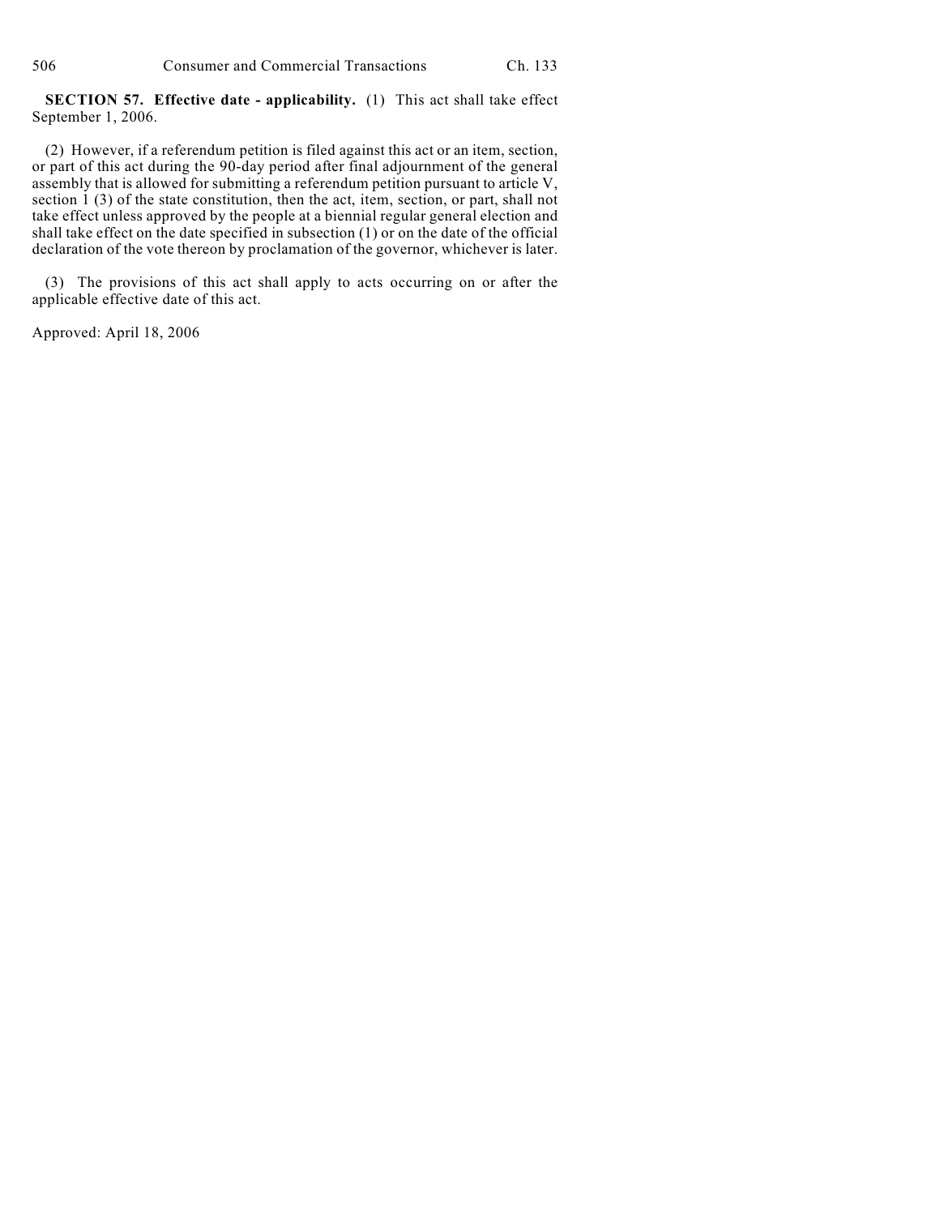**SECTION 57. Effective date - applicability.** (1) This act shall take effect September 1, 2006.

(2) However, if a referendum petition is filed against this act or an item, section, or part of this act during the 90-day period after final adjournment of the general assembly that is allowed for submitting a referendum petition pursuant to article V, section 1 (3) of the state constitution, then the act, item, section, or part, shall not take effect unless approved by the people at a biennial regular general election and shall take effect on the date specified in subsection (1) or on the date of the official declaration of the vote thereon by proclamation of the governor, whichever is later.

(3) The provisions of this act shall apply to acts occurring on or after the applicable effective date of this act.

Approved: April 18, 2006